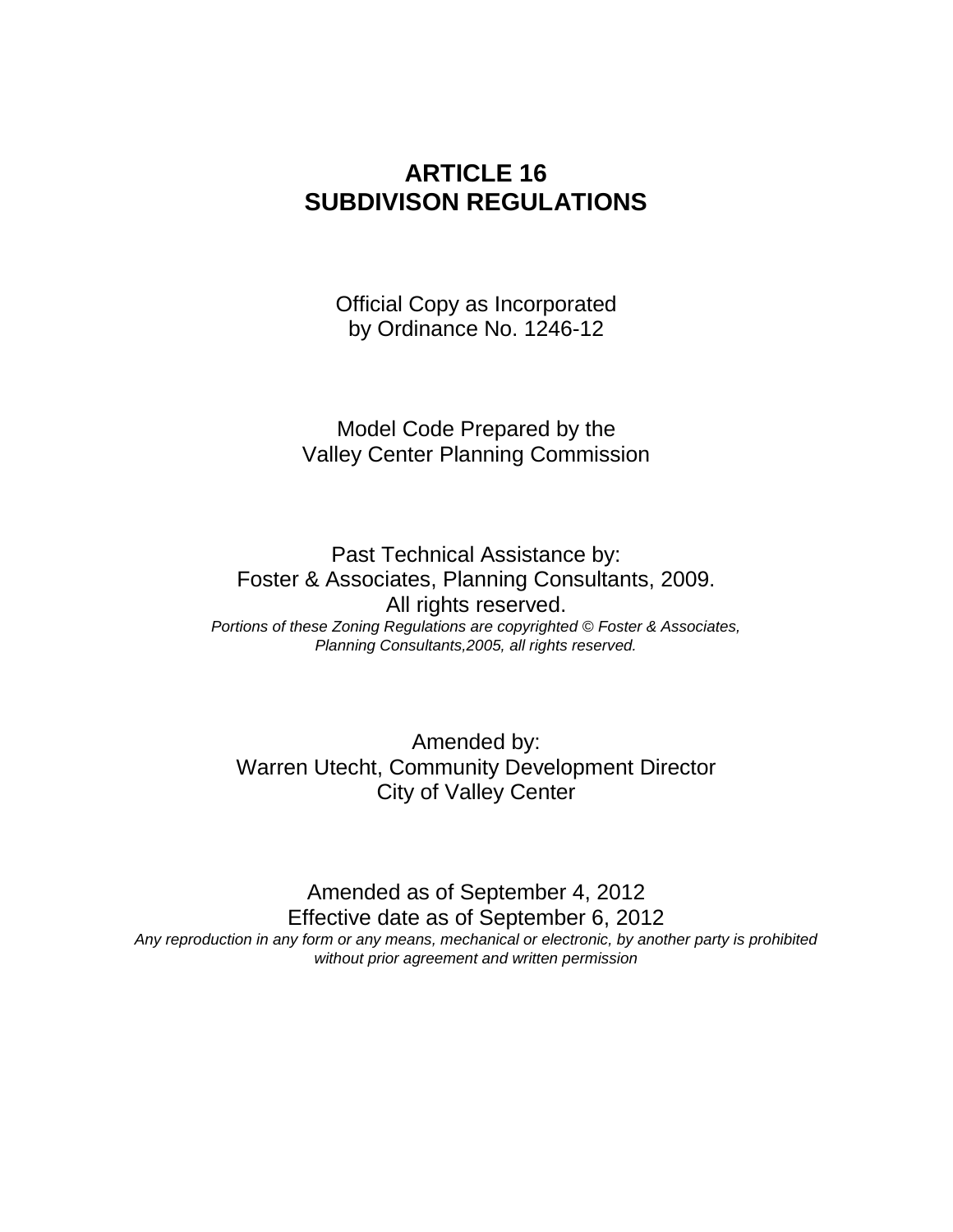# ARTICLE 16
# SUBDIVISON REGULATIONS

Official Copy as Incorporated
by Ordinance No. 1246-12

Model Code Prepared by the
Valley Center Planning Commission

Past Technical Assistance by:
Foster & Associates, Planning Consultants, 2009.
All rights reserved.

*Portions of these Zoning Regulations are copyrighted © Foster & Associates, Planning Consultants,2005, all rights reserved.*

Amended by:
Warren Utecht, Community Development Director
City of Valley Center

Amended as of September 4, 2012
Effective date as of September 6, 2012

*Any reproduction in any form or any means, mechanical or electronic, by another party is prohibited without prior agreement and written permission*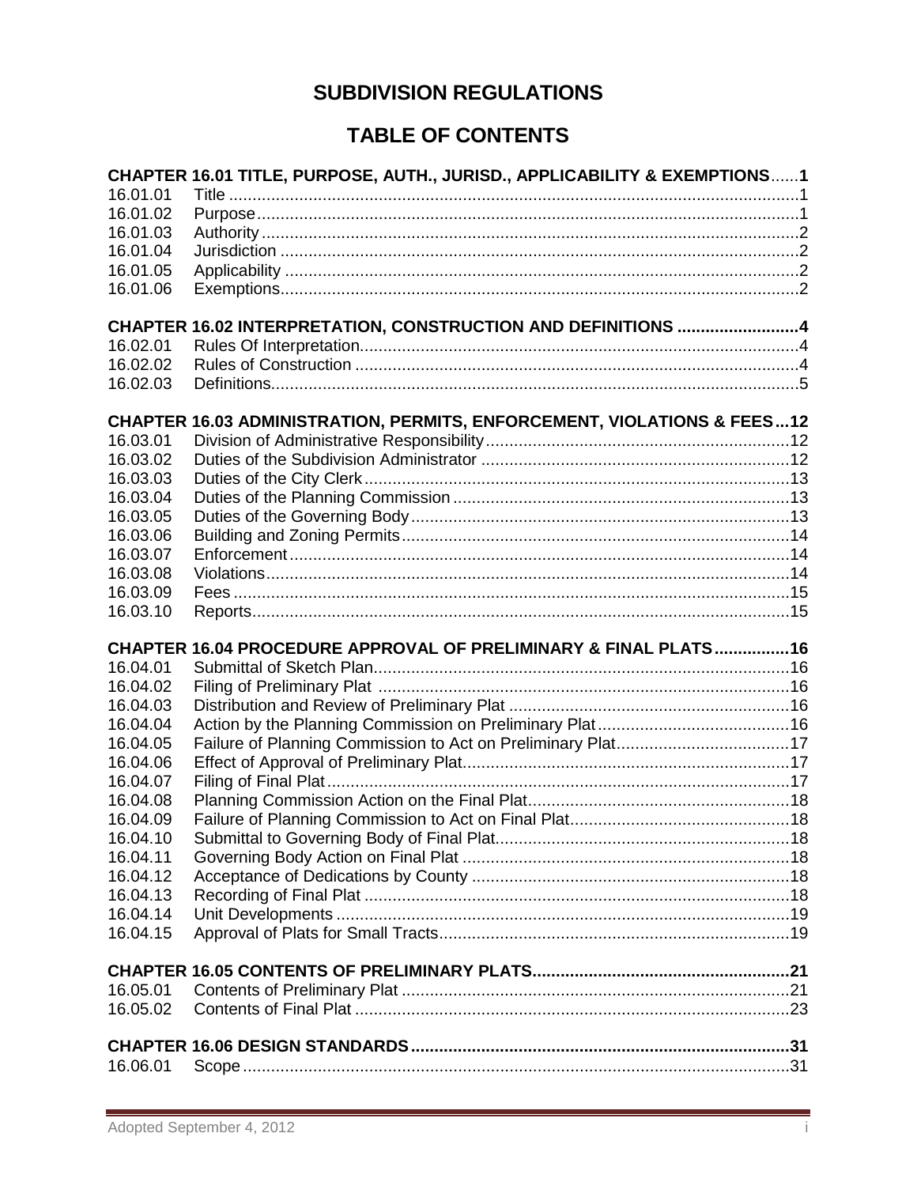# SUBDIVISION REGULATIONS

## TABLE OF CONTENTS

**CHAPTER 16.01 TITLE, PURPOSE, AUTH., JURISD., APPLICABILITY & EXEMPTIONS......1**

| | | |
|---|---|---|
| 16.01.01 | Title | 1 |
| 16.01.02 | Purpose | 1 |
| 16.01.03 | Authority | 2 |
| 16.01.04 | Jurisdiction | 2 |
| 16.01.05 | Applicability | 2 |
| 16.01.06 | Exemptions | 2 |

**CHAPTER 16.02 INTERPRETATION, CONSTRUCTION AND DEFINITIONS ..........................4**

| | | |
|---|---|---|
| 16.02.01 | Rules Of Interpretation | 4 |
| 16.02.02 | Rules of Construction | 4 |
| 16.02.03 | Definitions | 5 |

**CHAPTER 16.03 ADMINISTRATION, PERMITS, ENFORCEMENT, VIOLATIONS & FEES...12**

| | | |
|---|---|---|
| 16.03.01 | Division of Administrative Responsibility | 12 |
| 16.03.02 | Duties of the Subdivision Administrator | 12 |
| 16.03.03 | Duties of the City Clerk | 13 |
| 16.03.04 | Duties of the Planning Commission | 13 |
| 16.03.05 | Duties of the Governing Body | 13 |
| 16.03.06 | Building and Zoning Permits | 14 |
| 16.03.07 | Enforcement | 14 |
| 16.03.08 | Violations | 14 |
| 16.03.09 | Fees | 15 |
| 16.03.10 | Reports | 15 |

**CHAPTER 16.04 PROCEDURE APPROVAL OF PRELIMINARY & FINAL PLATS................16**

| | | |
|---|---|---|
| 16.04.01 | Submittal of Sketch Plan | 16 |
| 16.04.02 | Filing of Preliminary Plat | 16 |
| 16.04.03 | Distribution and Review of Preliminary Plat | 16 |
| 16.04.04 | Action by the Planning Commission on Preliminary Plat | 16 |
| 16.04.05 | Failure of Planning Commission to Act on Preliminary Plat | 17 |
| 16.04.06 | Effect of Approval of Preliminary Plat | 17 |
| 16.04.07 | Filing of Final Plat | 17 |
| 16.04.08 | Planning Commission Action on the Final Plat | 18 |
| 16.04.09 | Failure of Planning Commission to Act on Final Plat | 18 |
| 16.04.10 | Submittal to Governing Body of Final Plat | 18 |
| 16.04.11 | Governing Body Action on Final Plat | 18 |
| 16.04.12 | Acceptance of Dedications by County | 18 |
| 16.04.13 | Recording of Final Plat | 18 |
| 16.04.14 | Unit Developments | 19 |
| 16.04.15 | Approval of Plats for Small Tracts | 19 |

**CHAPTER 16.05 CONTENTS OF PRELIMINARY PLATS.......................................................21**

| | | |
|---|---|---|
| 16.05.01 | Contents of Preliminary Plat | 21 |
| 16.05.02 | Contents of Final Plat | 23 |

**CHAPTER 16.06 DESIGN STANDARDS.................................................................................31**

| | | |
|---|---|---|
| 16.06.01 | Scope | 31 |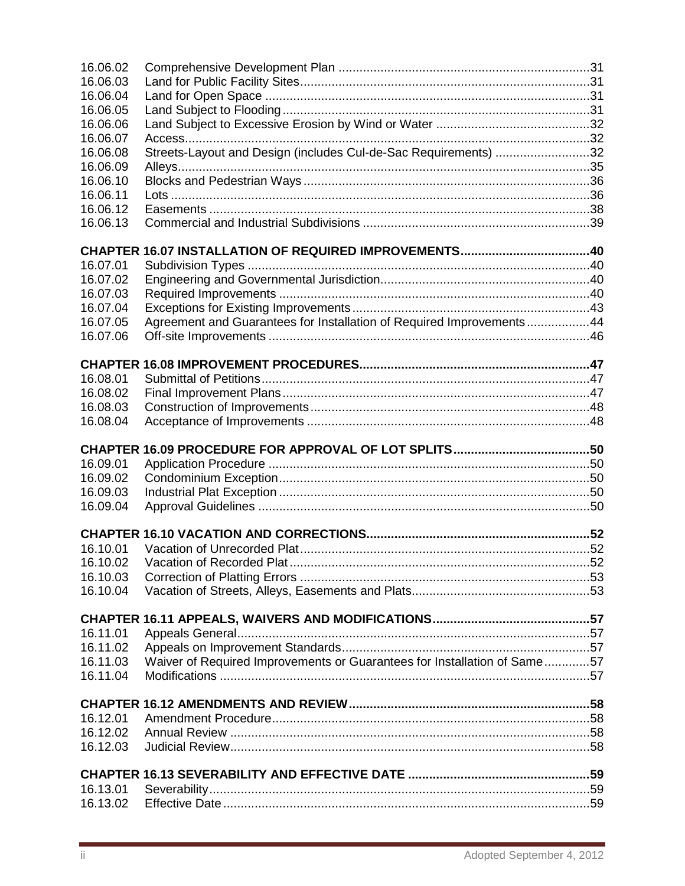| | | |
|---|---|---|
| 16.06.02 | Comprehensive Development Plan | 31 |
| 16.06.03 | Land for Public Facility Sites | 31 |
| 16.06.04 | Land for Open Space | 31 |
| 16.06.05 | Land Subject to Flooding | 31 |
| 16.06.06 | Land Subject to Excessive Erosion by Wind or Water | 32 |
| 16.06.07 | Access | 32 |
| 16.06.08 | Streets-Layout and Design (includes Cul-de-Sac Requirements) | 32 |
| 16.06.09 | Alleys | 35 |
| 16.06.10 | Blocks and Pedestrian Ways | 36 |
| 16.06.11 | Lots | 36 |
| 16.06.12 | Easements | 38 |
| 16.06.13 | Commercial and Industrial Subdivisions | 39 |

**CHAPTER 16.07 INSTALLATION OF REQUIRED IMPROVEMENTS ..... 40**

| | | |
|---|---|---|
| 16.07.01 | Subdivision Types | 40 |
| 16.07.02 | Engineering and Governmental Jurisdiction | 40 |
| 16.07.03 | Required Improvements | 40 |
| 16.07.04 | Exceptions for Existing Improvements | 43 |
| 16.07.05 | Agreement and Guarantees for Installation of Required Improvements | 44 |
| 16.07.06 | Off-site Improvements | 46 |

**CHAPTER 16.08 IMPROVEMENT PROCEDURES ..... 47**

| | | |
|---|---|---|
| 16.08.01 | Submittal of Petitions | 47 |
| 16.08.02 | Final Improvement Plans | 47 |
| 16.08.03 | Construction of Improvements | 48 |
| 16.08.04 | Acceptance of Improvements | 48 |

**CHAPTER 16.09 PROCEDURE FOR APPROVAL OF LOT SPLITS ..... 50**

| | | |
|---|---|---|
| 16.09.01 | Application Procedure | 50 |
| 16.09.02 | Condominium Exception | 50 |
| 16.09.03 | Industrial Plat Exception | 50 |
| 16.09.04 | Approval Guidelines | 50 |

**CHAPTER 16.10 VACATION AND CORRECTIONS ..... 52**

| | | |
|---|---|---|
| 16.10.01 | Vacation of Unrecorded Plat | 52 |
| 16.10.02 | Vacation of Recorded Plat | 52 |
| 16.10.03 | Correction of Platting Errors | 53 |
| 16.10.04 | Vacation of Streets, Alleys, Easements and Plats | 53 |

**CHAPTER 16.11 APPEALS, WAIVERS AND MODIFICATIONS ..... 57**

| | | |
|---|---|---|
| 16.11.01 | Appeals General | 57 |
| 16.11.02 | Appeals on Improvement Standards | 57 |
| 16.11.03 | Waiver of Required Improvements or Guarantees for Installation of Same | 57 |
| 16.11.04 | Modifications | 57 |

**CHAPTER 16.12 AMENDMENTS AND REVIEW ..... 58**

| | | |
|---|---|---|
| 16.12.01 | Amendment Procedure | 58 |
| 16.12.02 | Annual Review | 58 |
| 16.12.03 | Judicial Review | 58 |

**CHAPTER 16.13 SEVERABILITY AND EFFECTIVE DATE ..... 59**

| | | |
|---|---|---|
| 16.13.01 | Severability | 59 |
| 16.13.02 | Effective Date | 59 |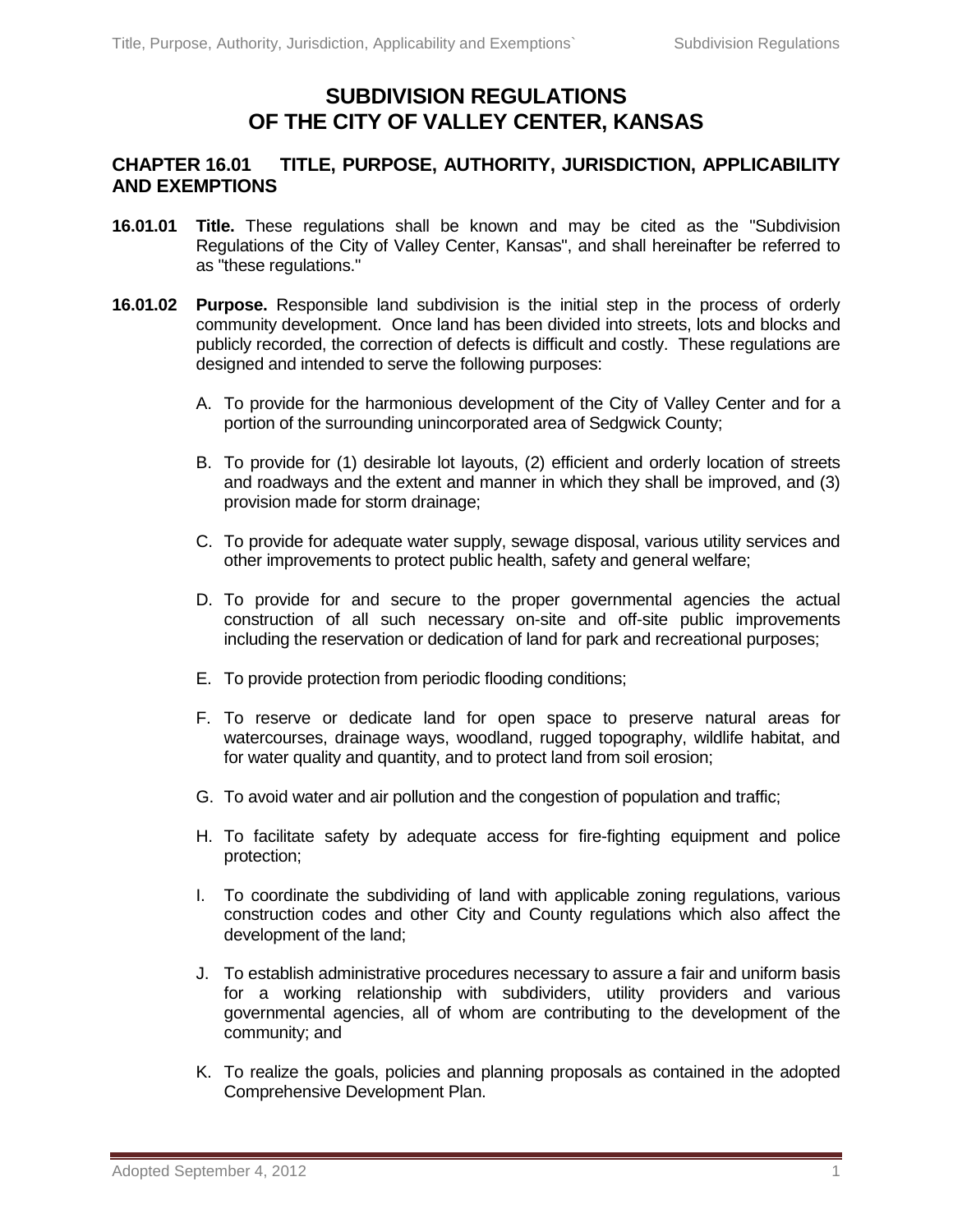# SUBDIVISION REGULATIONS OF THE CITY OF VALLEY CENTER, KANSAS

## CHAPTER 16.01 TITLE, PURPOSE, AUTHORITY, JURISDICTION, APPLICABILITY AND EXEMPTIONS

**16.01.01 Title.** These regulations shall be known and may be cited as the "Subdivision Regulations of the City of Valley Center, Kansas", and shall hereinafter be referred to as "these regulations."

**16.01.02 Purpose.** Responsible land subdivision is the initial step in the process of orderly community development. Once land has been divided into streets, lots and blocks and publicly recorded, the correction of defects is difficult and costly. These regulations are designed and intended to serve the following purposes:

A. To provide for the harmonious development of the City of Valley Center and for a portion of the surrounding unincorporated area of Sedgwick County;

B. To provide for (1) desirable lot layouts, (2) efficient and orderly location of streets and roadways and the extent and manner in which they shall be improved, and (3) provision made for storm drainage;

C. To provide for adequate water supply, sewage disposal, various utility services and other improvements to protect public health, safety and general welfare;

D. To provide for and secure to the proper governmental agencies the actual construction of all such necessary on-site and off-site public improvements including the reservation or dedication of land for park and recreational purposes;

E. To provide protection from periodic flooding conditions;

F. To reserve or dedicate land for open space to preserve natural areas for watercourses, drainage ways, woodland, rugged topography, wildlife habitat, and for water quality and quantity, and to protect land from soil erosion;

G. To avoid water and air pollution and the congestion of population and traffic;

H. To facilitate safety by adequate access for fire-fighting equipment and police protection;

I. To coordinate the subdividing of land with applicable zoning regulations, various construction codes and other City and County regulations which also affect the development of the land;

J. To establish administrative procedures necessary to assure a fair and uniform basis for a working relationship with subdividers, utility providers and various governmental agencies, all of whom are contributing to the development of the community; and

K. To realize the goals, policies and planning proposals as contained in the adopted Comprehensive Development Plan.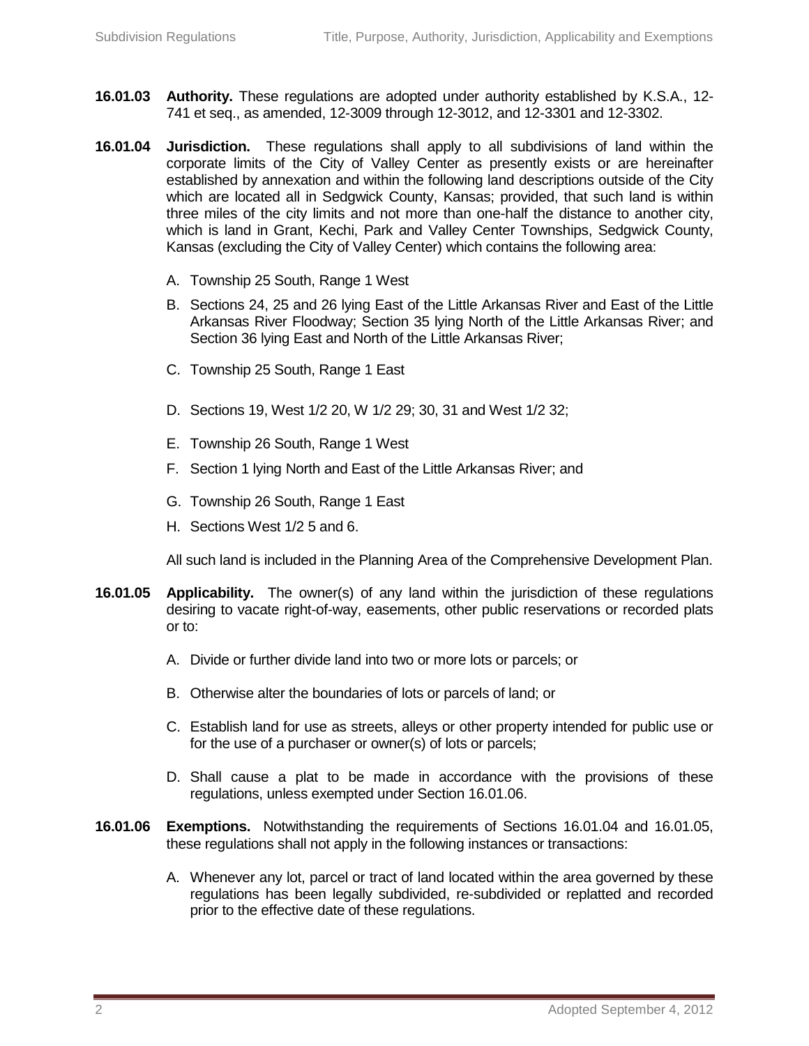**16.01.03 Authority.** These regulations are adopted under authority established by K.S.A., 12-741 et seq., as amended, 12-3009 through 12-3012, and 12-3301 and 12-3302.

**16.01.04 Jurisdiction.** These regulations shall apply to all subdivisions of land within the corporate limits of the City of Valley Center as presently exists or are hereinafter established by annexation and within the following land descriptions outside of the City which are located all in Sedgwick County, Kansas; provided, that such land is within three miles of the city limits and not more than one-half the distance to another city, which is land in Grant, Kechi, Park and Valley Center Townships, Sedgwick County, Kansas (excluding the City of Valley Center) which contains the following area:

A. Township 25 South, Range 1 West

B. Sections 24, 25 and 26 lying East of the Little Arkansas River and East of the Little Arkansas River Floodway; Section 35 lying North of the Little Arkansas River; and Section 36 lying East and North of the Little Arkansas River;

C. Township 25 South, Range 1 East

D. Sections 19, West 1/2 20, W 1/2 29; 30, 31 and West 1/2 32;

E. Township 26 South, Range 1 West

F. Section 1 lying North and East of the Little Arkansas River; and

G. Township 26 South, Range 1 East

H. Sections West 1/2 5 and 6.

All such land is included in the Planning Area of the Comprehensive Development Plan.

**16.01.05 Applicability.** The owner(s) of any land within the jurisdiction of these regulations desiring to vacate right-of-way, easements, other public reservations or recorded plats or to:

A. Divide or further divide land into two or more lots or parcels; or

B. Otherwise alter the boundaries of lots or parcels of land; or

C. Establish land for use as streets, alleys or other property intended for public use or for the use of a purchaser or owner(s) of lots or parcels;

D. Shall cause a plat to be made in accordance with the provisions of these regulations, unless exempted under Section 16.01.06.

**16.01.06 Exemptions.** Notwithstanding the requirements of Sections 16.01.04 and 16.01.05, these regulations shall not apply in the following instances or transactions:

A. Whenever any lot, parcel or tract of land located within the area governed by these regulations has been legally subdivided, re-subdivided or replatted and recorded prior to the effective date of these regulations.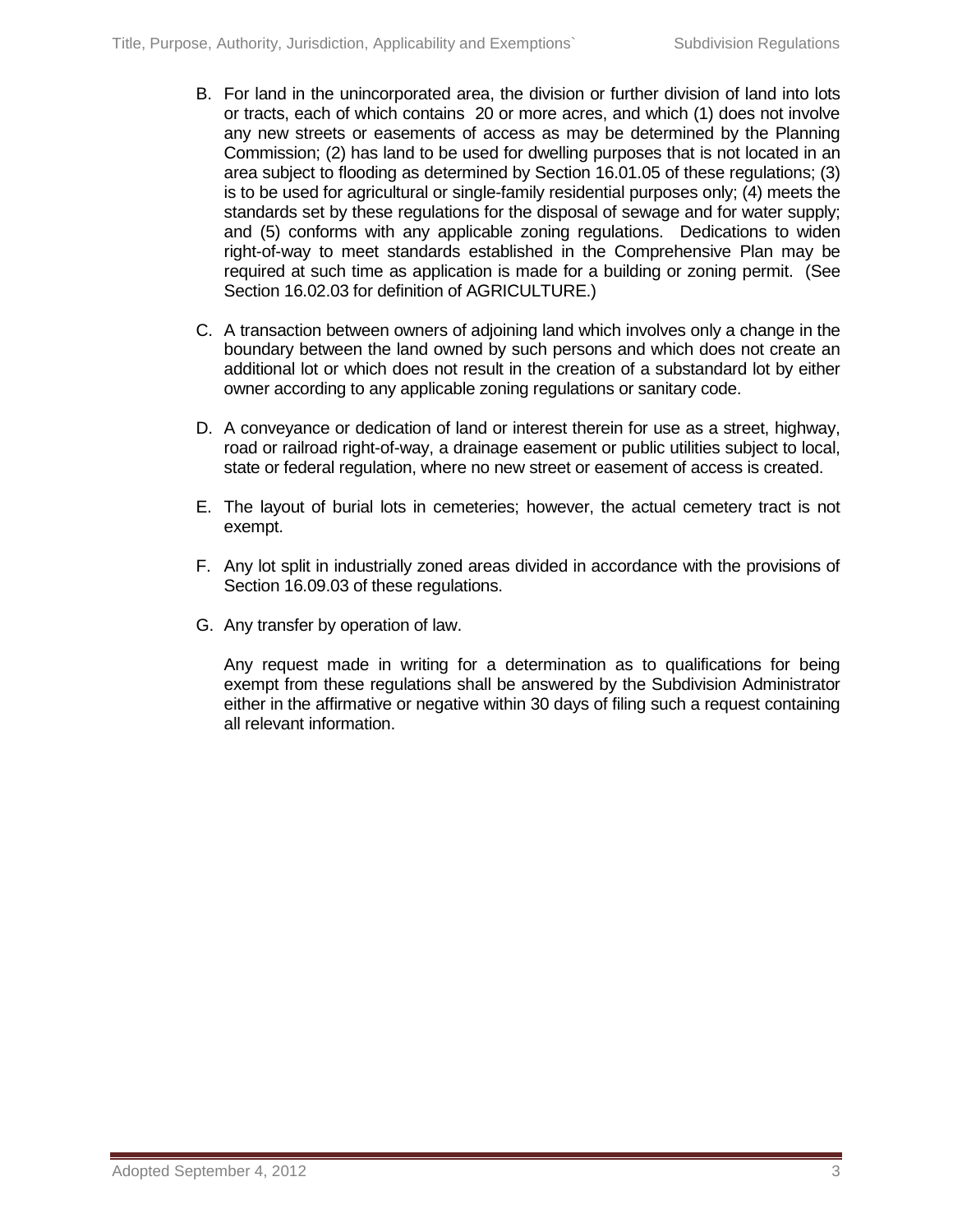B. For land in the unincorporated area, the division or further division of land into lots or tracts, each of which contains 20 or more acres, and which (1) does not involve any new streets or easements of access as may be determined by the Planning Commission; (2) has land to be used for dwelling purposes that is not located in an area subject to flooding as determined by Section 16.01.05 of these regulations; (3) is to be used for agricultural or single-family residential purposes only; (4) meets the standards set by these regulations for the disposal of sewage and for water supply; and (5) conforms with any applicable zoning regulations. Dedications to widen right-of-way to meet standards established in the Comprehensive Plan may be required at such time as application is made for a building or zoning permit. (See Section 16.02.03 for definition of AGRICULTURE.)

C. A transaction between owners of adjoining land which involves only a change in the boundary between the land owned by such persons and which does not create an additional lot or which does not result in the creation of a substandard lot by either owner according to any applicable zoning regulations or sanitary code.

D. A conveyance or dedication of land or interest therein for use as a street, highway, road or railroad right-of-way, a drainage easement or public utilities subject to local, state or federal regulation, where no new street or easement of access is created.

E. The layout of burial lots in cemeteries; however, the actual cemetery tract is not exempt.

F. Any lot split in industrially zoned areas divided in accordance with the provisions of Section 16.09.03 of these regulations.

G. Any transfer by operation of law.

Any request made in writing for a determination as to qualifications for being exempt from these regulations shall be answered by the Subdivision Administrator either in the affirmative or negative within 30 days of filing such a request containing all relevant information.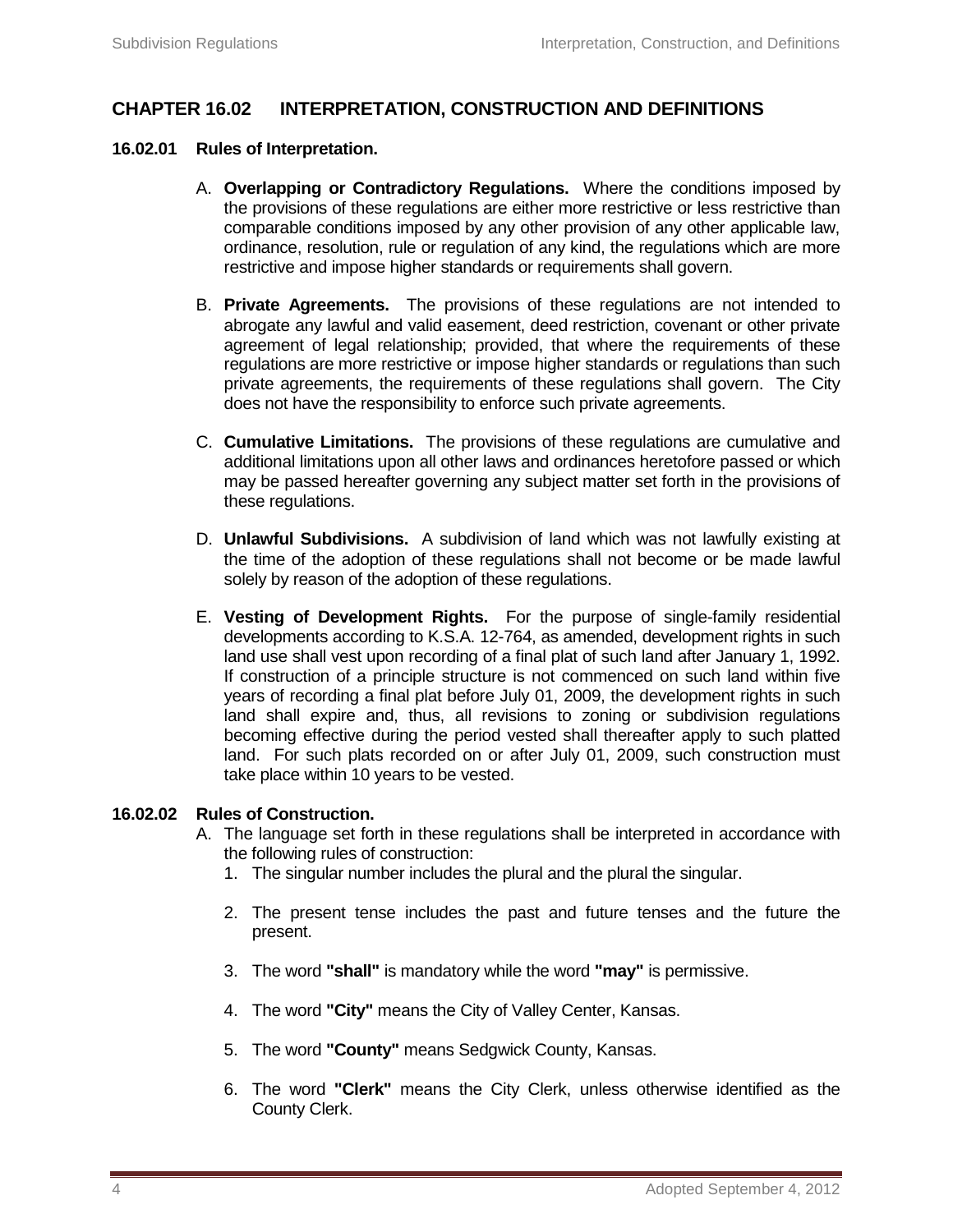## CHAPTER 16.02 INTERPRETATION, CONSTRUCTION AND DEFINITIONS

### 16.02.01 Rules of Interpretation.

A. **Overlapping or Contradictory Regulations.** Where the conditions imposed by the provisions of these regulations are either more restrictive or less restrictive than comparable conditions imposed by any other provision of any other applicable law, ordinance, resolution, rule or regulation of any kind, the regulations which are more restrictive and impose higher standards or requirements shall govern.

B. **Private Agreements.** The provisions of these regulations are not intended to abrogate any lawful and valid easement, deed restriction, covenant or other private agreement of legal relationship; provided, that where the requirements of these regulations are more restrictive or impose higher standards or regulations than such private agreements, the requirements of these regulations shall govern. The City does not have the responsibility to enforce such private agreements.

C. **Cumulative Limitations.** The provisions of these regulations are cumulative and additional limitations upon all other laws and ordinances heretofore passed or which may be passed hereafter governing any subject matter set forth in the provisions of these regulations.

D. **Unlawful Subdivisions.** A subdivision of land which was not lawfully existing at the time of the adoption of these regulations shall not become or be made lawful solely by reason of the adoption of these regulations.

E. **Vesting of Development Rights.** For the purpose of single-family residential developments according to K.S.A. 12-764, as amended, development rights in such land use shall vest upon recording of a final plat of such land after January 1, 1992. If construction of a principle structure is not commenced on such land within five years of recording a final plat before July 01, 2009, the development rights in such land shall expire and, thus, all revisions to zoning or subdivision regulations becoming effective during the period vested shall thereafter apply to such platted land. For such plats recorded on or after July 01, 2009, such construction must take place within 10 years to be vested.

### 16.02.02 Rules of Construction.

A. The language set forth in these regulations shall be interpreted in accordance with the following rules of construction:

1. The singular number includes the plural and the plural the singular.

2. The present tense includes the past and future tenses and the future the present.

3. The word **"shall"** is mandatory while the word **"may"** is permissive.

4. The word **"City"** means the City of Valley Center, Kansas.

5. The word **"County"** means Sedgwick County, Kansas.

6. The word **"Clerk"** means the City Clerk, unless otherwise identified as the County Clerk.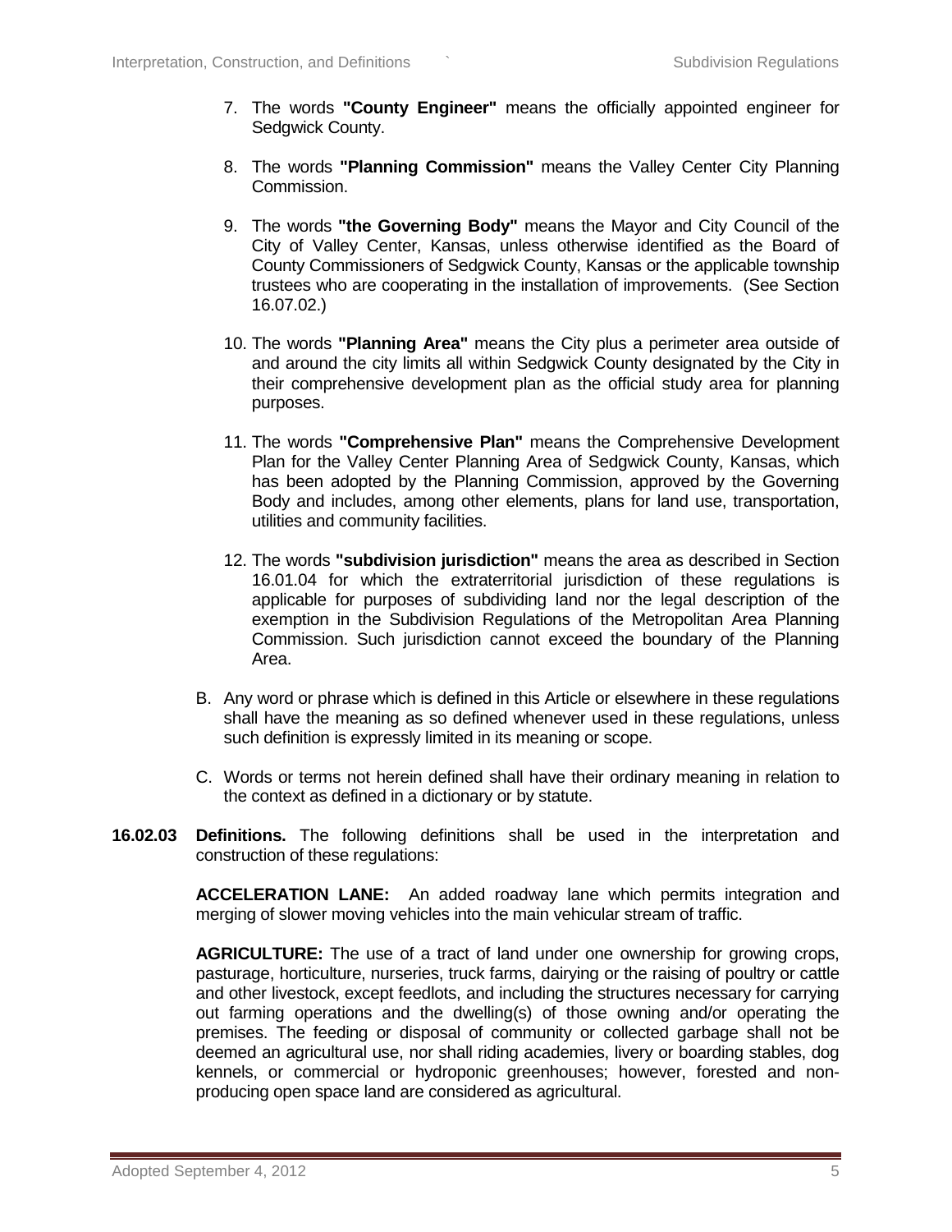7. The words **"County Engineer"** means the officially appointed engineer for Sedgwick County.

8. The words **"Planning Commission"** means the Valley Center City Planning Commission.

9. The words **"the Governing Body"** means the Mayor and City Council of the City of Valley Center, Kansas, unless otherwise identified as the Board of County Commissioners of Sedgwick County, Kansas or the applicable township trustees who are cooperating in the installation of improvements. (See Section 16.07.02.)

10. The words **"Planning Area"** means the City plus a perimeter area outside of and around the city limits all within Sedgwick County designated by the City in their comprehensive development plan as the official study area for planning purposes.

11. The words **"Comprehensive Plan"** means the Comprehensive Development Plan for the Valley Center Planning Area of Sedgwick County, Kansas, which has been adopted by the Planning Commission, approved by the Governing Body and includes, among other elements, plans for land use, transportation, utilities and community facilities.

12. The words **"subdivision jurisdiction"** means the area as described in Section 16.01.04 for which the extraterritorial jurisdiction of these regulations is applicable for purposes of subdividing land nor the legal description of the exemption in the Subdivision Regulations of the Metropolitan Area Planning Commission. Such jurisdiction cannot exceed the boundary of the Planning Area.

B. Any word or phrase which is defined in this Article or elsewhere in these regulations shall have the meaning as so defined whenever used in these regulations, unless such definition is expressly limited in its meaning or scope.

C. Words or terms not herein defined shall have their ordinary meaning in relation to the context as defined in a dictionary or by statute.

**16.02.03 Definitions.** The following definitions shall be used in the interpretation and construction of these regulations:

**ACCELERATION LANE:** An added roadway lane which permits integration and merging of slower moving vehicles into the main vehicular stream of traffic.

**AGRICULTURE:** The use of a tract of land under one ownership for growing crops, pasturage, horticulture, nurseries, truck farms, dairying or the raising of poultry or cattle and other livestock, except feedlots, and including the structures necessary for carrying out farming operations and the dwelling(s) of those owning and/or operating the premises. The feeding or disposal of community or collected garbage shall not be deemed an agricultural use, nor shall riding academies, livery or boarding stables, dog kennels, or commercial or hydroponic greenhouses; however, forested and non-producing open space land are considered as agricultural.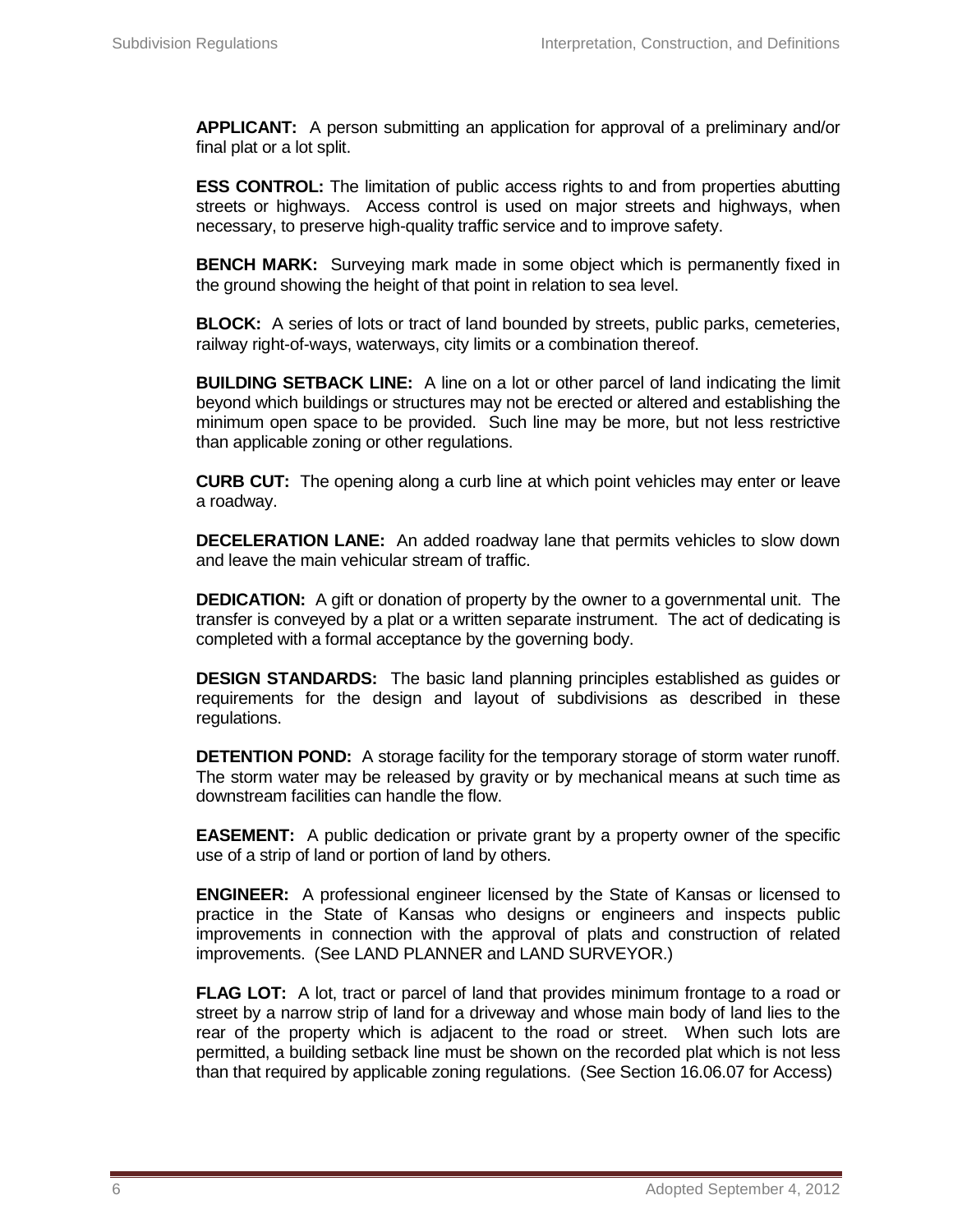**APPLICANT:** A person submitting an application for approval of a preliminary and/or final plat or a lot split.

**ESS CONTROL:** The limitation of public access rights to and from properties abutting streets or highways. Access control is used on major streets and highways, when necessary, to preserve high-quality traffic service and to improve safety.

**BENCH MARK:** Surveying mark made in some object which is permanently fixed in the ground showing the height of that point in relation to sea level.

**BLOCK:** A series of lots or tract of land bounded by streets, public parks, cemeteries, railway right-of-ways, waterways, city limits or a combination thereof.

**BUILDING SETBACK LINE:** A line on a lot or other parcel of land indicating the limit beyond which buildings or structures may not be erected or altered and establishing the minimum open space to be provided. Such line may be more, but not less restrictive than applicable zoning or other regulations.

**CURB CUT:** The opening along a curb line at which point vehicles may enter or leave a roadway.

**DECELERATION LANE:** An added roadway lane that permits vehicles to slow down and leave the main vehicular stream of traffic.

**DEDICATION:** A gift or donation of property by the owner to a governmental unit. The transfer is conveyed by a plat or a written separate instrument. The act of dedicating is completed with a formal acceptance by the governing body.

**DESIGN STANDARDS:** The basic land planning principles established as guides or requirements for the design and layout of subdivisions as described in these regulations.

**DETENTION POND:** A storage facility for the temporary storage of storm water runoff. The storm water may be released by gravity or by mechanical means at such time as downstream facilities can handle the flow.

**EASEMENT:** A public dedication or private grant by a property owner of the specific use of a strip of land or portion of land by others.

**ENGINEER:** A professional engineer licensed by the State of Kansas or licensed to practice in the State of Kansas who designs or engineers and inspects public improvements in connection with the approval of plats and construction of related improvements. (See LAND PLANNER and LAND SURVEYOR.)

**FLAG LOT:** A lot, tract or parcel of land that provides minimum frontage to a road or street by a narrow strip of land for a driveway and whose main body of land lies to the rear of the property which is adjacent to the road or street. When such lots are permitted, a building setback line must be shown on the recorded plat which is not less than that required by applicable zoning regulations. (See Section 16.06.07 for Access)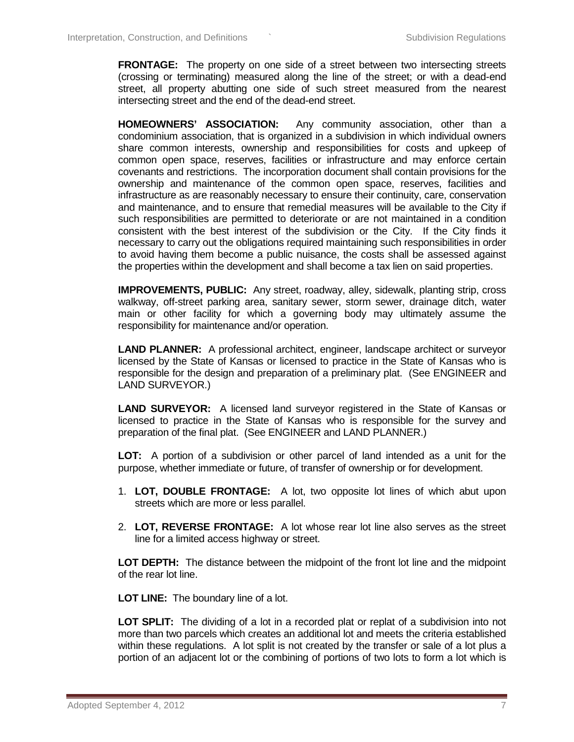**FRONTAGE:** The property on one side of a street between two intersecting streets (crossing or terminating) measured along the line of the street; or with a dead-end street, all property abutting one side of such street measured from the nearest intersecting street and the end of the dead-end street.

**HOMEOWNERS' ASSOCIATION:** Any community association, other than a condominium association, that is organized in a subdivision in which individual owners share common interests, ownership and responsibilities for costs and upkeep of common open space, reserves, facilities or infrastructure and may enforce certain covenants and restrictions. The incorporation document shall contain provisions for the ownership and maintenance of the common open space, reserves, facilities and infrastructure as are reasonably necessary to ensure their continuity, care, conservation and maintenance, and to ensure that remedial measures will be available to the City if such responsibilities are permitted to deteriorate or are not maintained in a condition consistent with the best interest of the subdivision or the City. If the City finds it necessary to carry out the obligations required maintaining such responsibilities in order to avoid having them become a public nuisance, the costs shall be assessed against the properties within the development and shall become a tax lien on said properties.

**IMPROVEMENTS, PUBLIC:** Any street, roadway, alley, sidewalk, planting strip, cross walkway, off-street parking area, sanitary sewer, storm sewer, drainage ditch, water main or other facility for which a governing body may ultimately assume the responsibility for maintenance and/or operation.

**LAND PLANNER:** A professional architect, engineer, landscape architect or surveyor licensed by the State of Kansas or licensed to practice in the State of Kansas who is responsible for the design and preparation of a preliminary plat. (See ENGINEER and LAND SURVEYOR.)

**LAND SURVEYOR:** A licensed land surveyor registered in the State of Kansas or licensed to practice in the State of Kansas who is responsible for the survey and preparation of the final plat. (See ENGINEER and LAND PLANNER.)

**LOT:** A portion of a subdivision or other parcel of land intended as a unit for the purpose, whether immediate or future, of transfer of ownership or for development.

1. **LOT, DOUBLE FRONTAGE:** A lot, two opposite lot lines of which abut upon streets which are more or less parallel.
2. **LOT, REVERSE FRONTAGE:** A lot whose rear lot line also serves as the street line for a limited access highway or street.

**LOT DEPTH:** The distance between the midpoint of the front lot line and the midpoint of the rear lot line.

**LOT LINE:** The boundary line of a lot.

**LOT SPLIT:** The dividing of a lot in a recorded plat or replat of a subdivision into not more than two parcels which creates an additional lot and meets the criteria established within these regulations. A lot split is not created by the transfer or sale of a lot plus a portion of an adjacent lot or the combining of portions of two lots to form a lot which is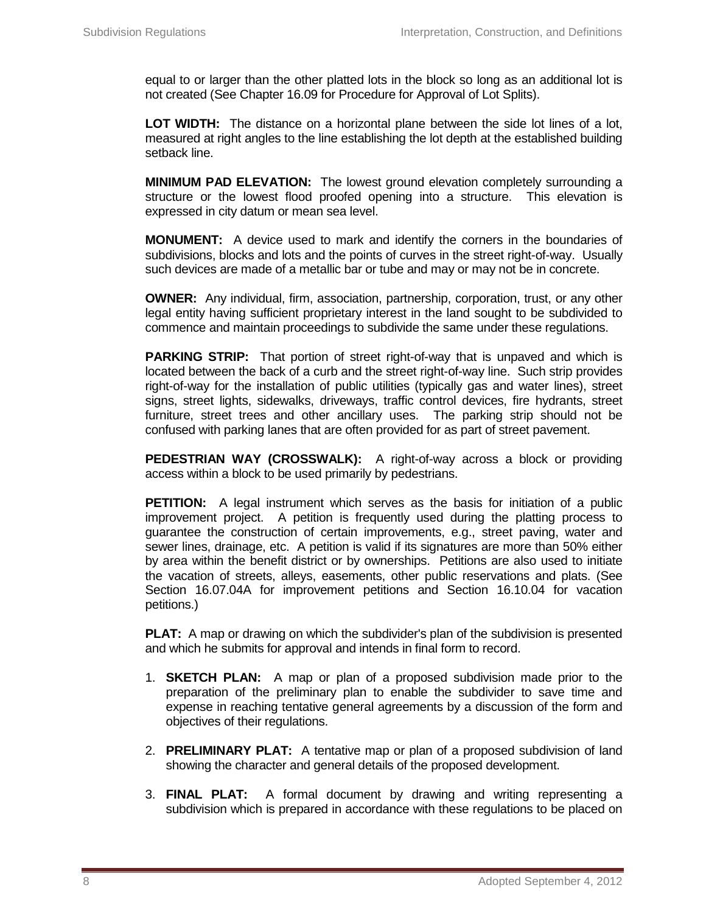equal to or larger than the other platted lots in the block so long as an additional lot is not created (See Chapter 16.09 for Procedure for Approval of Lot Splits).

**LOT WIDTH:** The distance on a horizontal plane between the side lot lines of a lot, measured at right angles to the line establishing the lot depth at the established building setback line.

**MINIMUM PAD ELEVATION:** The lowest ground elevation completely surrounding a structure or the lowest flood proofed opening into a structure. This elevation is expressed in city datum or mean sea level.

**MONUMENT:** A device used to mark and identify the corners in the boundaries of subdivisions, blocks and lots and the points of curves in the street right-of-way. Usually such devices are made of a metallic bar or tube and may or may not be in concrete.

**OWNER:** Any individual, firm, association, partnership, corporation, trust, or any other legal entity having sufficient proprietary interest in the land sought to be subdivided to commence and maintain proceedings to subdivide the same under these regulations.

**PARKING STRIP:** That portion of street right-of-way that is unpaved and which is located between the back of a curb and the street right-of-way line. Such strip provides right-of-way for the installation of public utilities (typically gas and water lines), street signs, street lights, sidewalks, driveways, traffic control devices, fire hydrants, street furniture, street trees and other ancillary uses. The parking strip should not be confused with parking lanes that are often provided for as part of street pavement.

**PEDESTRIAN WAY (CROSSWALK):** A right-of-way across a block or providing access within a block to be used primarily by pedestrians.

**PETITION:** A legal instrument which serves as the basis for initiation of a public improvement project. A petition is frequently used during the platting process to guarantee the construction of certain improvements, e.g., street paving, water and sewer lines, drainage, etc. A petition is valid if its signatures are more than 50% either by area within the benefit district or by ownerships. Petitions are also used to initiate the vacation of streets, alleys, easements, other public reservations and plats. (See Section 16.07.04A for improvement petitions and Section 16.10.04 for vacation petitions.)

**PLAT:** A map or drawing on which the subdivider's plan of the subdivision is presented and which he submits for approval and intends in final form to record.

1. **SKETCH PLAN:** A map or plan of a proposed subdivision made prior to the preparation of the preliminary plan to enable the subdivider to save time and expense in reaching tentative general agreements by a discussion of the form and objectives of their regulations.

2. **PRELIMINARY PLAT:** A tentative map or plan of a proposed subdivision of land showing the character and general details of the proposed development.

3. **FINAL PLAT:** A formal document by drawing and writing representing a subdivision which is prepared in accordance with these regulations to be placed on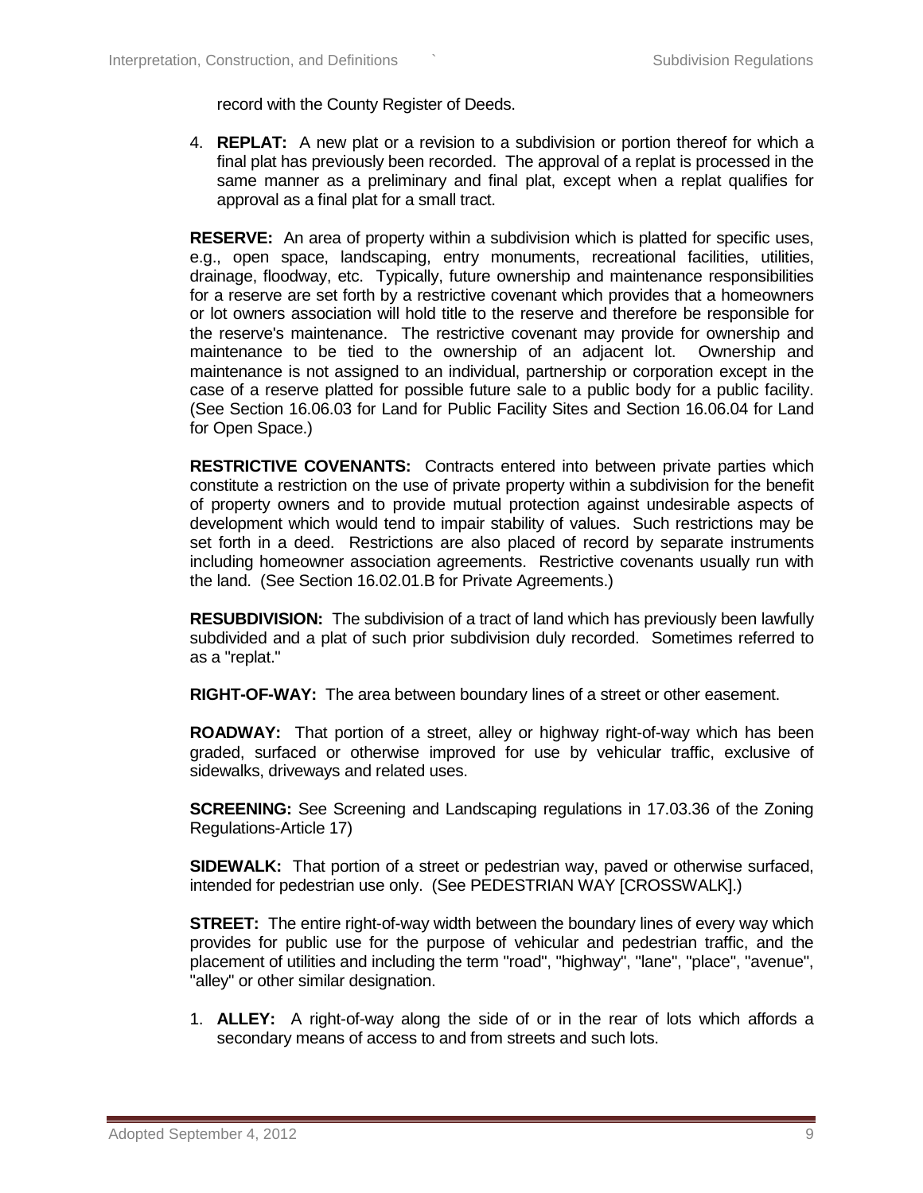record with the County Register of Deeds.

4. **REPLAT:** A new plat or a revision to a subdivision or portion thereof for which a final plat has previously been recorded. The approval of a replat is processed in the same manner as a preliminary and final plat, except when a replat qualifies for approval as a final plat for a small tract.

**RESERVE:** An area of property within a subdivision which is platted for specific uses, e.g., open space, landscaping, entry monuments, recreational facilities, utilities, drainage, floodway, etc. Typically, future ownership and maintenance responsibilities for a reserve are set forth by a restrictive covenant which provides that a homeowners or lot owners association will hold title to the reserve and therefore be responsible for the reserve's maintenance. The restrictive covenant may provide for ownership and maintenance to be tied to the ownership of an adjacent lot. Ownership and maintenance is not assigned to an individual, partnership or corporation except in the case of a reserve platted for possible future sale to a public body for a public facility. (See Section 16.06.03 for Land for Public Facility Sites and Section 16.06.04 for Land for Open Space.)

**RESTRICTIVE COVENANTS:** Contracts entered into between private parties which constitute a restriction on the use of private property within a subdivision for the benefit of property owners and to provide mutual protection against undesirable aspects of development which would tend to impair stability of values. Such restrictions may be set forth in a deed. Restrictions are also placed of record by separate instruments including homeowner association agreements. Restrictive covenants usually run with the land. (See Section 16.02.01.B for Private Agreements.)

**RESUBDIVISION:** The subdivision of a tract of land which has previously been lawfully subdivided and a plat of such prior subdivision duly recorded. Sometimes referred to as a "replat."

**RIGHT-OF-WAY:** The area between boundary lines of a street or other easement.

**ROADWAY:** That portion of a street, alley or highway right-of-way which has been graded, surfaced or otherwise improved for use by vehicular traffic, exclusive of sidewalks, driveways and related uses.

**SCREENING:** See Screening and Landscaping regulations in 17.03.36 of the Zoning Regulations-Article 17)

**SIDEWALK:** That portion of a street or pedestrian way, paved or otherwise surfaced, intended for pedestrian use only. (See PEDESTRIAN WAY [CROSSWALK].)

**STREET:** The entire right-of-way width between the boundary lines of every way which provides for public use for the purpose of vehicular and pedestrian traffic, and the placement of utilities and including the term "road", "highway", "lane", "place", "avenue", "alley" or other similar designation.

1. **ALLEY:** A right-of-way along the side of or in the rear of lots which affords a secondary means of access to and from streets and such lots.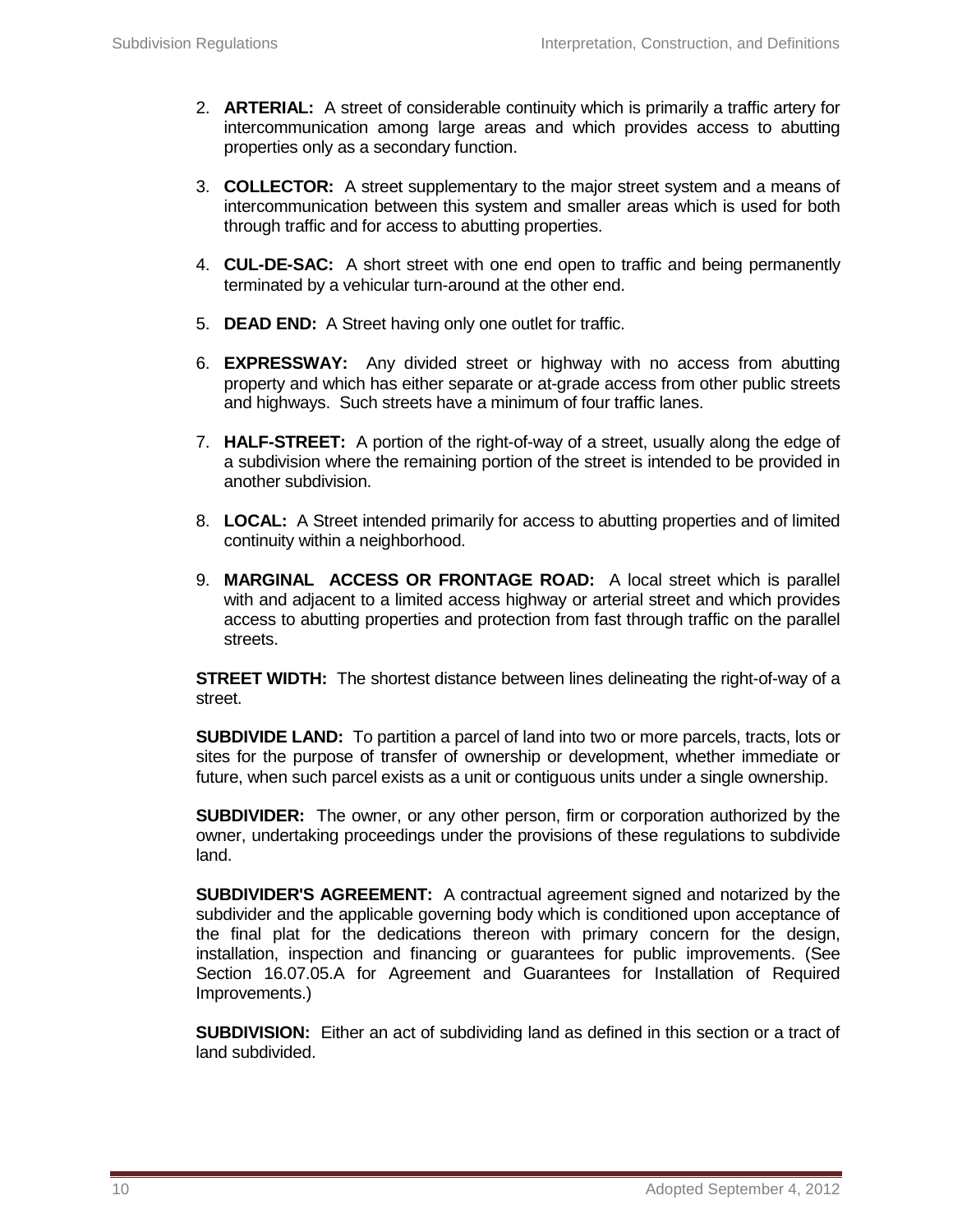2. **ARTERIAL:** A street of considerable continuity which is primarily a traffic artery for intercommunication among large areas and which provides access to abutting properties only as a secondary function.

3. **COLLECTOR:** A street supplementary to the major street system and a means of intercommunication between this system and smaller areas which is used for both through traffic and for access to abutting properties.

4. **CUL-DE-SAC:** A short street with one end open to traffic and being permanently terminated by a vehicular turn-around at the other end.

5. **DEAD END:** A Street having only one outlet for traffic.

6. **EXPRESSWAY:** Any divided street or highway with no access from abutting property and which has either separate or at-grade access from other public streets and highways. Such streets have a minimum of four traffic lanes.

7. **HALF-STREET:** A portion of the right-of-way of a street, usually along the edge of a subdivision where the remaining portion of the street is intended to be provided in another subdivision.

8. **LOCAL:** A Street intended primarily for access to abutting properties and of limited continuity within a neighborhood.

9. **MARGINAL ACCESS OR FRONTAGE ROAD:** A local street which is parallel with and adjacent to a limited access highway or arterial street and which provides access to abutting properties and protection from fast through traffic on the parallel streets.

**STREET WIDTH:** The shortest distance between lines delineating the right-of-way of a street.

**SUBDIVIDE LAND:** To partition a parcel of land into two or more parcels, tracts, lots or sites for the purpose of transfer of ownership or development, whether immediate or future, when such parcel exists as a unit or contiguous units under a single ownership.

**SUBDIVIDER:** The owner, or any other person, firm or corporation authorized by the owner, undertaking proceedings under the provisions of these regulations to subdivide land.

**SUBDIVIDER'S AGREEMENT:** A contractual agreement signed and notarized by the subdivider and the applicable governing body which is conditioned upon acceptance of the final plat for the dedications thereon with primary concern for the design, installation, inspection and financing or guarantees for public improvements. (See Section 16.07.05.A for Agreement and Guarantees for Installation of Required Improvements.)

**SUBDIVISION:** Either an act of subdividing land as defined in this section or a tract of land subdivided.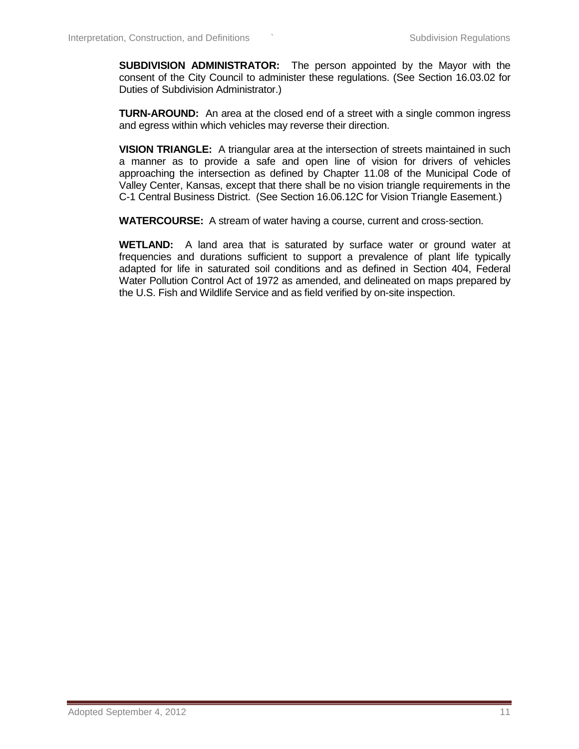**SUBDIVISION ADMINISTRATOR:** The person appointed by the Mayor with the consent of the City Council to administer these regulations. (See Section 16.03.02 for Duties of Subdivision Administrator.)

**TURN-AROUND:** An area at the closed end of a street with a single common ingress and egress within which vehicles may reverse their direction.

**VISION TRIANGLE:** A triangular area at the intersection of streets maintained in such a manner as to provide a safe and open line of vision for drivers of vehicles approaching the intersection as defined by Chapter 11.08 of the Municipal Code of Valley Center, Kansas, except that there shall be no vision triangle requirements in the C-1 Central Business District. (See Section 16.06.12C for Vision Triangle Easement.)

**WATERCOURSE:** A stream of water having a course, current and cross-section.

**WETLAND:** A land area that is saturated by surface water or ground water at frequencies and durations sufficient to support a prevalence of plant life typically adapted for life in saturated soil conditions and as defined in Section 404, Federal Water Pollution Control Act of 1972 as amended, and delineated on maps prepared by the U.S. Fish and Wildlife Service and as field verified by on-site inspection.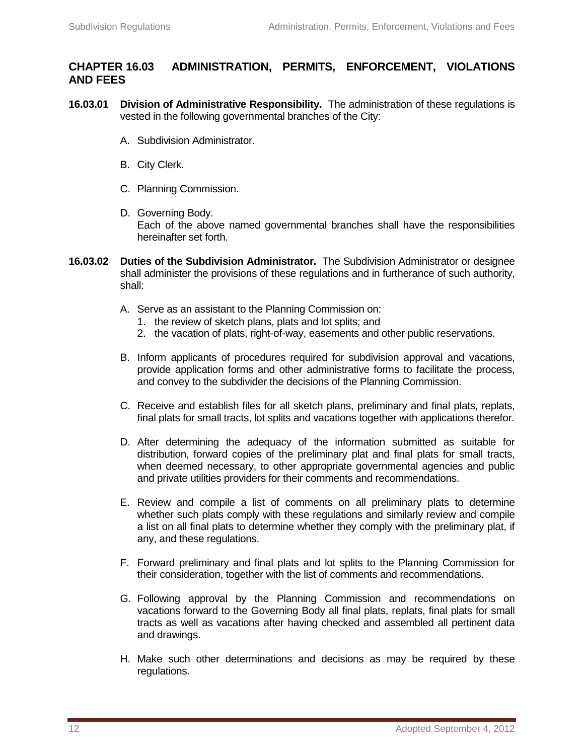## CHAPTER 16.03 ADMINISTRATION, PERMITS, ENFORCEMENT, VIOLATIONS AND FEES

**16.03.01 Division of Administrative Responsibility.** The administration of these regulations is vested in the following governmental branches of the City:

A. Subdivision Administrator.

B. City Clerk.

C. Planning Commission.

D. Governing Body.
Each of the above named governmental branches shall have the responsibilities hereinafter set forth.

**16.03.02 Duties of the Subdivision Administrator.** The Subdivision Administrator or designee shall administer the provisions of these regulations and in furtherance of such authority, shall:

A. Serve as an assistant to the Planning Commission on:
   1. the review of sketch plans, plats and lot splits; and
   2. the vacation of plats, right-of-way, easements and other public reservations.

B. Inform applicants of procedures required for subdivision approval and vacations, provide application forms and other administrative forms to facilitate the process, and convey to the subdivider the decisions of the Planning Commission.

C. Receive and establish files for all sketch plans, preliminary and final plats, replats, final plats for small tracts, lot splits and vacations together with applications therefor.

D. After determining the adequacy of the information submitted as suitable for distribution, forward copies of the preliminary plat and final plats for small tracts, when deemed necessary, to other appropriate governmental agencies and public and private utilities providers for their comments and recommendations.

E. Review and compile a list of comments on all preliminary plats to determine whether such plats comply with these regulations and similarly review and compile a list on all final plats to determine whether they comply with the preliminary plat, if any, and these regulations.

F. Forward preliminary and final plats and lot splits to the Planning Commission for their consideration, together with the list of comments and recommendations.

G. Following approval by the Planning Commission and recommendations on vacations forward to the Governing Body all final plats, replats, final plats for small tracts as well as vacations after having checked and assembled all pertinent data and drawings.

H. Make such other determinations and decisions as may be required by these regulations.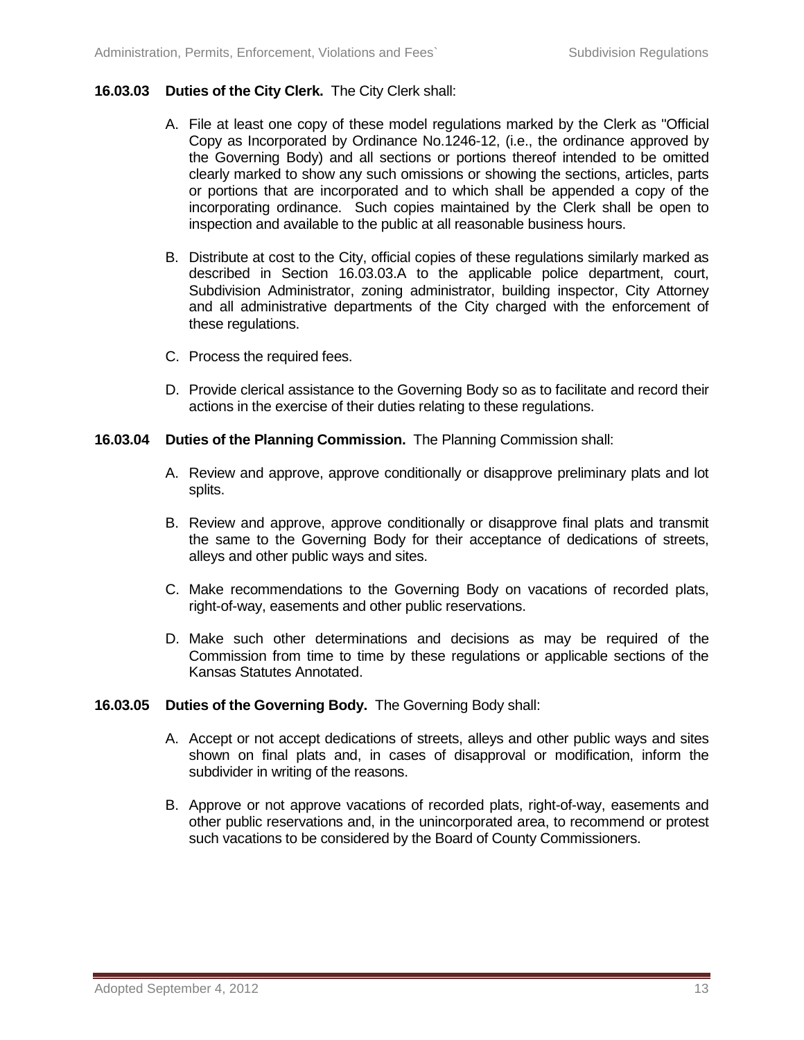**16.03.03 Duties of the City Clerk.** The City Clerk shall:

A. File at least one copy of these model regulations marked by the Clerk as "Official Copy as Incorporated by Ordinance No.1246-12, (i.e., the ordinance approved by the Governing Body) and all sections or portions thereof intended to be omitted clearly marked to show any such omissions or showing the sections, articles, parts or portions that are incorporated and to which shall be appended a copy of the incorporating ordinance. Such copies maintained by the Clerk shall be open to inspection and available to the public at all reasonable business hours.

B. Distribute at cost to the City, official copies of these regulations similarly marked as described in Section 16.03.03.A to the applicable police department, court, Subdivision Administrator, zoning administrator, building inspector, City Attorney and all administrative departments of the City charged with the enforcement of these regulations.

C. Process the required fees.

D. Provide clerical assistance to the Governing Body so as to facilitate and record their actions in the exercise of their duties relating to these regulations.

**16.03.04 Duties of the Planning Commission.** The Planning Commission shall:

A. Review and approve, approve conditionally or disapprove preliminary plats and lot splits.

B. Review and approve, approve conditionally or disapprove final plats and transmit the same to the Governing Body for their acceptance of dedications of streets, alleys and other public ways and sites.

C. Make recommendations to the Governing Body on vacations of recorded plats, right-of-way, easements and other public reservations.

D. Make such other determinations and decisions as may be required of the Commission from time to time by these regulations or applicable sections of the Kansas Statutes Annotated.

**16.03.05 Duties of the Governing Body.** The Governing Body shall:

A. Accept or not accept dedications of streets, alleys and other public ways and sites shown on final plats and, in cases of disapproval or modification, inform the subdivider in writing of the reasons.

B. Approve or not approve vacations of recorded plats, right-of-way, easements and other public reservations and, in the unincorporated area, to recommend or protest such vacations to be considered by the Board of County Commissioners.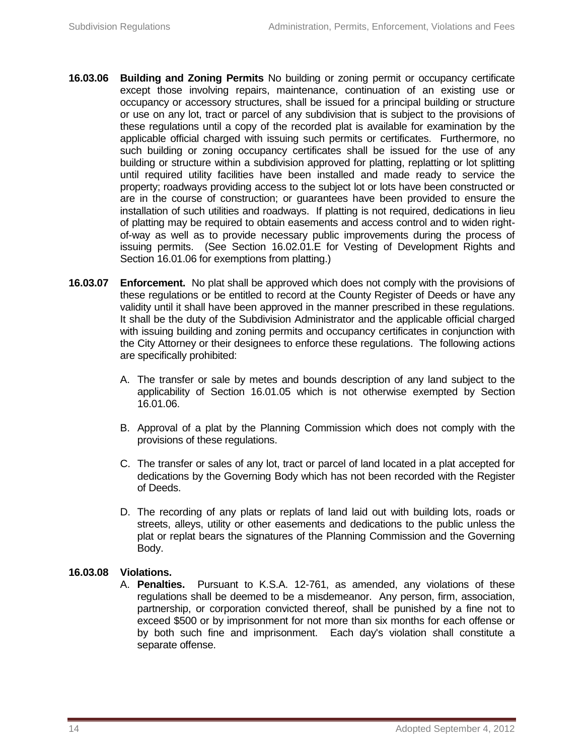**16.03.06 Building and Zoning Permits** No building or zoning permit or occupancy certificate except those involving repairs, maintenance, continuation of an existing use or occupancy or accessory structures, shall be issued for a principal building or structure or use on any lot, tract or parcel of any subdivision that is subject to the provisions of these regulations until a copy of the recorded plat is available for examination by the applicable official charged with issuing such permits or certificates. Furthermore, no such building or zoning occupancy certificates shall be issued for the use of any building or structure within a subdivision approved for platting, replatting or lot splitting until required utility facilities have been installed and made ready to service the property; roadways providing access to the subject lot or lots have been constructed or are in the course of construction; or guarantees have been provided to ensure the installation of such utilities and roadways. If platting is not required, dedications in lieu of platting may be required to obtain easements and access control and to widen right-of-way as well as to provide necessary public improvements during the process of issuing permits. (See Section 16.02.01.E for Vesting of Development Rights and Section 16.01.06 for exemptions from platting.)

**16.03.07 Enforcement.** No plat shall be approved which does not comply with the provisions of these regulations or be entitled to record at the County Register of Deeds or have any validity until it shall have been approved in the manner prescribed in these regulations. It shall be the duty of the Subdivision Administrator and the applicable official charged with issuing building and zoning permits and occupancy certificates in conjunction with the City Attorney or their designees to enforce these regulations. The following actions are specifically prohibited:

A. The transfer or sale by metes and bounds description of any land subject to the applicability of Section 16.01.05 which is not otherwise exempted by Section 16.01.06.

B. Approval of a plat by the Planning Commission which does not comply with the provisions of these regulations.

C. The transfer or sales of any lot, tract or parcel of land located in a plat accepted for dedications by the Governing Body which has not been recorded with the Register of Deeds.

D. The recording of any plats or replats of land laid out with building lots, roads or streets, alleys, utility or other easements and dedications to the public unless the plat or replat bears the signatures of the Planning Commission and the Governing Body.

**16.03.08 Violations.**

A. **Penalties.** Pursuant to K.S.A. 12-761, as amended, any violations of these regulations shall be deemed to be a misdemeanor. Any person, firm, association, partnership, or corporation convicted thereof, shall be punished by a fine not to exceed $500 or by imprisonment for not more than six months for each offense or by both such fine and imprisonment. Each day's violation shall constitute a separate offense.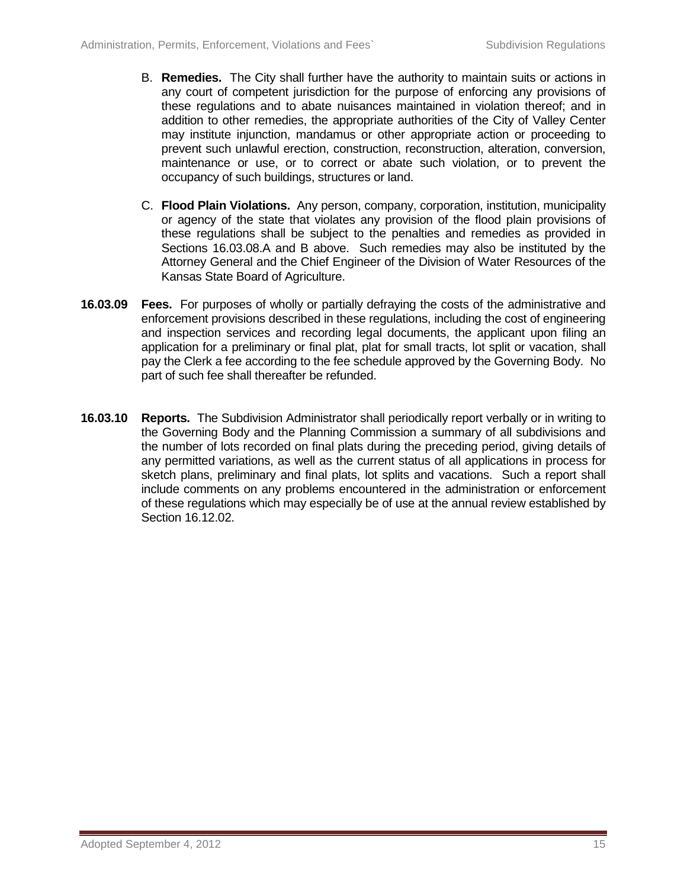B. **Remedies.** The City shall further have the authority to maintain suits or actions in any court of competent jurisdiction for the purpose of enforcing any provisions of these regulations and to abate nuisances maintained in violation thereof; and in addition to other remedies, the appropriate authorities of the City of Valley Center may institute injunction, mandamus or other appropriate action or proceeding to prevent such unlawful erection, construction, reconstruction, alteration, conversion, maintenance or use, or to correct or abate such violation, or to prevent the occupancy of such buildings, structures or land.

C. **Flood Plain Violations.** Any person, company, corporation, institution, municipality or agency of the state that violates any provision of the flood plain provisions of these regulations shall be subject to the penalties and remedies as provided in Sections 16.03.08.A and B above. Such remedies may also be instituted by the Attorney General and the Chief Engineer of the Division of Water Resources of the Kansas State Board of Agriculture.

**16.03.09 Fees.** For purposes of wholly or partially defraying the costs of the administrative and enforcement provisions described in these regulations, including the cost of engineering and inspection services and recording legal documents, the applicant upon filing an application for a preliminary or final plat, plat for small tracts, lot split or vacation, shall pay the Clerk a fee according to the fee schedule approved by the Governing Body. No part of such fee shall thereafter be refunded.

**16.03.10 Reports.** The Subdivision Administrator shall periodically report verbally or in writing to the Governing Body and the Planning Commission a summary of all subdivisions and the number of lots recorded on final plats during the preceding period, giving details of any permitted variations, as well as the current status of all applications in process for sketch plans, preliminary and final plats, lot splits and vacations. Such a report shall include comments on any problems encountered in the administration or enforcement of these regulations which may especially be of use at the annual review established by Section 16.12.02.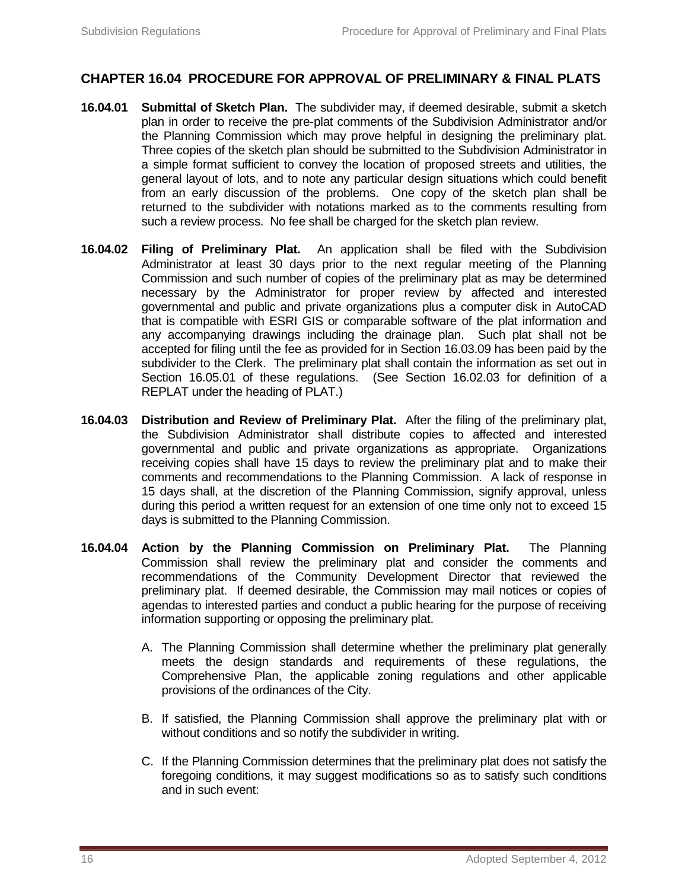## CHAPTER 16.04 PROCEDURE FOR APPROVAL OF PRELIMINARY & FINAL PLATS

**16.04.01 Submittal of Sketch Plan.** The subdivider may, if deemed desirable, submit a sketch plan in order to receive the pre-plat comments of the Subdivision Administrator and/or the Planning Commission which may prove helpful in designing the preliminary plat. Three copies of the sketch plan should be submitted to the Subdivision Administrator in a simple format sufficient to convey the location of proposed streets and utilities, the general layout of lots, and to note any particular design situations which could benefit from an early discussion of the problems. One copy of the sketch plan shall be returned to the subdivider with notations marked as to the comments resulting from such a review process. No fee shall be charged for the sketch plan review.

**16.04.02 Filing of Preliminary Plat.** An application shall be filed with the Subdivision Administrator at least 30 days prior to the next regular meeting of the Planning Commission and such number of copies of the preliminary plat as may be determined necessary by the Administrator for proper review by affected and interested governmental and public and private organizations plus a computer disk in AutoCAD that is compatible with ESRI GIS or comparable software of the plat information and any accompanying drawings including the drainage plan. Such plat shall not be accepted for filing until the fee as provided for in Section 16.03.09 has been paid by the subdivider to the Clerk. The preliminary plat shall contain the information as set out in Section 16.05.01 of these regulations. (See Section 16.02.03 for definition of a REPLAT under the heading of PLAT.)

**16.04.03 Distribution and Review of Preliminary Plat.** After the filing of the preliminary plat, the Subdivision Administrator shall distribute copies to affected and interested governmental and public and private organizations as appropriate. Organizations receiving copies shall have 15 days to review the preliminary plat and to make their comments and recommendations to the Planning Commission. A lack of response in 15 days shall, at the discretion of the Planning Commission, signify approval, unless during this period a written request for an extension of one time only not to exceed 15 days is submitted to the Planning Commission.

**16.04.04 Action by the Planning Commission on Preliminary Plat.** The Planning Commission shall review the preliminary plat and consider the comments and recommendations of the Community Development Director that reviewed the preliminary plat. If deemed desirable, the Commission may mail notices or copies of agendas to interested parties and conduct a public hearing for the purpose of receiving information supporting or opposing the preliminary plat.

A. The Planning Commission shall determine whether the preliminary plat generally meets the design standards and requirements of these regulations, the Comprehensive Plan, the applicable zoning regulations and other applicable provisions of the ordinances of the City.

B. If satisfied, the Planning Commission shall approve the preliminary plat with or without conditions and so notify the subdivider in writing.

C. If the Planning Commission determines that the preliminary plat does not satisfy the foregoing conditions, it may suggest modifications so as to satisfy such conditions and in such event: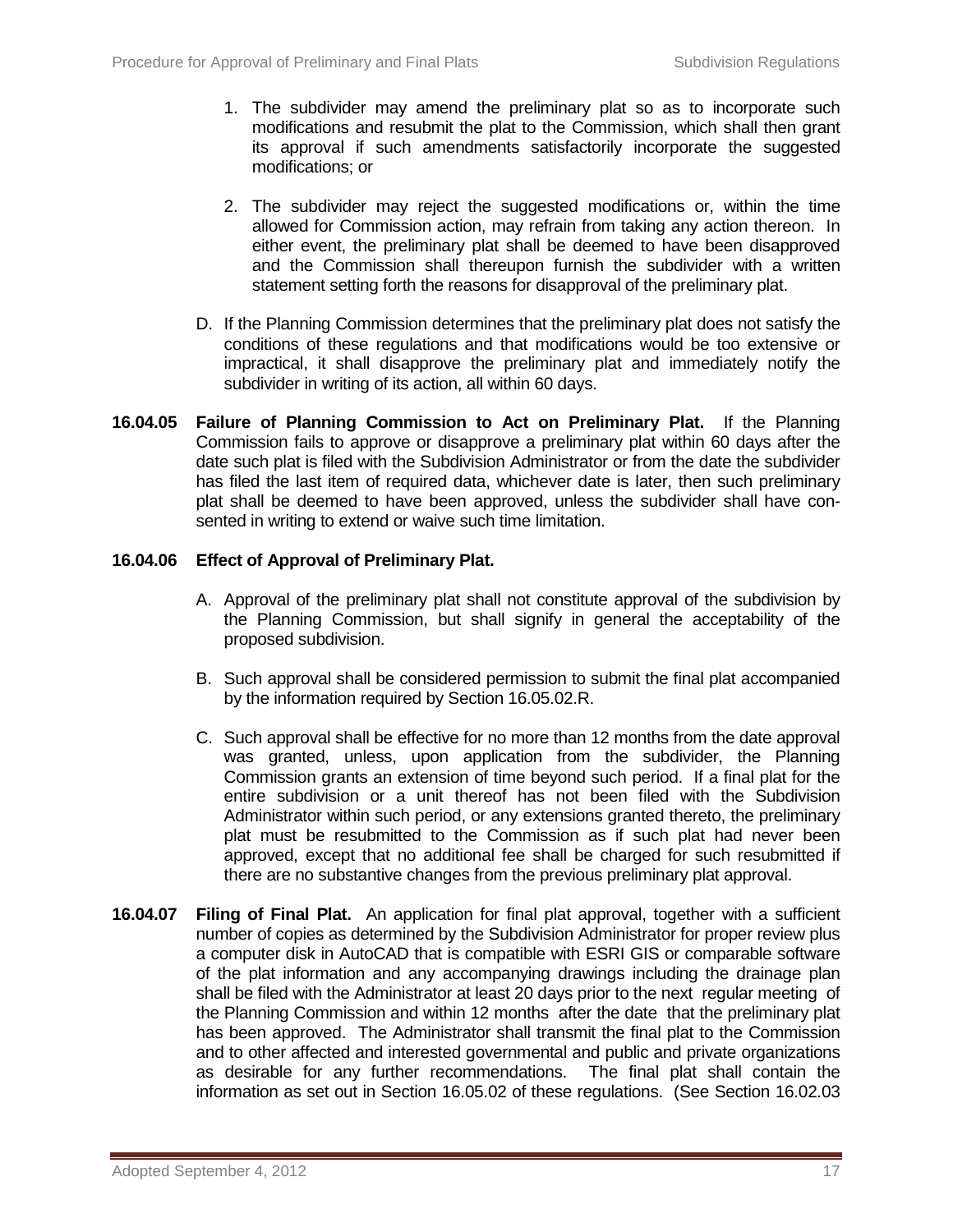1. The subdivider may amend the preliminary plat so as to incorporate such modifications and resubmit the plat to the Commission, which shall then grant its approval if such amendments satisfactorily incorporate the suggested modifications; or

2. The subdivider may reject the suggested modifications or, within the time allowed for Commission action, may refrain from taking any action thereon. In either event, the preliminary plat shall be deemed to have been disapproved and the Commission shall thereupon furnish the subdivider with a written statement setting forth the reasons for disapproval of the preliminary plat.

D. If the Planning Commission determines that the preliminary plat does not satisfy the conditions of these regulations and that modifications would be too extensive or impractical, it shall disapprove the preliminary plat and immediately notify the subdivider in writing of its action, all within 60 days.

**16.04.05 Failure of Planning Commission to Act on Preliminary Plat.** If the Planning Commission fails to approve or disapprove a preliminary plat within 60 days after the date such plat is filed with the Subdivision Administrator or from the date the subdivider has filed the last item of required data, whichever date is later, then such preliminary plat shall be deemed to have been approved, unless the subdivider shall have consented in writing to extend or waive such time limitation.

**16.04.06 Effect of Approval of Preliminary Plat.**

A. Approval of the preliminary plat shall not constitute approval of the subdivision by the Planning Commission, but shall signify in general the acceptability of the proposed subdivision.

B. Such approval shall be considered permission to submit the final plat accompanied by the information required by Section 16.05.02.R.

C. Such approval shall be effective for no more than 12 months from the date approval was granted, unless, upon application from the subdivider, the Planning Commission grants an extension of time beyond such period. If a final plat for the entire subdivision or a unit thereof has not been filed with the Subdivision Administrator within such period, or any extensions granted thereto, the preliminary plat must be resubmitted to the Commission as if such plat had never been approved, except that no additional fee shall be charged for such resubmitted if there are no substantive changes from the previous preliminary plat approval.

**16.04.07 Filing of Final Plat.** An application for final plat approval, together with a sufficient number of copies as determined by the Subdivision Administrator for proper review plus a computer disk in AutoCAD that is compatible with ESRI GIS or comparable software of the plat information and any accompanying drawings including the drainage plan shall be filed with the Administrator at least 20 days prior to the next regular meeting of the Planning Commission and within 12 months after the date that the preliminary plat has been approved. The Administrator shall transmit the final plat to the Commission and to other affected and interested governmental and public and private organizations as desirable for any further recommendations. The final plat shall contain the information as set out in Section 16.05.02 of these regulations. (See Section 16.02.03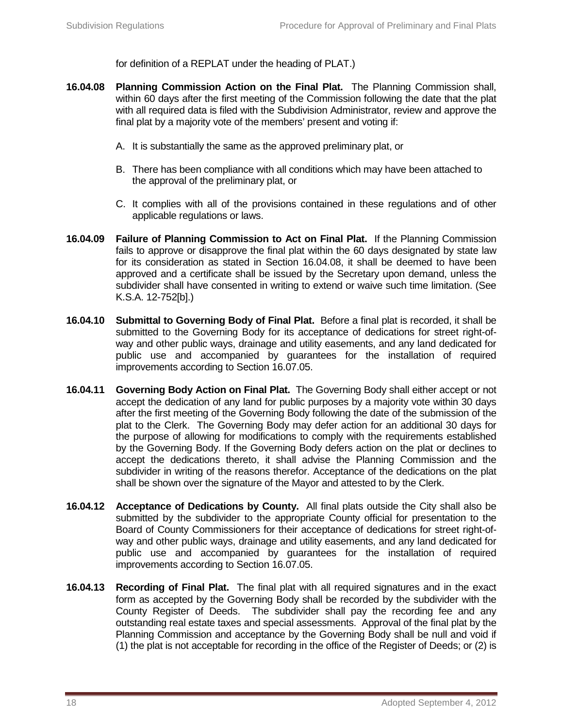for definition of a REPLAT under the heading of PLAT.)

**16.04.08 Planning Commission Action on the Final Plat.** The Planning Commission shall, within 60 days after the first meeting of the Commission following the date that the plat with all required data is filed with the Subdivision Administrator, review and approve the final plat by a majority vote of the members' present and voting if:

A. It is substantially the same as the approved preliminary plat, or

B. There has been compliance with all conditions which may have been attached to the approval of the preliminary plat, or

C. It complies with all of the provisions contained in these regulations and of other applicable regulations or laws.

**16.04.09 Failure of Planning Commission to Act on Final Plat.** If the Planning Commission fails to approve or disapprove the final plat within the 60 days designated by state law for its consideration as stated in Section 16.04.08, it shall be deemed to have been approved and a certificate shall be issued by the Secretary upon demand, unless the subdivider shall have consented in writing to extend or waive such time limitation. (See K.S.A. 12-752[b].)

**16.04.10 Submittal to Governing Body of Final Plat.** Before a final plat is recorded, it shall be submitted to the Governing Body for its acceptance of dedications for street right-of-way and other public ways, drainage and utility easements, and any land dedicated for public use and accompanied by guarantees for the installation of required improvements according to Section 16.07.05.

**16.04.11 Governing Body Action on Final Plat.** The Governing Body shall either accept or not accept the dedication of any land for public purposes by a majority vote within 30 days after the first meeting of the Governing Body following the date of the submission of the plat to the Clerk. The Governing Body may defer action for an additional 30 days for the purpose of allowing for modifications to comply with the requirements established by the Governing Body. If the Governing Body defers action on the plat or declines to accept the dedications thereto, it shall advise the Planning Commission and the subdivider in writing of the reasons therefor. Acceptance of the dedications on the plat shall be shown over the signature of the Mayor and attested to by the Clerk.

**16.04.12 Acceptance of Dedications by County.** All final plats outside the City shall also be submitted by the subdivider to the appropriate County official for presentation to the Board of County Commissioners for their acceptance of dedications for street right-of-way and other public ways, drainage and utility easements, and any land dedicated for public use and accompanied by guarantees for the installation of required improvements according to Section 16.07.05.

**16.04.13 Recording of Final Plat.** The final plat with all required signatures and in the exact form as accepted by the Governing Body shall be recorded by the subdivider with the County Register of Deeds. The subdivider shall pay the recording fee and any outstanding real estate taxes and special assessments. Approval of the final plat by the Planning Commission and acceptance by the Governing Body shall be null and void if (1) the plat is not acceptable for recording in the office of the Register of Deeds; or (2) is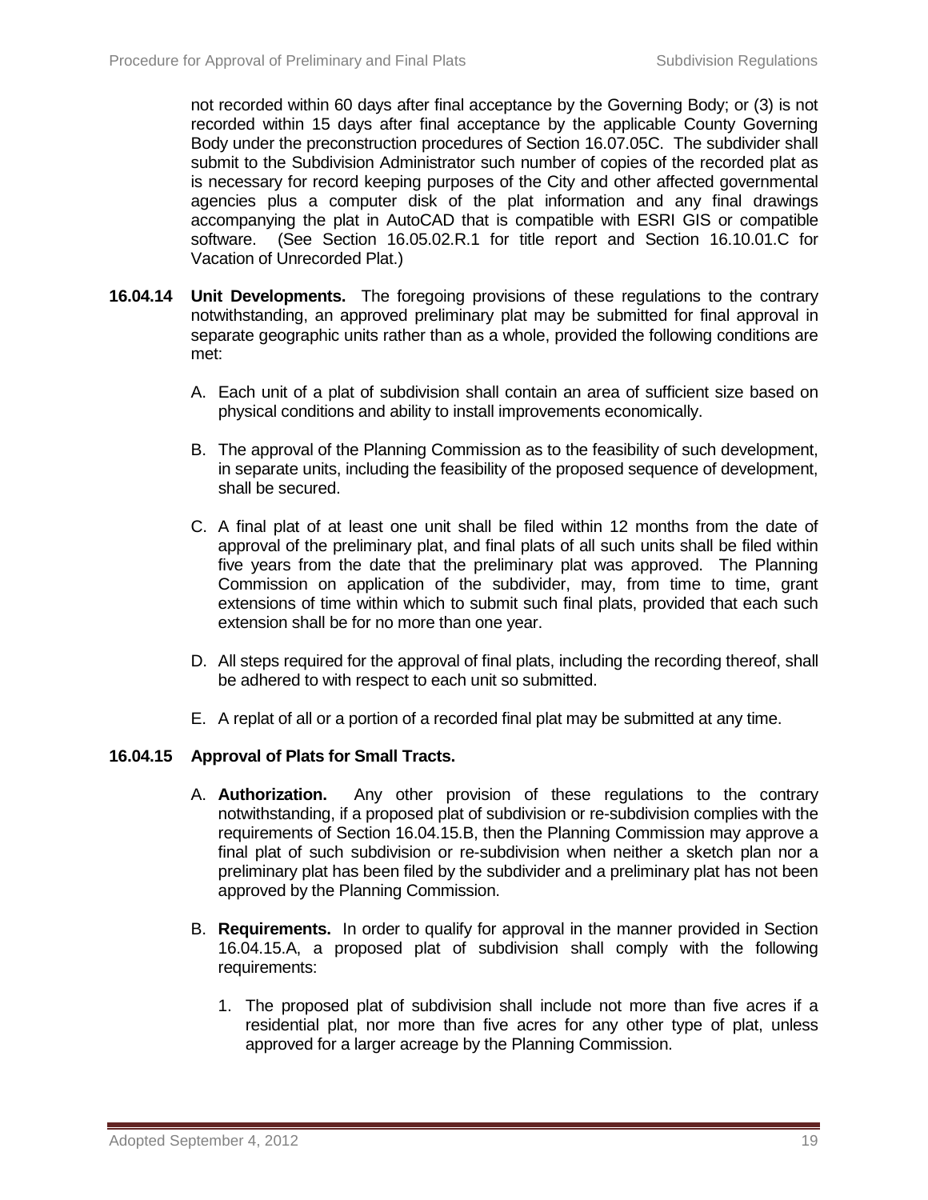not recorded within 60 days after final acceptance by the Governing Body; or (3) is not recorded within 15 days after final acceptance by the applicable County Governing Body under the preconstruction procedures of Section 16.07.05C. The subdivider shall submit to the Subdivision Administrator such number of copies of the recorded plat as is necessary for record keeping purposes of the City and other affected governmental agencies plus a computer disk of the plat information and any final drawings accompanying the plat in AutoCAD that is compatible with ESRI GIS or compatible software. (See Section 16.05.02.R.1 for title report and Section 16.10.01.C for Vacation of Unrecorded Plat.)

**16.04.14 Unit Developments.** The foregoing provisions of these regulations to the contrary notwithstanding, an approved preliminary plat may be submitted for final approval in separate geographic units rather than as a whole, provided the following conditions are met:

A. Each unit of a plat of subdivision shall contain an area of sufficient size based on physical conditions and ability to install improvements economically.

B. The approval of the Planning Commission as to the feasibility of such development, in separate units, including the feasibility of the proposed sequence of development, shall be secured.

C. A final plat of at least one unit shall be filed within 12 months from the date of approval of the preliminary plat, and final plats of all such units shall be filed within five years from the date that the preliminary plat was approved. The Planning Commission on application of the subdivider, may, from time to time, grant extensions of time within which to submit such final plats, provided that each such extension shall be for no more than one year.

D. All steps required for the approval of final plats, including the recording thereof, shall be adhered to with respect to each unit so submitted.

E. A replat of all or a portion of a recorded final plat may be submitted at any time.

**16.04.15 Approval of Plats for Small Tracts.**

A. **Authorization.** Any other provision of these regulations to the contrary notwithstanding, if a proposed plat of subdivision or re-subdivision complies with the requirements of Section 16.04.15.B, then the Planning Commission may approve a final plat of such subdivision or re-subdivision when neither a sketch plan nor a preliminary plat has been filed by the subdivider and a preliminary plat has not been approved by the Planning Commission.

B. **Requirements.** In order to qualify for approval in the manner provided in Section 16.04.15.A, a proposed plat of subdivision shall comply with the following requirements:

1. The proposed plat of subdivision shall include not more than five acres if a residential plat, nor more than five acres for any other type of plat, unless approved for a larger acreage by the Planning Commission.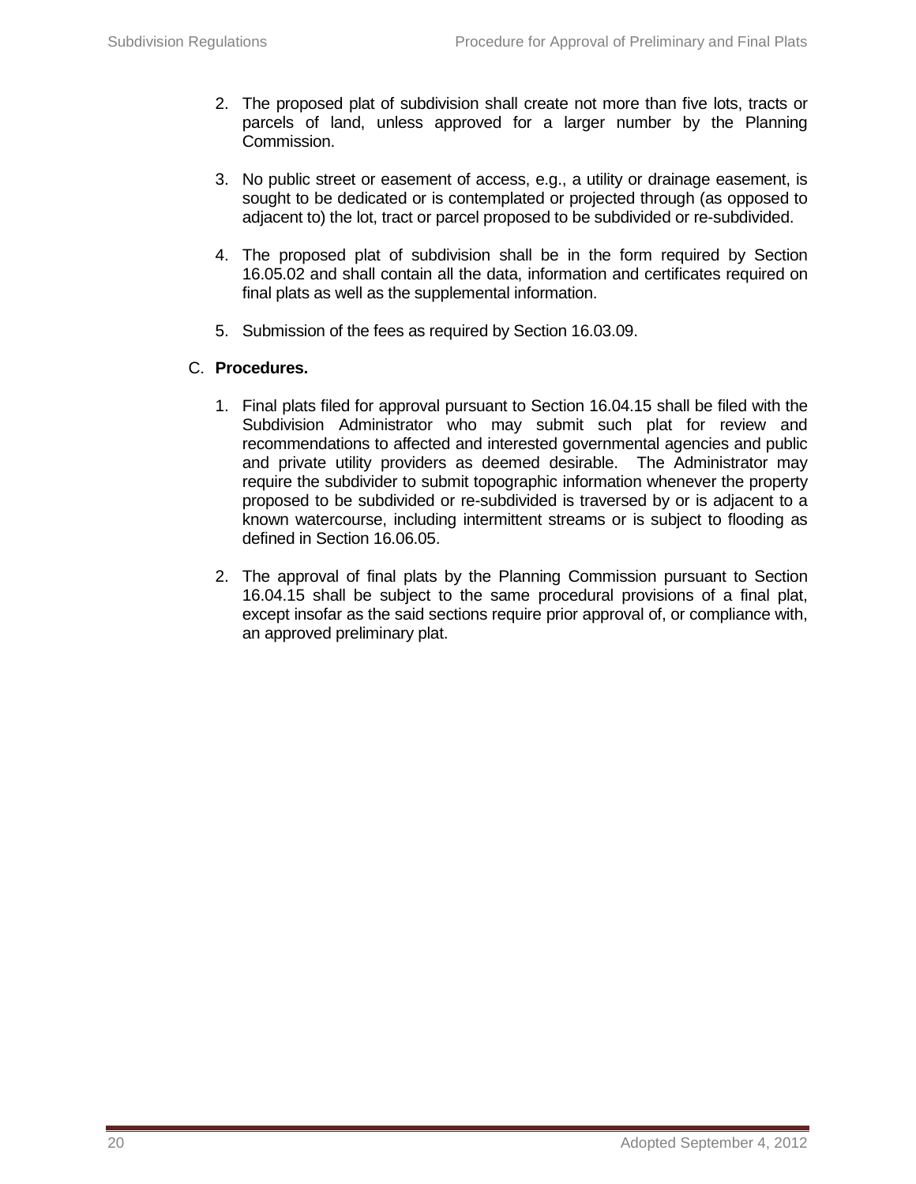2. The proposed plat of subdivision shall create not more than five lots, tracts or parcels of land, unless approved for a larger number by the Planning Commission.

3. No public street or easement of access, e.g., a utility or drainage easement, is sought to be dedicated or is contemplated or projected through (as opposed to adjacent to) the lot, tract or parcel proposed to be subdivided or re-subdivided.

4. The proposed plat of subdivision shall be in the form required by Section 16.05.02 and shall contain all the data, information and certificates required on final plats as well as the supplemental information.

5. Submission of the fees as required by Section 16.03.09.

C. **Procedures.**

1. Final plats filed for approval pursuant to Section 16.04.15 shall be filed with the Subdivision Administrator who may submit such plat for review and recommendations to affected and interested governmental agencies and public and private utility providers as deemed desirable. The Administrator may require the subdivider to submit topographic information whenever the property proposed to be subdivided or re-subdivided is traversed by or is adjacent to a known watercourse, including intermittent streams or is subject to flooding as defined in Section 16.06.05.

2. The approval of final plats by the Planning Commission pursuant to Section 16.04.15 shall be subject to the same procedural provisions of a final plat, except insofar as the said sections require prior approval of, or compliance with, an approved preliminary plat.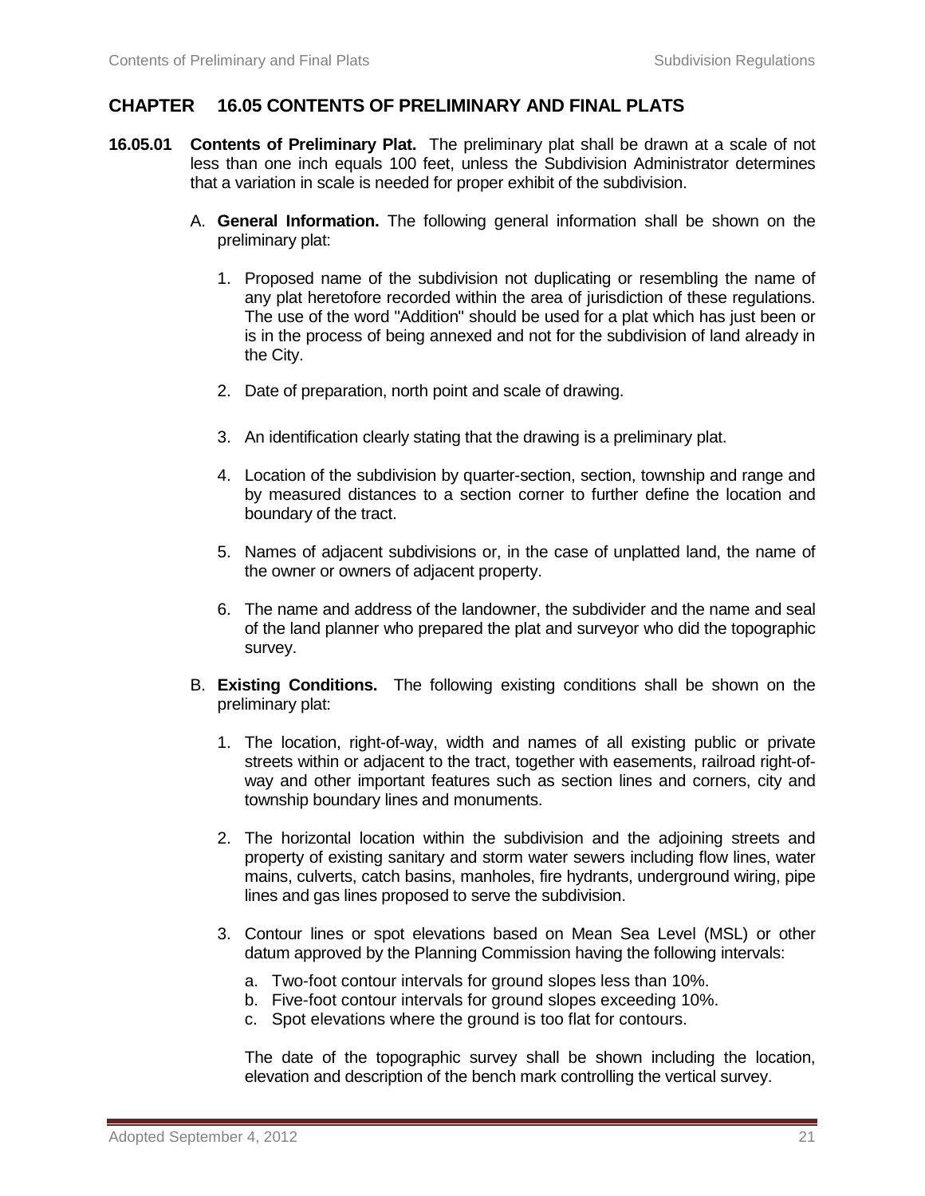## CHAPTER 16.05 CONTENTS OF PRELIMINARY AND FINAL PLATS

**16.05.01 Contents of Preliminary Plat.** The preliminary plat shall be drawn at a scale of not less than one inch equals 100 feet, unless the Subdivision Administrator determines that a variation in scale is needed for proper exhibit of the subdivision.

A. **General Information.** The following general information shall be shown on the preliminary plat:

1. Proposed name of the subdivision not duplicating or resembling the name of any plat heretofore recorded within the area of jurisdiction of these regulations. The use of the word "Addition" should be used for a plat which has just been or is in the process of being annexed and not for the subdivision of land already in the City.

2. Date of preparation, north point and scale of drawing.

3. An identification clearly stating that the drawing is a preliminary plat.

4. Location of the subdivision by quarter-section, section, township and range and by measured distances to a section corner to further define the location and boundary of the tract.

5. Names of adjacent subdivisions or, in the case of unplatted land, the name of the owner or owners of adjacent property.

6. The name and address of the landowner, the subdivider and the name and seal of the land planner who prepared the plat and surveyor who did the topographic survey.

B. **Existing Conditions.** The following existing conditions shall be shown on the preliminary plat:

1. The location, right-of-way, width and names of all existing public or private streets within or adjacent to the tract, together with easements, railroad right-of-way and other important features such as section lines and corners, city and township boundary lines and monuments.

2. The horizontal location within the subdivision and the adjoining streets and property of existing sanitary and storm water sewers including flow lines, water mains, culverts, catch basins, manholes, fire hydrants, underground wiring, pipe lines and gas lines proposed to serve the subdivision.

3. Contour lines or spot elevations based on Mean Sea Level (MSL) or other datum approved by the Planning Commission having the following intervals:

   a. Two-foot contour intervals for ground slopes less than 10%.
   b. Five-foot contour intervals for ground slopes exceeding 10%.
   c. Spot elevations where the ground is too flat for contours.

   The date of the topographic survey shall be shown including the location, elevation and description of the bench mark controlling the vertical survey.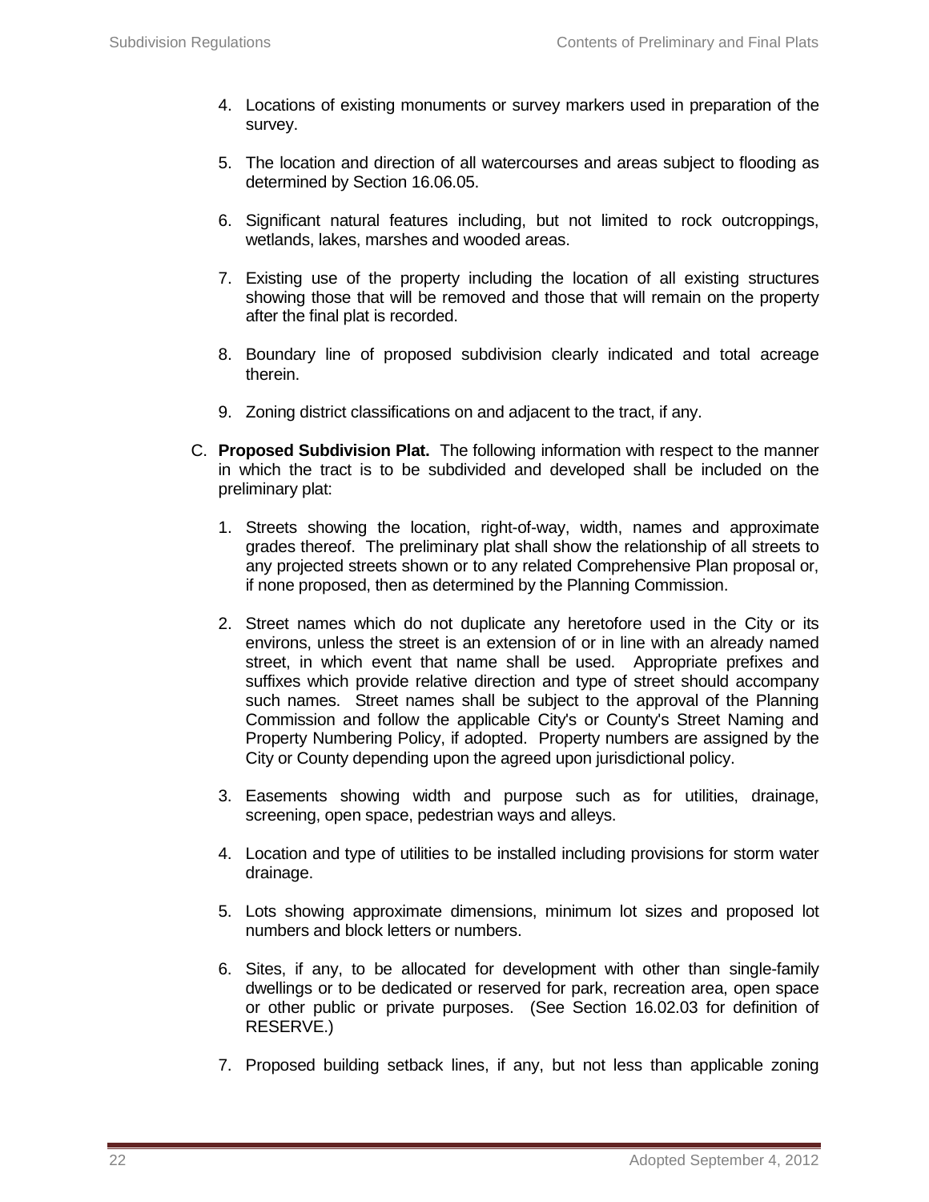4. Locations of existing monuments or survey markers used in preparation of the survey.

5. The location and direction of all watercourses and areas subject to flooding as determined by Section 16.06.05.

6. Significant natural features including, but not limited to rock outcroppings, wetlands, lakes, marshes and wooded areas.

7. Existing use of the property including the location of all existing structures showing those that will be removed and those that will remain on the property after the final plat is recorded.

8. Boundary line of proposed subdivision clearly indicated and total acreage therein.

9. Zoning district classifications on and adjacent to the tract, if any.

C. **Proposed Subdivision Plat.** The following information with respect to the manner in which the tract is to be subdivided and developed shall be included on the preliminary plat:

   1. Streets showing the location, right-of-way, width, names and approximate grades thereof. The preliminary plat shall show the relationship of all streets to any projected streets shown or to any related Comprehensive Plan proposal or, if none proposed, then as determined by the Planning Commission.

   2. Street names which do not duplicate any heretofore used in the City or its environs, unless the street is an extension of or in line with an already named street, in which event that name shall be used. Appropriate prefixes and suffixes which provide relative direction and type of street should accompany such names. Street names shall be subject to the approval of the Planning Commission and follow the applicable City's or County's Street Naming and Property Numbering Policy, if adopted. Property numbers are assigned by the City or County depending upon the agreed upon jurisdictional policy.

   3. Easements showing width and purpose such as for utilities, drainage, screening, open space, pedestrian ways and alleys.

   4. Location and type of utilities to be installed including provisions for storm water drainage.

   5. Lots showing approximate dimensions, minimum lot sizes and proposed lot numbers and block letters or numbers.

   6. Sites, if any, to be allocated for development with other than single-family dwellings or to be dedicated or reserved for park, recreation area, open space or other public or private purposes. (See Section 16.02.03 for definition of RESERVE.)

   7. Proposed building setback lines, if any, but not less than applicable zoning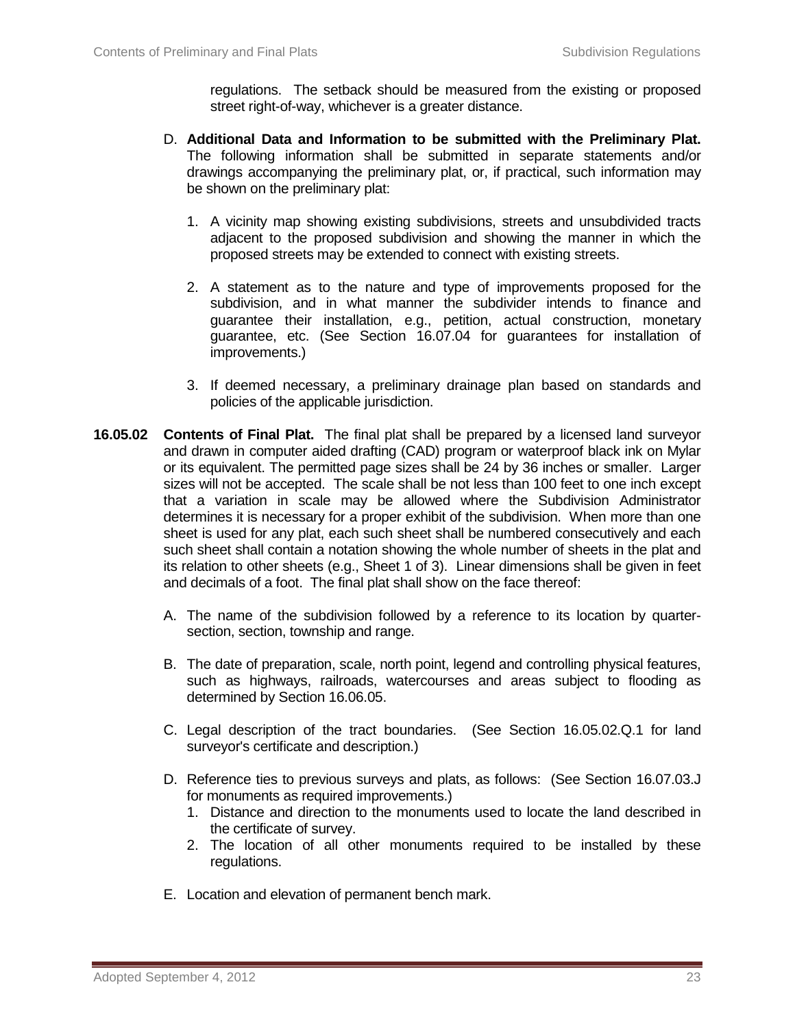regulations. The setback should be measured from the existing or proposed street right-of-way, whichever is a greater distance.

D. **Additional Data and Information to be submitted with the Preliminary Plat.** The following information shall be submitted in separate statements and/or drawings accompanying the preliminary plat, or, if practical, such information may be shown on the preliminary plat:

1. A vicinity map showing existing subdivisions, streets and unsubdivided tracts adjacent to the proposed subdivision and showing the manner in which the proposed streets may be extended to connect with existing streets.

2. A statement as to the nature and type of improvements proposed for the subdivision, and in what manner the subdivider intends to finance and guarantee their installation, e.g., petition, actual construction, monetary guarantee, etc. (See Section 16.07.04 for guarantees for installation of improvements.)

3. If deemed necessary, a preliminary drainage plan based on standards and policies of the applicable jurisdiction.

**16.05.02 Contents of Final Plat.** The final plat shall be prepared by a licensed land surveyor and drawn in computer aided drafting (CAD) program or waterproof black ink on Mylar or its equivalent. The permitted page sizes shall be 24 by 36 inches or smaller. Larger sizes will not be accepted. The scale shall be not less than 100 feet to one inch except that a variation in scale may be allowed where the Subdivision Administrator determines it is necessary for a proper exhibit of the subdivision. When more than one sheet is used for any plat, each such sheet shall be numbered consecutively and each such sheet shall contain a notation showing the whole number of sheets in the plat and its relation to other sheets (e.g., Sheet 1 of 3). Linear dimensions shall be given in feet and decimals of a foot. The final plat shall show on the face thereof:

A. The name of the subdivision followed by a reference to its location by quarter-section, section, township and range.

B. The date of preparation, scale, north point, legend and controlling physical features, such as highways, railroads, watercourses and areas subject to flooding as determined by Section 16.06.05.

C. Legal description of the tract boundaries. (See Section 16.05.02.Q.1 for land surveyor's certificate and description.)

D. Reference ties to previous surveys and plats, as follows: (See Section 16.07.03.J for monuments as required improvements.)
   1. Distance and direction to the monuments used to locate the land described in the certificate of survey.
   2. The location of all other monuments required to be installed by these regulations.

E. Location and elevation of permanent bench mark.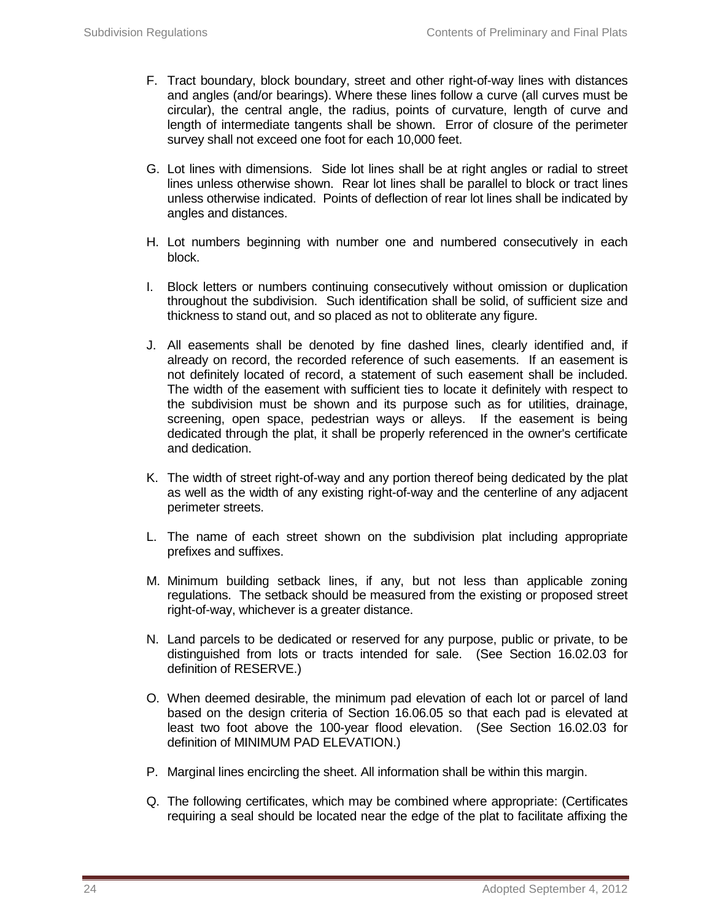F. Tract boundary, block boundary, street and other right-of-way lines with distances and angles (and/or bearings). Where these lines follow a curve (all curves must be circular), the central angle, the radius, points of curvature, length of curve and length of intermediate tangents shall be shown. Error of closure of the perimeter survey shall not exceed one foot for each 10,000 feet.

G. Lot lines with dimensions. Side lot lines shall be at right angles or radial to street lines unless otherwise shown. Rear lot lines shall be parallel to block or tract lines unless otherwise indicated. Points of deflection of rear lot lines shall be indicated by angles and distances.

H. Lot numbers beginning with number one and numbered consecutively in each block.

I. Block letters or numbers continuing consecutively without omission or duplication throughout the subdivision. Such identification shall be solid, of sufficient size and thickness to stand out, and so placed as not to obliterate any figure.

J. All easements shall be denoted by fine dashed lines, clearly identified and, if already on record, the recorded reference of such easements. If an easement is not definitely located of record, a statement of such easement shall be included. The width of the easement with sufficient ties to locate it definitely with respect to the subdivision must be shown and its purpose such as for utilities, drainage, screening, open space, pedestrian ways or alleys. If the easement is being dedicated through the plat, it shall be properly referenced in the owner's certificate and dedication.

K. The width of street right-of-way and any portion thereof being dedicated by the plat as well as the width of any existing right-of-way and the centerline of any adjacent perimeter streets.

L. The name of each street shown on the subdivision plat including appropriate prefixes and suffixes.

M. Minimum building setback lines, if any, but not less than applicable zoning regulations. The setback should be measured from the existing or proposed street right-of-way, whichever is a greater distance.

N. Land parcels to be dedicated or reserved for any purpose, public or private, to be distinguished from lots or tracts intended for sale. (See Section 16.02.03 for definition of RESERVE.)

O. When deemed desirable, the minimum pad elevation of each lot or parcel of land based on the design criteria of Section 16.06.05 so that each pad is elevated at least two foot above the 100-year flood elevation. (See Section 16.02.03 for definition of MINIMUM PAD ELEVATION.)

P. Marginal lines encircling the sheet. All information shall be within this margin.

Q. The following certificates, which may be combined where appropriate: (Certificates requiring a seal should be located near the edge of the plat to facilitate affixing the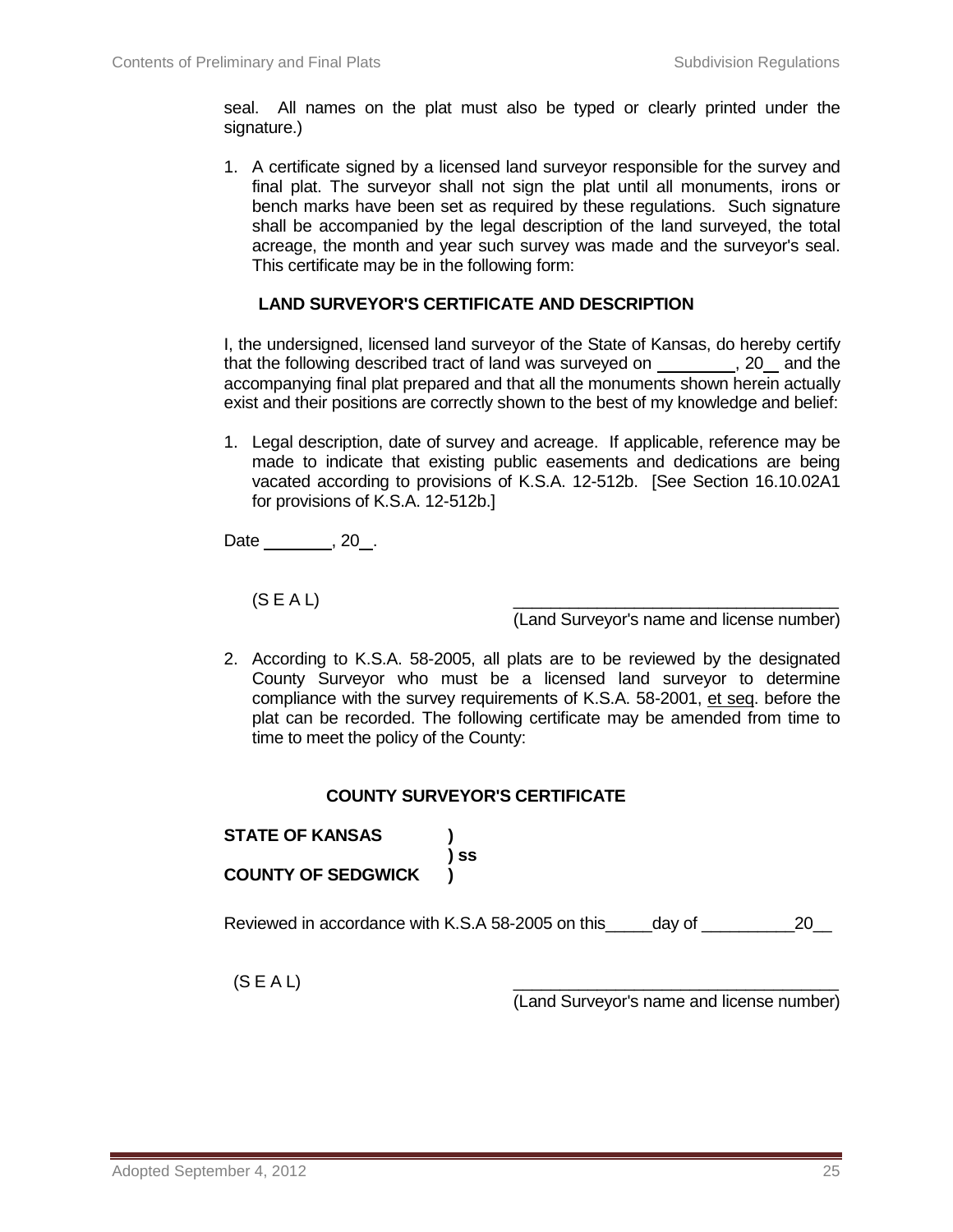seal. All names on the plat must also be typed or clearly printed under the signature.)

1. A certificate signed by a licensed land surveyor responsible for the survey and final plat. The surveyor shall not sign the plat until all monuments, irons or bench marks have been set as required by these regulations. Such signature shall be accompanied by the legal description of the land surveyed, the total acreage, the month and year such survey was made and the surveyor's seal. This certificate may be in the following form:

**LAND SURVEYOR'S CERTIFICATE AND DESCRIPTION**

I, the undersigned, licensed land surveyor of the State of Kansas, do hereby certify that the following described tract of land was surveyed on ________, 20__ and the accompanying final plat prepared and that all the monuments shown herein actually exist and their positions are correctly shown to the best of my knowledge and belief:

1. Legal description, date of survey and acreage. If applicable, reference may be made to indicate that existing public easements and dedications are being vacated according to provisions of K.S.A. 12-512b. [See Section 16.10.02A1 for provisions of K.S.A. 12-512b.]

Date ________, 20__.

(S E A L) ____________________________________
(Land Surveyor's name and license number)

2. According to K.S.A. 58-2005, all plats are to be reviewed by the designated County Surveyor who must be a licensed land surveyor to determine compliance with the survey requirements of K.S.A. 58-2001, et seq. before the plat can be recorded. The following certificate may be amended from time to time to meet the policy of the County:

**COUNTY SURVEYOR'S CERTIFICATE**

**STATE OF KANSAS )**
**) ss**
**COUNTY OF SEDGWICK )**

Reviewed in accordance with K.S.A 58-2005 on this_____day of __________20__

(S E A L) ____________________________________
(Land Surveyor's name and license number)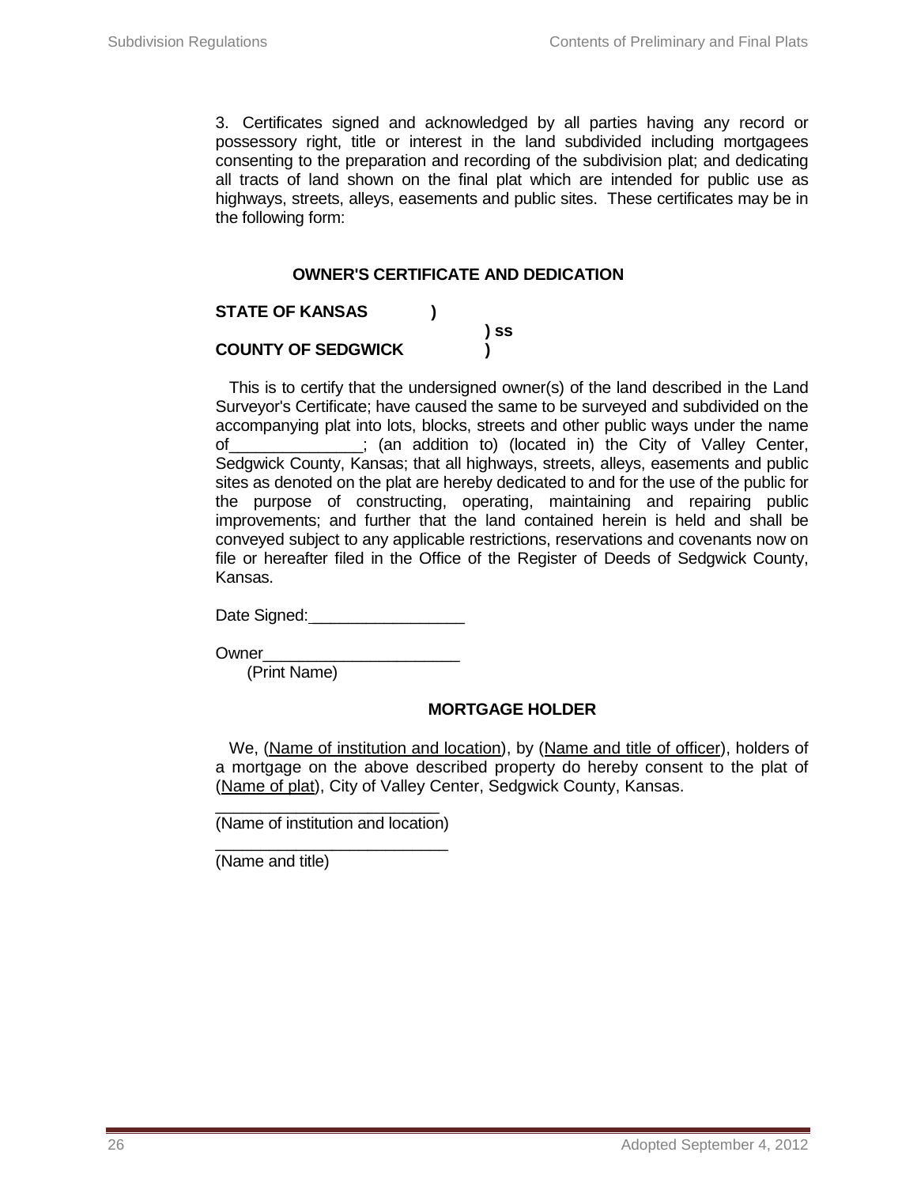3. Certificates signed and acknowledged by all parties having any record or possessory right, title or interest in the land subdivided including mortgagees consenting to the preparation and recording of the subdivision plat; and dedicating all tracts of land shown on the final plat which are intended for public use as highways, streets, alleys, easements and public sites. These certificates may be in the following form:

**OWNER'S CERTIFICATE AND DEDICATION**

**STATE OF KANSAS )**
**) ss**
**COUNTY OF SEDGWICK )**

This is to certify that the undersigned owner(s) of the land described in the Land Surveyor's Certificate; have caused the same to be surveyed and subdivided on the accompanying plat into lots, blocks, streets and other public ways under the name of_______________; (an addition to) (located in) the City of Valley Center, Sedgwick County, Kansas; that all highways, streets, alleys, easements and public sites as denoted on the plat are hereby dedicated to and for the use of the public for the purpose of constructing, operating, maintaining and repairing public improvements; and further that the land contained herein is held and shall be conveyed subject to any applicable restrictions, reservations and covenants now on file or hereafter filed in the Office of the Register of Deeds of Sedgwick County, Kansas.

Date Signed:_________________

Owner______________________
(Print Name)

**MORTGAGE HOLDER**

We, (<u>Name of institution and location</u>), by (<u>Name and title of officer</u>), holders of a mortgage on the above described property do hereby consent to the plat of (<u>Name of plat</u>), City of Valley Center, Sedgwick County, Kansas.

_________________________
(Name of institution and location)

__________________________
(Name and title)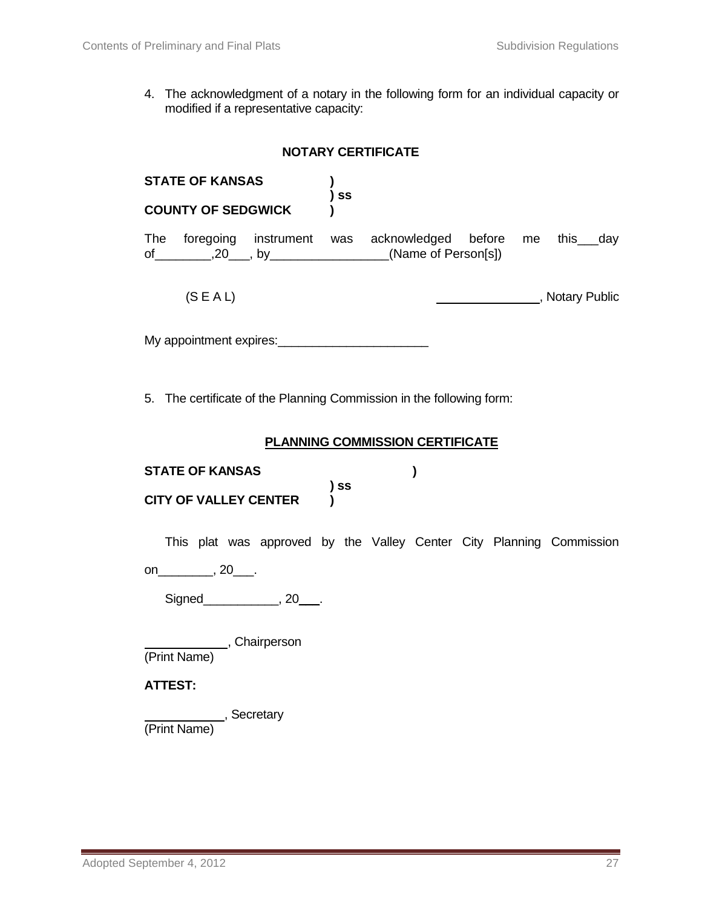4. The acknowledgment of a notary in the following form for an individual capacity or modified if a representative capacity:

**NOTARY CERTIFICATE**

**STATE OF KANSAS )**
**) ss**
**COUNTY OF SEDGWICK )**

The foregoing instrument was acknowledged before me this___day of________,20___, by_________________(Name of Person[s])

(S E A L) _______________, Notary Public

My appointment expires:______________________

5. The certificate of the Planning Commission in the following form:

**PLANNING COMMISSION CERTIFICATE**

**STATE OF KANSAS )**
**) ss**
**CITY OF VALLEY CENTER )**

This plat was approved by the Valley Center City Planning Commission on________, 20___.

Signed___________, 20___.

____________, Chairperson
(Print Name)

**ATTEST:**

___________, Secretary
(Print Name)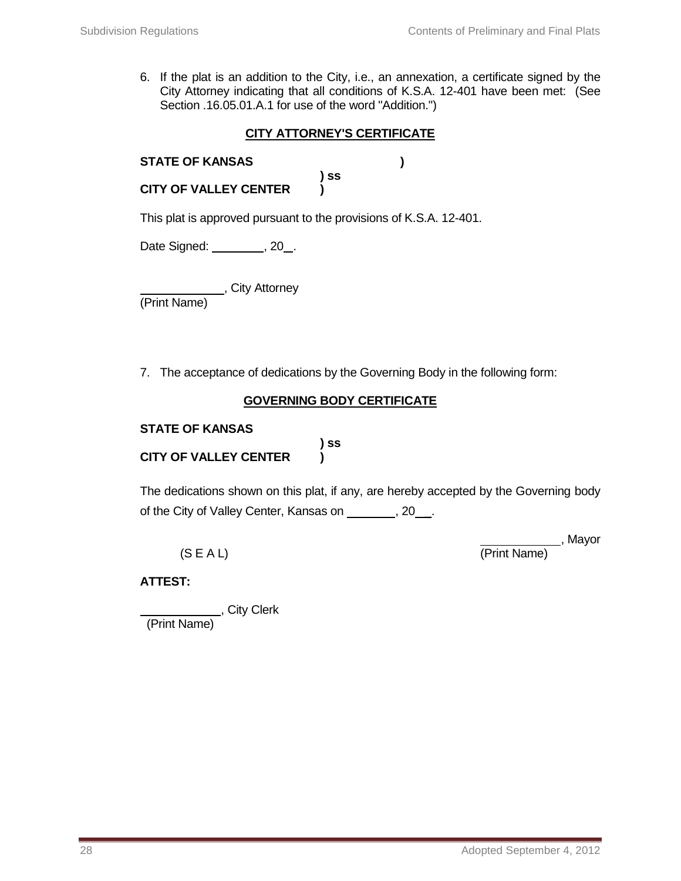6. If the plat is an addition to the City, i.e., an annexation, a certificate signed by the City Attorney indicating that all conditions of K.S.A. 12-401 have been met: (See Section .16.05.01.A.1 for use of the word "Addition.")

**CITY ATTORNEY'S CERTIFICATE**

**STATE OF KANSAS )**
**) ss**
**CITY OF VALLEY CENTER )**

This plat is approved pursuant to the provisions of K.S.A. 12-401.

Date Signed: ________, 20__.

____________, City Attorney
(Print Name)

7. The acceptance of dedications by the Governing Body in the following form:

**GOVERNING BODY CERTIFICATE**

**STATE OF KANSAS**
**) ss**
**CITY OF VALLEY CENTER )**

The dedications shown on this plat, if any, are hereby accepted by the Governing body of the City of Valley Center, Kansas on _______, 20__.

(S E A L)

____________, Mayor
(Print Name)

**ATTEST:**

____________, City Clerk
(Print Name)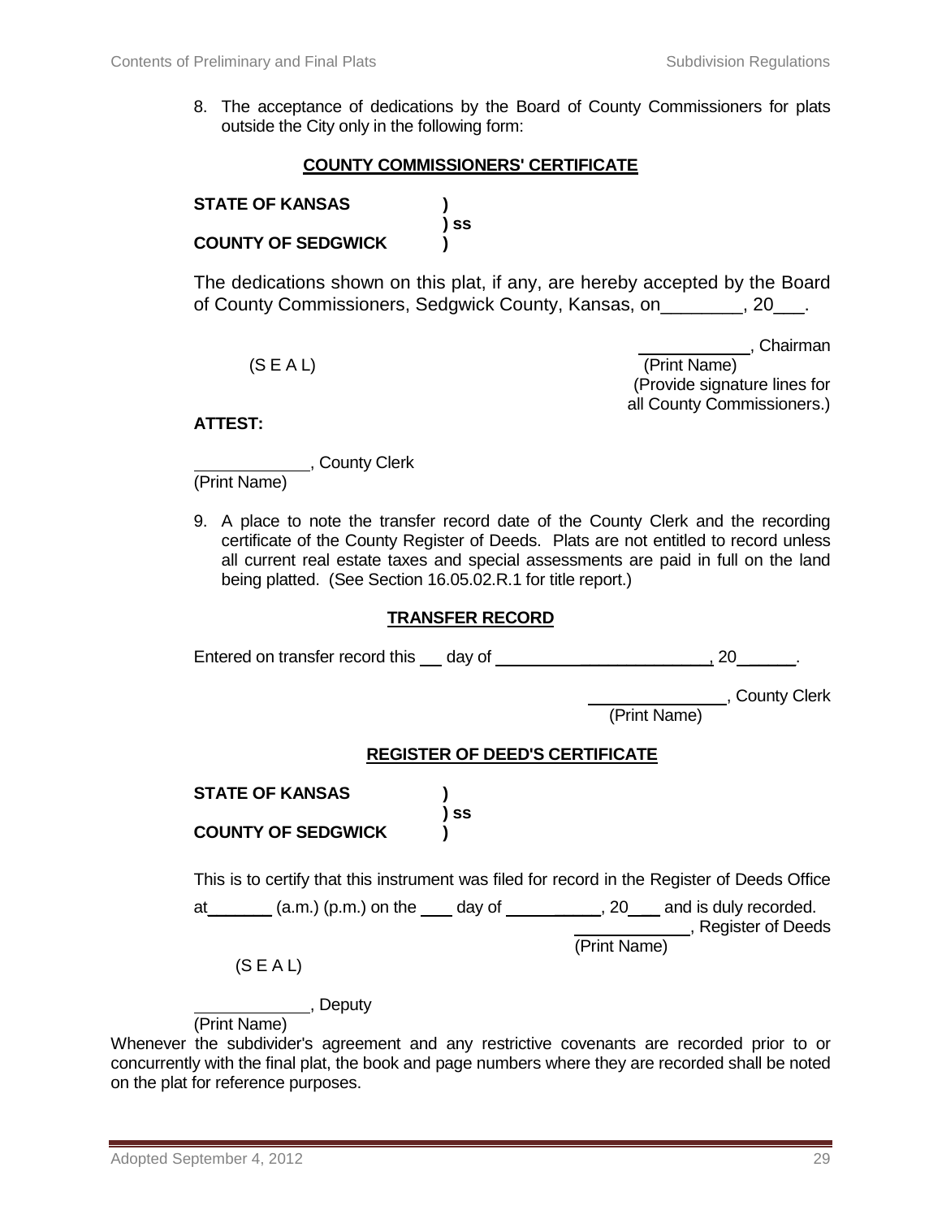8. The acceptance of dedications by the Board of County Commissioners for plats outside the City only in the following form:

**COUNTY COMMISSIONERS' CERTIFICATE**

**STATE OF KANSAS )**
**) ss**
**COUNTY OF SEDGWICK )**

The dedications shown on this plat, if any, are hereby accepted by the Board of County Commissioners, Sedgwick County, Kansas, on________, 20___.

(S E A L)

____________, Chairman
(Print Name)
(Provide signature lines for all County Commissioners.)

**ATTEST:**

____________, County Clerk
(Print Name)

9. A place to note the transfer record date of the County Clerk and the recording certificate of the County Register of Deeds. Plats are not entitled to record unless all current real estate taxes and special assessments are paid in full on the land being platted. (See Section 16.05.02.R.1 for title report.)

**TRANSFER RECORD**

Entered on transfer record this ___ day of ________________________, 20______.

_______________, County Clerk
(Print Name)

**REGISTER OF DEED'S CERTIFICATE**

**STATE OF KANSAS )**
**) ss**
**COUNTY OF SEDGWICK )**

This is to certify that this instrument was filed for record in the Register of Deeds Office at_______ (a.m.) (p.m.) on the ____ day of __________, 20___ and is duly recorded.

____________, Register of Deeds
(Print Name)

(S E A L)

____________, Deputy
(Print Name)

Whenever the subdivider's agreement and any restrictive covenants are recorded prior to or concurrently with the final plat, the book and page numbers where they are recorded shall be noted on the plat for reference purposes.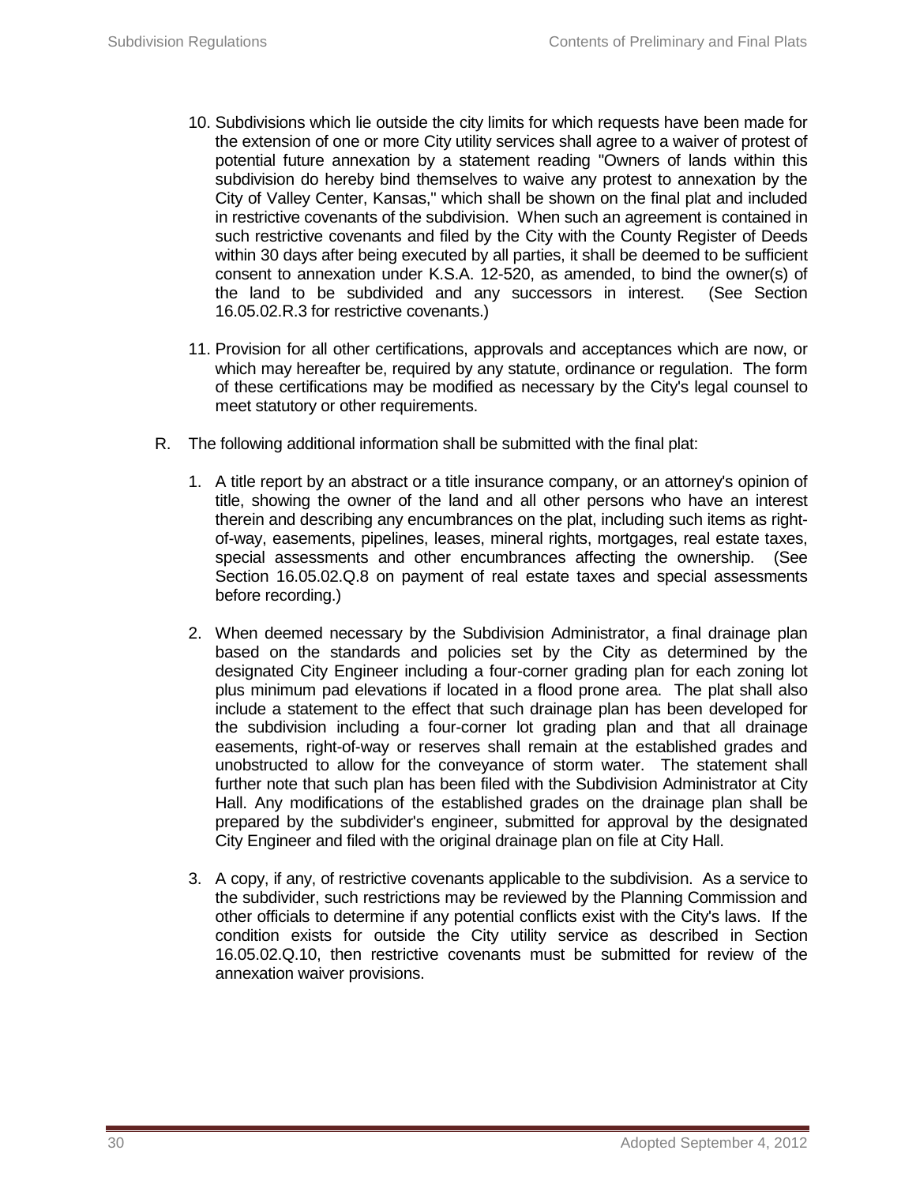10. Subdivisions which lie outside the city limits for which requests have been made for the extension of one or more City utility services shall agree to a waiver of protest of potential future annexation by a statement reading "Owners of lands within this subdivision do hereby bind themselves to waive any protest to annexation by the City of Valley Center, Kansas," which shall be shown on the final plat and included in restrictive covenants of the subdivision. When such an agreement is contained in such restrictive covenants and filed by the City with the County Register of Deeds within 30 days after being executed by all parties, it shall be deemed to be sufficient consent to annexation under K.S.A. 12-520, as amended, to bind the owner(s) of the land to be subdivided and any successors in interest. (See Section 16.05.02.R.3 for restrictive covenants.)

11. Provision for all other certifications, approvals and acceptances which are now, or which may hereafter be, required by any statute, ordinance or regulation. The form of these certifications may be modified as necessary by the City's legal counsel to meet statutory or other requirements.

R. The following additional information shall be submitted with the final plat:

1. A title report by an abstract or a title insurance company, or an attorney's opinion of title, showing the owner of the land and all other persons who have an interest therein and describing any encumbrances on the plat, including such items as right-of-way, easements, pipelines, leases, mineral rights, mortgages, real estate taxes, special assessments and other encumbrances affecting the ownership. (See Section 16.05.02.Q.8 on payment of real estate taxes and special assessments before recording.)

2. When deemed necessary by the Subdivision Administrator, a final drainage plan based on the standards and policies set by the City as determined by the designated City Engineer including a four-corner grading plan for each zoning lot plus minimum pad elevations if located in a flood prone area. The plat shall also include a statement to the effect that such drainage plan has been developed for the subdivision including a four-corner lot grading plan and that all drainage easements, right-of-way or reserves shall remain at the established grades and unobstructed to allow for the conveyance of storm water. The statement shall further note that such plan has been filed with the Subdivision Administrator at City Hall. Any modifications of the established grades on the drainage plan shall be prepared by the subdivider's engineer, submitted for approval by the designated City Engineer and filed with the original drainage plan on file at City Hall.

3. A copy, if any, of restrictive covenants applicable to the subdivision. As a service to the subdivider, such restrictions may be reviewed by the Planning Commission and other officials to determine if any potential conflicts exist with the City's laws. If the condition exists for outside the City utility service as described in Section 16.05.02.Q.10, then restrictive covenants must be submitted for review of the annexation waiver provisions.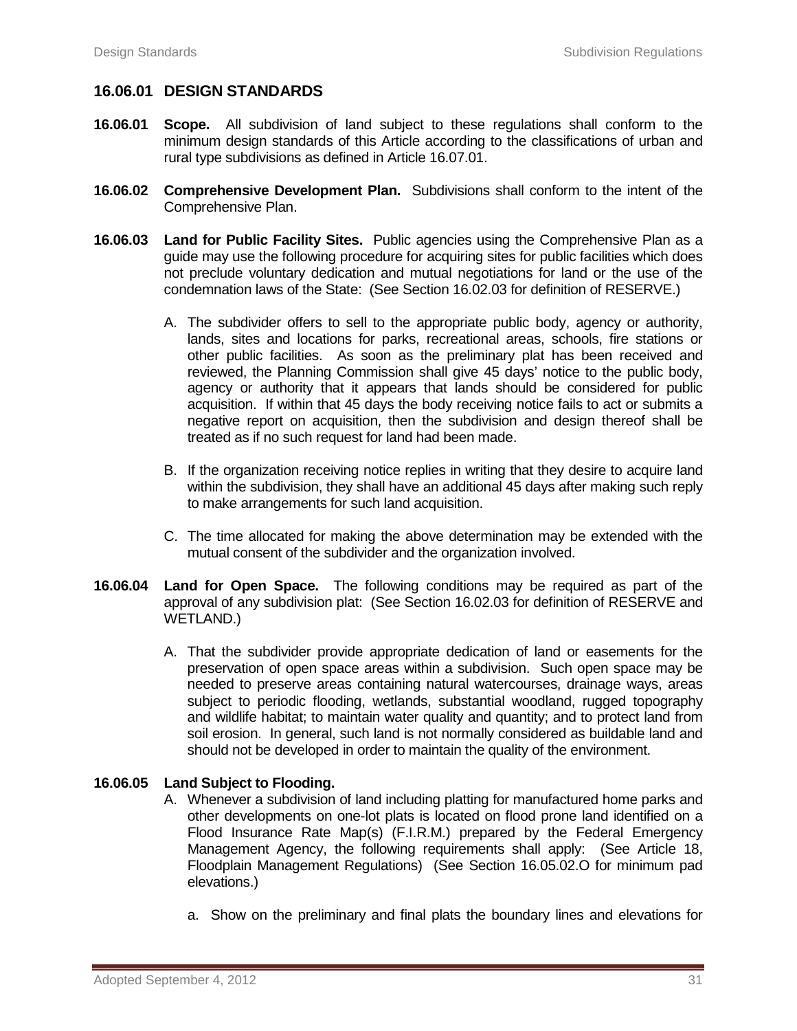## 16.06.01 DESIGN STANDARDS

**16.06.01 Scope.** All subdivision of land subject to these regulations shall conform to the minimum design standards of this Article according to the classifications of urban and rural type subdivisions as defined in Article 16.07.01.

**16.06.02 Comprehensive Development Plan.** Subdivisions shall conform to the intent of the Comprehensive Plan.

**16.06.03 Land for Public Facility Sites.** Public agencies using the Comprehensive Plan as a guide may use the following procedure for acquiring sites for public facilities which does not preclude voluntary dedication and mutual negotiations for land or the use of the condemnation laws of the State: (See Section 16.02.03 for definition of RESERVE.)

A. The subdivider offers to sell to the appropriate public body, agency or authority, lands, sites and locations for parks, recreational areas, schools, fire stations or other public facilities. As soon as the preliminary plat has been received and reviewed, the Planning Commission shall give 45 days' notice to the public body, agency or authority that it appears that lands should be considered for public acquisition. If within that 45 days the body receiving notice fails to act or submits a negative report on acquisition, then the subdivision and design thereof shall be treated as if no such request for land had been made.

B. If the organization receiving notice replies in writing that they desire to acquire land within the subdivision, they shall have an additional 45 days after making such reply to make arrangements for such land acquisition.

C. The time allocated for making the above determination may be extended with the mutual consent of the subdivider and the organization involved.

**16.06.04 Land for Open Space.** The following conditions may be required as part of the approval of any subdivision plat: (See Section 16.02.03 for definition of RESERVE and WETLAND.)

A. That the subdivider provide appropriate dedication of land or easements for the preservation of open space areas within a subdivision. Such open space may be needed to preserve areas containing natural watercourses, drainage ways, areas subject to periodic flooding, wetlands, substantial woodland, rugged topography and wildlife habitat; to maintain water quality and quantity; and to protect land from soil erosion. In general, such land is not normally considered as buildable land and should not be developed in order to maintain the quality of the environment.

**16.06.05 Land Subject to Flooding.**

A. Whenever a subdivision of land including platting for manufactured home parks and other developments on one-lot plats is located on flood prone land identified on a Flood Insurance Rate Map(s) (F.I.R.M.) prepared by the Federal Emergency Management Agency, the following requirements shall apply: (See Article 18, Floodplain Management Regulations) (See Section 16.05.02.O for minimum pad elevations.)

a. Show on the preliminary and final plats the boundary lines and elevations for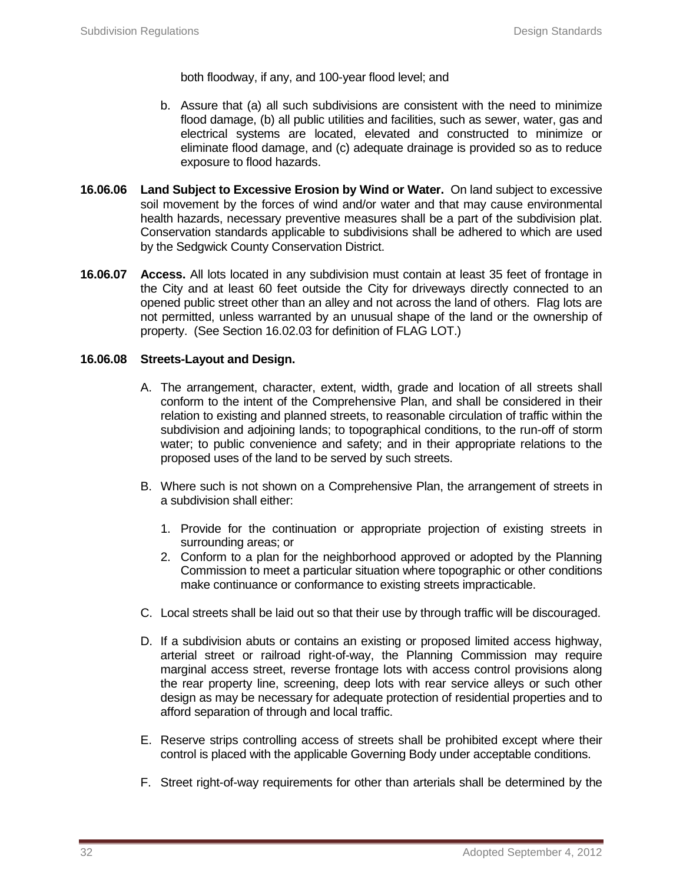both floodway, if any, and 100-year flood level; and

b. Assure that (a) all such subdivisions are consistent with the need to minimize flood damage, (b) all public utilities and facilities, such as sewer, water, gas and electrical systems are located, elevated and constructed to minimize or eliminate flood damage, and (c) adequate drainage is provided so as to reduce exposure to flood hazards.

**16.06.06 Land Subject to Excessive Erosion by Wind or Water.** On land subject to excessive soil movement by the forces of wind and/or water and that may cause environmental health hazards, necessary preventive measures shall be a part of the subdivision plat. Conservation standards applicable to subdivisions shall be adhered to which are used by the Sedgwick County Conservation District.

**16.06.07 Access.** All lots located in any subdivision must contain at least 35 feet of frontage in the City and at least 60 feet outside the City for driveways directly connected to an opened public street other than an alley and not across the land of others. Flag lots are not permitted, unless warranted by an unusual shape of the land or the ownership of property. (See Section 16.02.03 for definition of FLAG LOT.)

**16.06.08 Streets-Layout and Design.**

A. The arrangement, character, extent, width, grade and location of all streets shall conform to the intent of the Comprehensive Plan, and shall be considered in their relation to existing and planned streets, to reasonable circulation of traffic within the subdivision and adjoining lands; to topographical conditions, to the run-off of storm water; to public convenience and safety; and in their appropriate relations to the proposed uses of the land to be served by such streets.

B. Where such is not shown on a Comprehensive Plan, the arrangement of streets in a subdivision shall either:

   1. Provide for the continuation or appropriate projection of existing streets in surrounding areas; or
   2. Conform to a plan for the neighborhood approved or adopted by the Planning Commission to meet a particular situation where topographic or other conditions make continuance or conformance to existing streets impracticable.

C. Local streets shall be laid out so that their use by through traffic will be discouraged.

D. If a subdivision abuts or contains an existing or proposed limited access highway, arterial street or railroad right-of-way, the Planning Commission may require marginal access street, reverse frontage lots with access control provisions along the rear property line, screening, deep lots with rear service alleys or such other design as may be necessary for adequate protection of residential properties and to afford separation of through and local traffic.

E. Reserve strips controlling access of streets shall be prohibited except where their control is placed with the applicable Governing Body under acceptable conditions.

F. Street right-of-way requirements for other than arterials shall be determined by the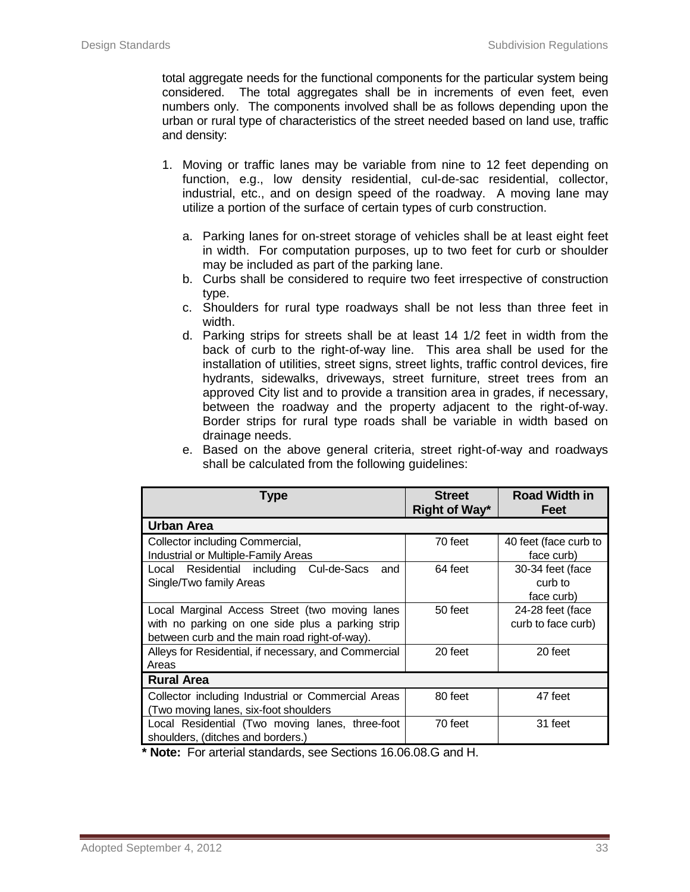total aggregate needs for the functional components for the particular system being considered. The total aggregates shall be in increments of even feet, even numbers only. The components involved shall be as follows depending upon the urban or rural type of characteristics of the street needed based on land use, traffic and density:

1. Moving or traffic lanes may be variable from nine to 12 feet depending on function, e.g., low density residential, cul-de-sac residential, collector, industrial, etc., and on design speed of the roadway. A moving lane may utilize a portion of the surface of certain types of curb construction.

   a. Parking lanes for on-street storage of vehicles shall be at least eight feet in width. For computation purposes, up to two feet for curb or shoulder may be included as part of the parking lane.
   b. Curbs shall be considered to require two feet irrespective of construction type.
   c. Shoulders for rural type roadways shall be not less than three feet in width.
   d. Parking strips for streets shall be at least 14 1/2 feet in width from the back of curb to the right-of-way line. This area shall be used for the installation of utilities, street signs, street lights, traffic control devices, fire hydrants, sidewalks, driveways, street furniture, street trees from an approved City list and to provide a transition area in grades, if necessary, between the roadway and the property adjacent to the right-of-way. Border strips for rural type roads shall be variable in width based on drainage needs.
   e. Based on the above general criteria, street right-of-way and roadways shall be calculated from the following guidelines:

| Type | Street Right of Way* | Road Width in Feet |
|---|---|---|
| **Urban Area** | | |
| Collector including Commercial, Industrial or Multiple-Family Areas | 70 feet | 40 feet (face curb to face curb) |
| Local Residential including Cul-de-Sacs and Single/Two family Areas | 64 feet | 30-34 feet (face curb to face curb) |
| Local Marginal Access Street (two moving lanes with no parking on one side plus a parking strip between curb and the main road right-of-way). | 50 feet | 24-28 feet (face curb to face curb) |
| Alleys for Residential, if necessary, and Commercial Areas | 20 feet | 20 feet |
| **Rural Area** | | |
| Collector including Industrial or Commercial Areas (Two moving lanes, six-foot shoulders | 80 feet | 47 feet |
| Local Residential (Two moving lanes, three-foot shoulders, (ditches and borders.) | 70 feet | 31 feet |

**\* Note:** For arterial standards, see Sections 16.06.08.G and H.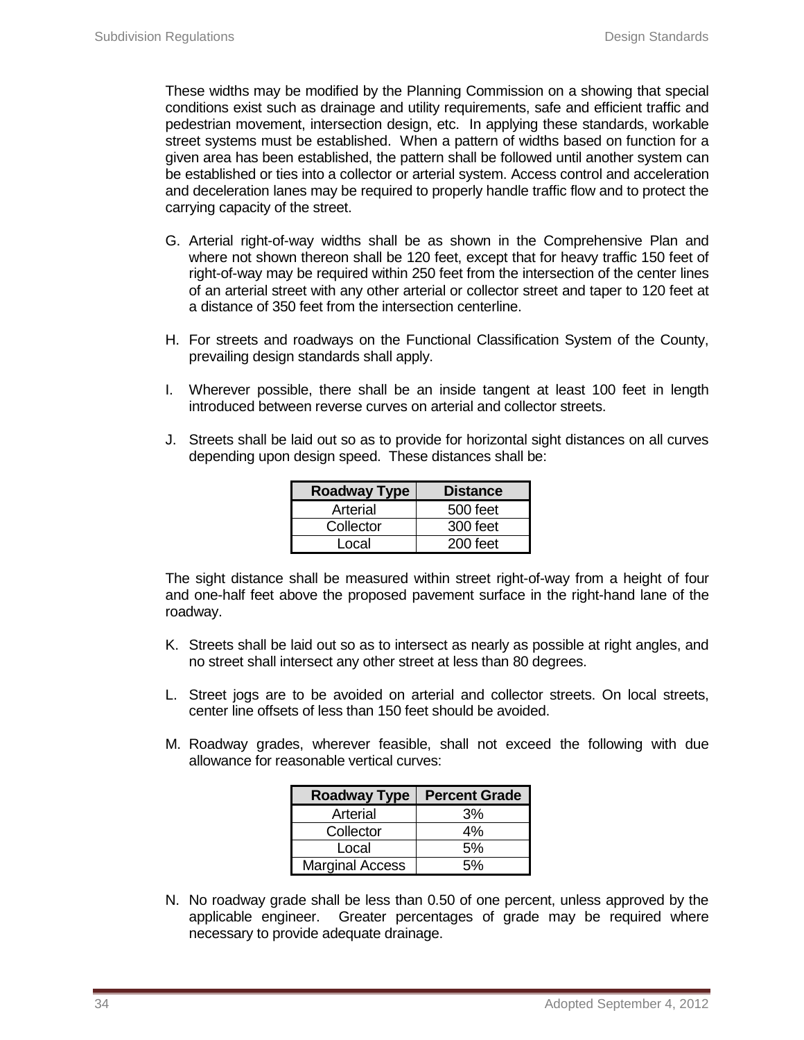These widths may be modified by the Planning Commission on a showing that special conditions exist such as drainage and utility requirements, safe and efficient traffic and pedestrian movement, intersection design, etc. In applying these standards, workable street systems must be established. When a pattern of widths based on function for a given area has been established, the pattern shall be followed until another system can be established or ties into a collector or arterial system. Access control and acceleration and deceleration lanes may be required to properly handle traffic flow and to protect the carrying capacity of the street.

G. Arterial right-of-way widths shall be as shown in the Comprehensive Plan and where not shown thereon shall be 120 feet, except that for heavy traffic 150 feet of right-of-way may be required within 250 feet from the intersection of the center lines of an arterial street with any other arterial or collector street and taper to 120 feet at a distance of 350 feet from the intersection centerline.

H. For streets and roadways on the Functional Classification System of the County, prevailing design standards shall apply.

I. Wherever possible, there shall be an inside tangent at least 100 feet in length introduced between reverse curves on arterial and collector streets.

J. Streets shall be laid out so as to provide for horizontal sight distances on all curves depending upon design speed. These distances shall be:

| Roadway Type | Distance |
|---|---|
| Arterial | 500 feet |
| Collector | 300 feet |
| Local | 200 feet |

The sight distance shall be measured within street right-of-way from a height of four and one-half feet above the proposed pavement surface in the right-hand lane of the roadway.

K. Streets shall be laid out so as to intersect as nearly as possible at right angles, and no street shall intersect any other street at less than 80 degrees.

L. Street jogs are to be avoided on arterial and collector streets. On local streets, center line offsets of less than 150 feet should be avoided.

M. Roadway grades, wherever feasible, shall not exceed the following with due allowance for reasonable vertical curves:

| Roadway Type | Percent Grade |
|---|---|
| Arterial | 3% |
| Collector | 4% |
| Local | 5% |
| Marginal Access | 5% |

N. No roadway grade shall be less than 0.50 of one percent, unless approved by the applicable engineer. Greater percentages of grade may be required where necessary to provide adequate drainage.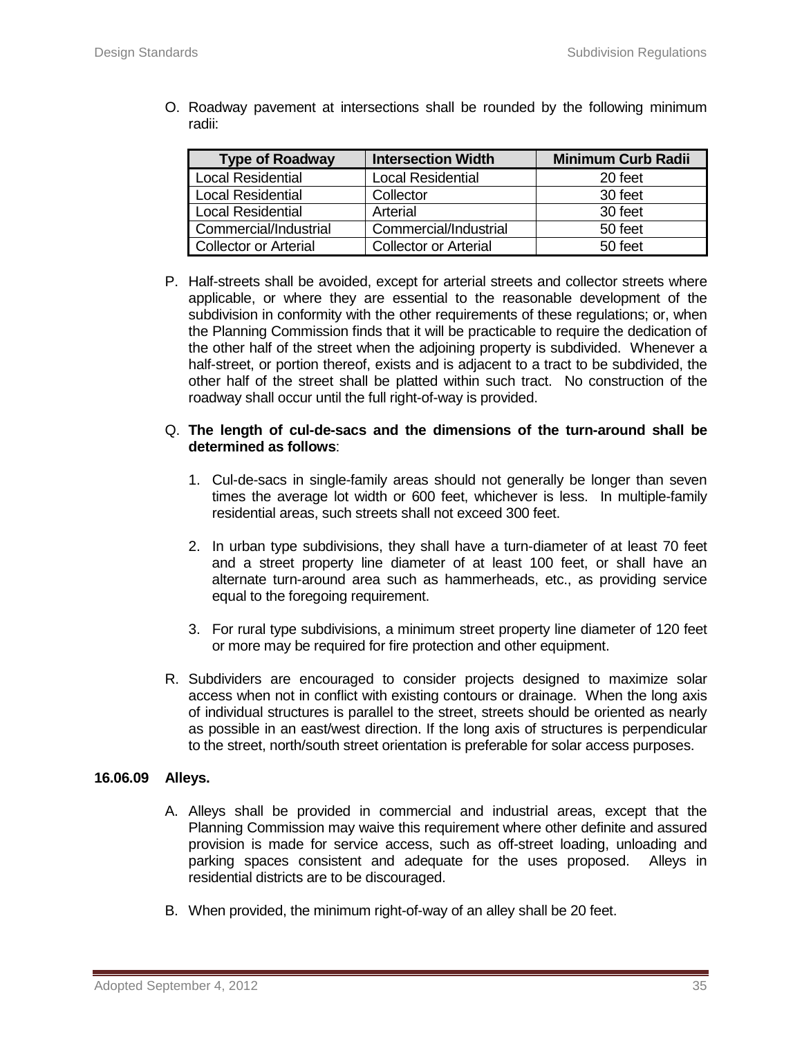O. Roadway pavement at intersections shall be rounded by the following minimum radii:

| Type of Roadway | Intersection Width | Minimum Curb Radii |
|---|---|---|
| Local Residential | Local Residential | 20 feet |
| Local Residential | Collector | 30 feet |
| Local Residential | Arterial | 30 feet |
| Commercial/Industrial | Commercial/Industrial | 50 feet |
| Collector or Arterial | Collector or Arterial | 50 feet |

P. Half-streets shall be avoided, except for arterial streets and collector streets where applicable, or where they are essential to the reasonable development of the subdivision in conformity with the other requirements of these regulations; or, when the Planning Commission finds that it will be practicable to require the dedication of the other half of the street when the adjoining property is subdivided. Whenever a half-street, or portion thereof, exists and is adjacent to a tract to be subdivided, the other half of the street shall be platted within such tract. No construction of the roadway shall occur until the full right-of-way is provided.

Q. **The length of cul-de-sacs and the dimensions of the turn-around shall be determined as follows**:

1. Cul-de-sacs in single-family areas should not generally be longer than seven times the average lot width or 600 feet, whichever is less. In multiple-family residential areas, such streets shall not exceed 300 feet.

2. In urban type subdivisions, they shall have a turn-diameter of at least 70 feet and a street property line diameter of at least 100 feet, or shall have an alternate turn-around area such as hammerheads, etc., as providing service equal to the foregoing requirement.

3. For rural type subdivisions, a minimum street property line diameter of 120 feet or more may be required for fire protection and other equipment.

R. Subdividers are encouraged to consider projects designed to maximize solar access when not in conflict with existing contours or drainage. When the long axis of individual structures is parallel to the street, streets should be oriented as nearly as possible in an east/west direction. If the long axis of structures is perpendicular to the street, north/south street orientation is preferable for solar access purposes.

### 16.06.09 Alleys.

A. Alleys shall be provided in commercial and industrial areas, except that the Planning Commission may waive this requirement where other definite and assured provision is made for service access, such as off-street loading, unloading and parking spaces consistent and adequate for the uses proposed. Alleys in residential districts are to be discouraged.

B. When provided, the minimum right-of-way of an alley shall be 20 feet.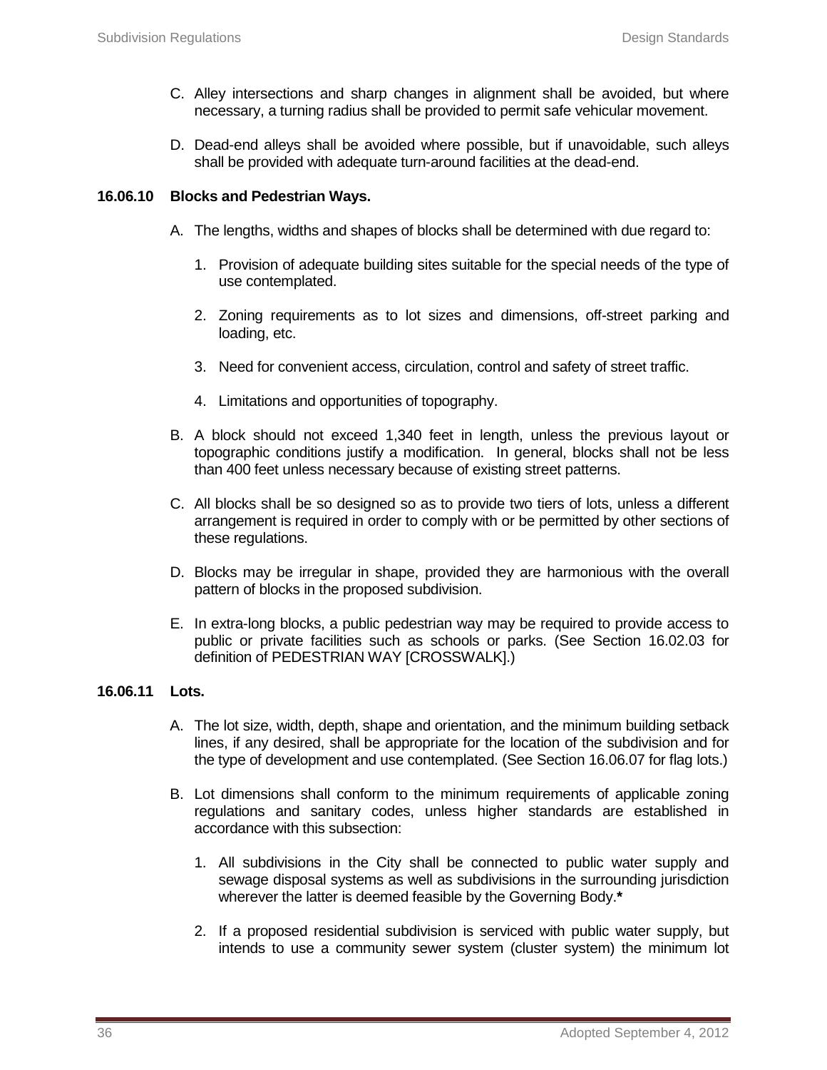C. Alley intersections and sharp changes in alignment shall be avoided, but where necessary, a turning radius shall be provided to permit safe vehicular movement.

D. Dead-end alleys shall be avoided where possible, but if unavoidable, such alleys shall be provided with adequate turn-around facilities at the dead-end.

**16.06.10 Blocks and Pedestrian Ways.**

A. The lengths, widths and shapes of blocks shall be determined with due regard to:

1. Provision of adequate building sites suitable for the special needs of the type of use contemplated.

2. Zoning requirements as to lot sizes and dimensions, off-street parking and loading, etc.

3. Need for convenient access, circulation, control and safety of street traffic.

4. Limitations and opportunities of topography.

B. A block should not exceed 1,340 feet in length, unless the previous layout or topographic conditions justify a modification. In general, blocks shall not be less than 400 feet unless necessary because of existing street patterns.

C. All blocks shall be so designed so as to provide two tiers of lots, unless a different arrangement is required in order to comply with or be permitted by other sections of these regulations.

D. Blocks may be irregular in shape, provided they are harmonious with the overall pattern of blocks in the proposed subdivision.

E. In extra-long blocks, a public pedestrian way may be required to provide access to public or private facilities such as schools or parks. (See Section 16.02.03 for definition of PEDESTRIAN WAY [CROSSWALK].)

**16.06.11 Lots.**

A. The lot size, width, depth, shape and orientation, and the minimum building setback lines, if any desired, shall be appropriate for the location of the subdivision and for the type of development and use contemplated. (See Section 16.06.07 for flag lots.)

B. Lot dimensions shall conform to the minimum requirements of applicable zoning regulations and sanitary codes, unless higher standards are established in accordance with this subsection:

1. All subdivisions in the City shall be connected to public water supply and sewage disposal systems as well as subdivisions in the surrounding jurisdiction wherever the latter is deemed feasible by the Governing Body.**\***

2. If a proposed residential subdivision is serviced with public water supply, but intends to use a community sewer system (cluster system) the minimum lot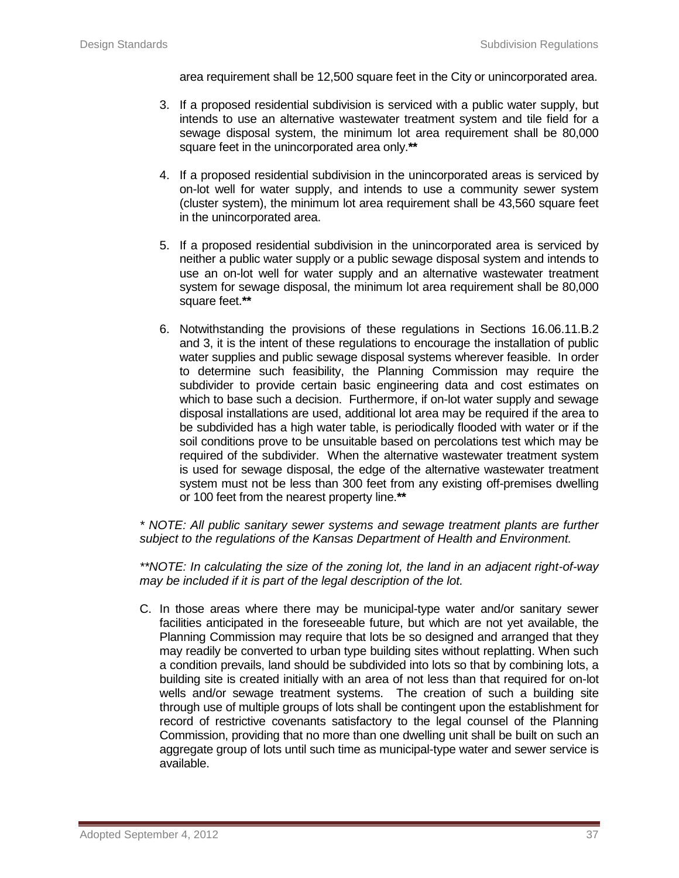area requirement shall be 12,500 square feet in the City or unincorporated area.

3. If a proposed residential subdivision is serviced with a public water supply, but intends to use an alternative wastewater treatment system and tile field for a sewage disposal system, the minimum lot area requirement shall be 80,000 square feet in the unincorporated area only.**

4. If a proposed residential subdivision in the unincorporated areas is serviced by on-lot well for water supply, and intends to use a community sewer system (cluster system), the minimum lot area requirement shall be 43,560 square feet in the unincorporated area.

5. If a proposed residential subdivision in the unincorporated area is serviced by neither a public water supply or a public sewage disposal system and intends to use an on-lot well for water supply and an alternative wastewater treatment system for sewage disposal, the minimum lot area requirement shall be 80,000 square feet.**

6. Notwithstanding the provisions of these regulations in Sections 16.06.11.B.2 and 3, it is the intent of these regulations to encourage the installation of public water supplies and public sewage disposal systems wherever feasible. In order to determine such feasibility, the Planning Commission may require the subdivider to provide certain basic engineering data and cost estimates on which to base such a decision. Furthermore, if on-lot water supply and sewage disposal installations are used, additional lot area may be required if the area to be subdivided has a high water table, is periodically flooded with water or if the soil conditions prove to be unsuitable based on percolations test which may be required of the subdivider. When the alternative wastewater treatment system is used for sewage disposal, the edge of the alternative wastewater treatment system must not be less than 300 feet from any existing off-premises dwelling or 100 feet from the nearest property line.**

*\* NOTE: All public sanitary sewer systems and sewage treatment plants are further subject to the regulations of the Kansas Department of Health and Environment.*

*\*\*NOTE: In calculating the size of the zoning lot, the land in an adjacent right-of-way may be included if it is part of the legal description of the lot.*

C. In those areas where there may be municipal-type water and/or sanitary sewer facilities anticipated in the foreseeable future, but which are not yet available, the Planning Commission may require that lots be so designed and arranged that they may readily be converted to urban type building sites without replatting. When such a condition prevails, land should be subdivided into lots so that by combining lots, a building site is created initially with an area of not less than that required for on-lot wells and/or sewage treatment systems. The creation of such a building site through use of multiple groups of lots shall be contingent upon the establishment for record of restrictive covenants satisfactory to the legal counsel of the Planning Commission, providing that no more than one dwelling unit shall be built on such an aggregate group of lots until such time as municipal-type water and sewer service is available.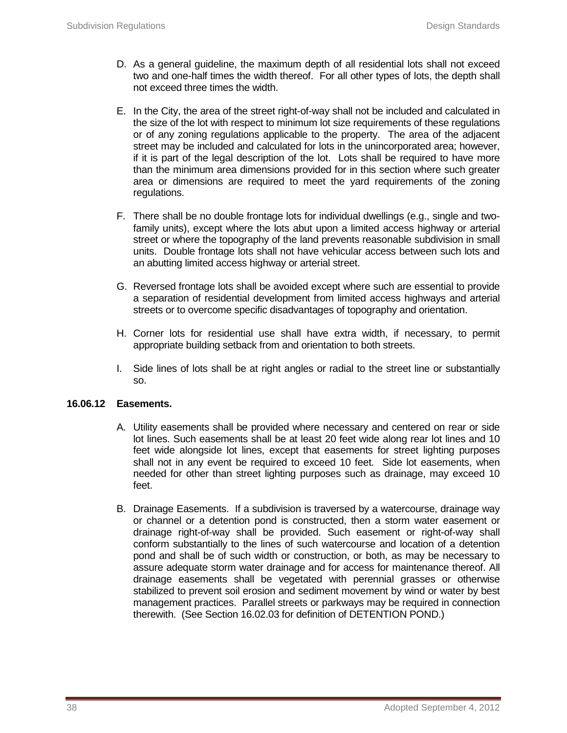D. As a general guideline, the maximum depth of all residential lots shall not exceed two and one-half times the width thereof. For all other types of lots, the depth shall not exceed three times the width.

E. In the City, the area of the street right-of-way shall not be included and calculated in the size of the lot with respect to minimum lot size requirements of these regulations or of any zoning regulations applicable to the property. The area of the adjacent street may be included and calculated for lots in the unincorporated area; however, if it is part of the legal description of the lot. Lots shall be required to have more than the minimum area dimensions provided for in this section where such greater area or dimensions are required to meet the yard requirements of the zoning regulations.

F. There shall be no double frontage lots for individual dwellings (e.g., single and two-family units), except where the lots abut upon a limited access highway or arterial street or where the topography of the land prevents reasonable subdivision in small units. Double frontage lots shall not have vehicular access between such lots and an abutting limited access highway or arterial street.

G. Reversed frontage lots shall be avoided except where such are essential to provide a separation of residential development from limited access highways and arterial streets or to overcome specific disadvantages of topography and orientation.

H. Corner lots for residential use shall have extra width, if necessary, to permit appropriate building setback from and orientation to both streets.

I. Side lines of lots shall be at right angles or radial to the street line or substantially so.

## 16.06.12 Easements.

A. Utility easements shall be provided where necessary and centered on rear or side lot lines. Such easements shall be at least 20 feet wide along rear lot lines and 10 feet wide alongside lot lines, except that easements for street lighting purposes shall not in any event be required to exceed 10 feet. Side lot easements, when needed for other than street lighting purposes such as drainage, may exceed 10 feet.

B. Drainage Easements. If a subdivision is traversed by a watercourse, drainage way or channel or a detention pond is constructed, then a storm water easement or drainage right-of-way shall be provided. Such easement or right-of-way shall conform substantially to the lines of such watercourse and location of a detention pond and shall be of such width or construction, or both, as may be necessary to assure adequate storm water drainage and for access for maintenance thereof. All drainage easements shall be vegetated with perennial grasses or otherwise stabilized to prevent soil erosion and sediment movement by wind or water by best management practices. Parallel streets or parkways may be required in connection therewith. (See Section 16.02.03 for definition of DETENTION POND.)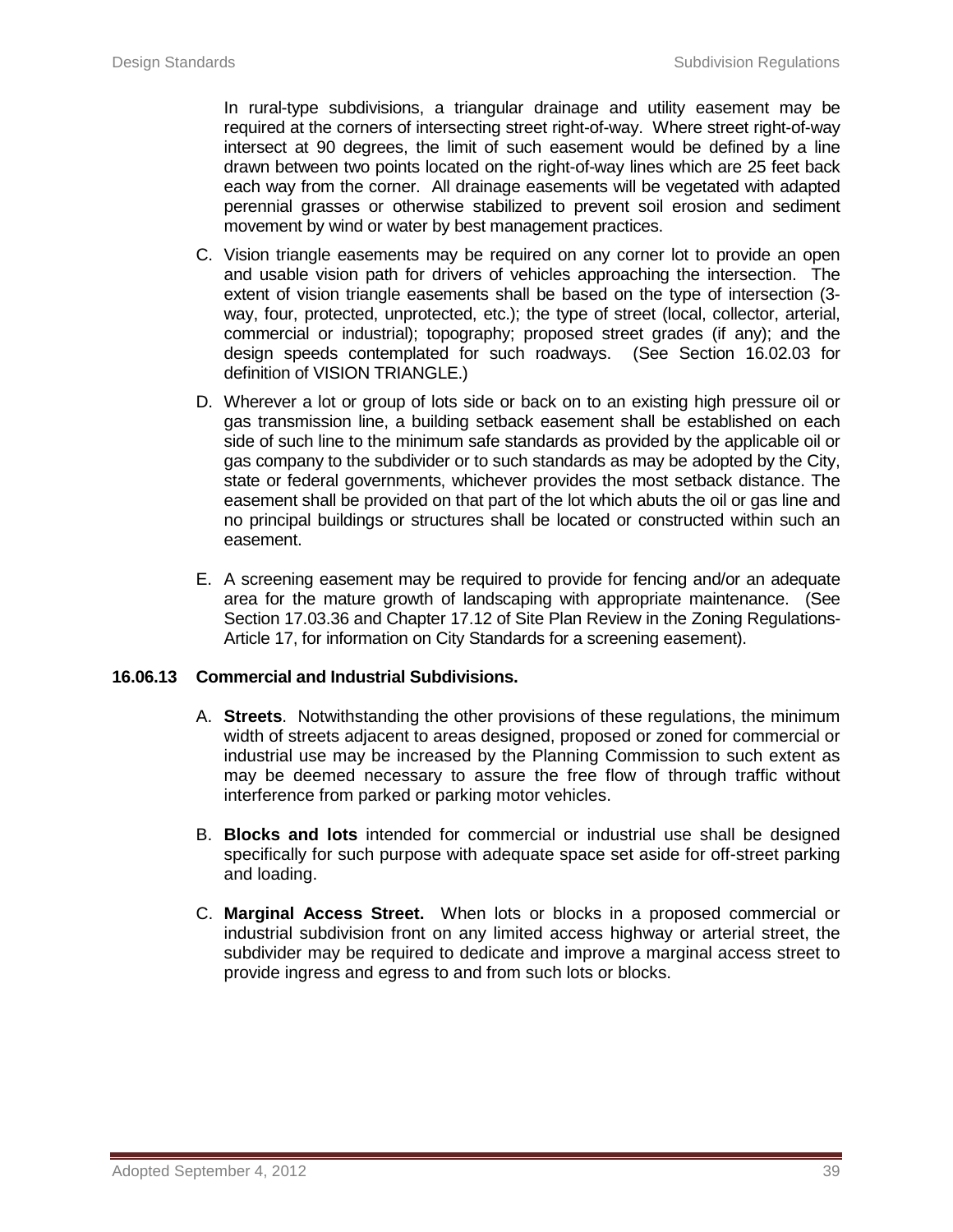In rural-type subdivisions, a triangular drainage and utility easement may be required at the corners of intersecting street right-of-way. Where street right-of-way intersect at 90 degrees, the limit of such easement would be defined by a line drawn between two points located on the right-of-way lines which are 25 feet back each way from the corner. All drainage easements will be vegetated with adapted perennial grasses or otherwise stabilized to prevent soil erosion and sediment movement by wind or water by best management practices.

C. Vision triangle easements may be required on any corner lot to provide an open and usable vision path for drivers of vehicles approaching the intersection. The extent of vision triangle easements shall be based on the type of intersection (3-way, four, protected, unprotected, etc.); the type of street (local, collector, arterial, commercial or industrial); topography; proposed street grades (if any); and the design speeds contemplated for such roadways. (See Section 16.02.03 for definition of VISION TRIANGLE.)

D. Wherever a lot or group of lots side or back on to an existing high pressure oil or gas transmission line, a building setback easement shall be established on each side of such line to the minimum safe standards as provided by the applicable oil or gas company to the subdivider or to such standards as may be adopted by the City, state or federal governments, whichever provides the most setback distance. The easement shall be provided on that part of the lot which abuts the oil or gas line and no principal buildings or structures shall be located or constructed within such an easement.

E. A screening easement may be required to provide for fencing and/or an adequate area for the mature growth of landscaping with appropriate maintenance. (See Section 17.03.36 and Chapter 17.12 of Site Plan Review in the Zoning Regulations-Article 17, for information on City Standards for a screening easement).

### 16.06.13 Commercial and Industrial Subdivisions.

A. **Streets**. Notwithstanding the other provisions of these regulations, the minimum width of streets adjacent to areas designed, proposed or zoned for commercial or industrial use may be increased by the Planning Commission to such extent as may be deemed necessary to assure the free flow of through traffic without interference from parked or parking motor vehicles.

B. **Blocks and lots** intended for commercial or industrial use shall be designed specifically for such purpose with adequate space set aside for off-street parking and loading.

C. **Marginal Access Street.** When lots or blocks in a proposed commercial or industrial subdivision front on any limited access highway or arterial street, the subdivider may be required to dedicate and improve a marginal access street to provide ingress and egress to and from such lots or blocks.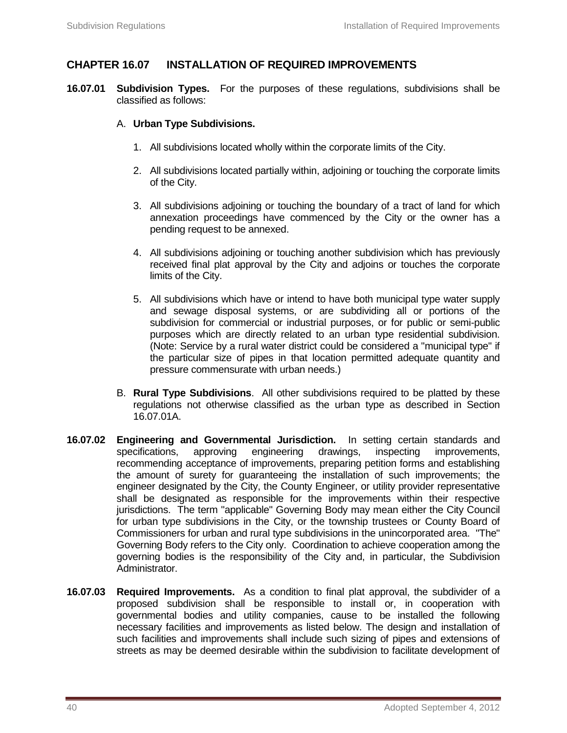## CHAPTER 16.07 INSTALLATION OF REQUIRED IMPROVEMENTS

**16.07.01 Subdivision Types.** For the purposes of these regulations, subdivisions shall be classified as follows:

A. **Urban Type Subdivisions.**

1. All subdivisions located wholly within the corporate limits of the City.

2. All subdivisions located partially within, adjoining or touching the corporate limits of the City.

3. All subdivisions adjoining or touching the boundary of a tract of land for which annexation proceedings have commenced by the City or the owner has a pending request to be annexed.

4. All subdivisions adjoining or touching another subdivision which has previously received final plat approval by the City and adjoins or touches the corporate limits of the City.

5. All subdivisions which have or intend to have both municipal type water supply and sewage disposal systems, or are subdividing all or portions of the subdivision for commercial or industrial purposes, or for public or semi-public purposes which are directly related to an urban type residential subdivision. (Note: Service by a rural water district could be considered a "municipal type" if the particular size of pipes in that location permitted adequate quantity and pressure commensurate with urban needs.)

B. **Rural Type Subdivisions**. All other subdivisions required to be platted by these regulations not otherwise classified as the urban type as described in Section 16.07.01A.

**16.07.02 Engineering and Governmental Jurisdiction.** In setting certain standards and specifications, approving engineering drawings, inspecting improvements, recommending acceptance of improvements, preparing petition forms and establishing the amount of surety for guaranteeing the installation of such improvements; the engineer designated by the City, the County Engineer, or utility provider representative shall be designated as responsible for the improvements within their respective jurisdictions. The term "applicable" Governing Body may mean either the City Council for urban type subdivisions in the City, or the township trustees or County Board of Commissioners for urban and rural type subdivisions in the unincorporated area. "The" Governing Body refers to the City only. Coordination to achieve cooperation among the governing bodies is the responsibility of the City and, in particular, the Subdivision Administrator.

**16.07.03 Required Improvements.** As a condition to final plat approval, the subdivider of a proposed subdivision shall be responsible to install or, in cooperation with governmental bodies and utility companies, cause to be installed the following necessary facilities and improvements as listed below. The design and installation of such facilities and improvements shall include such sizing of pipes and extensions of streets as may be deemed desirable within the subdivision to facilitate development of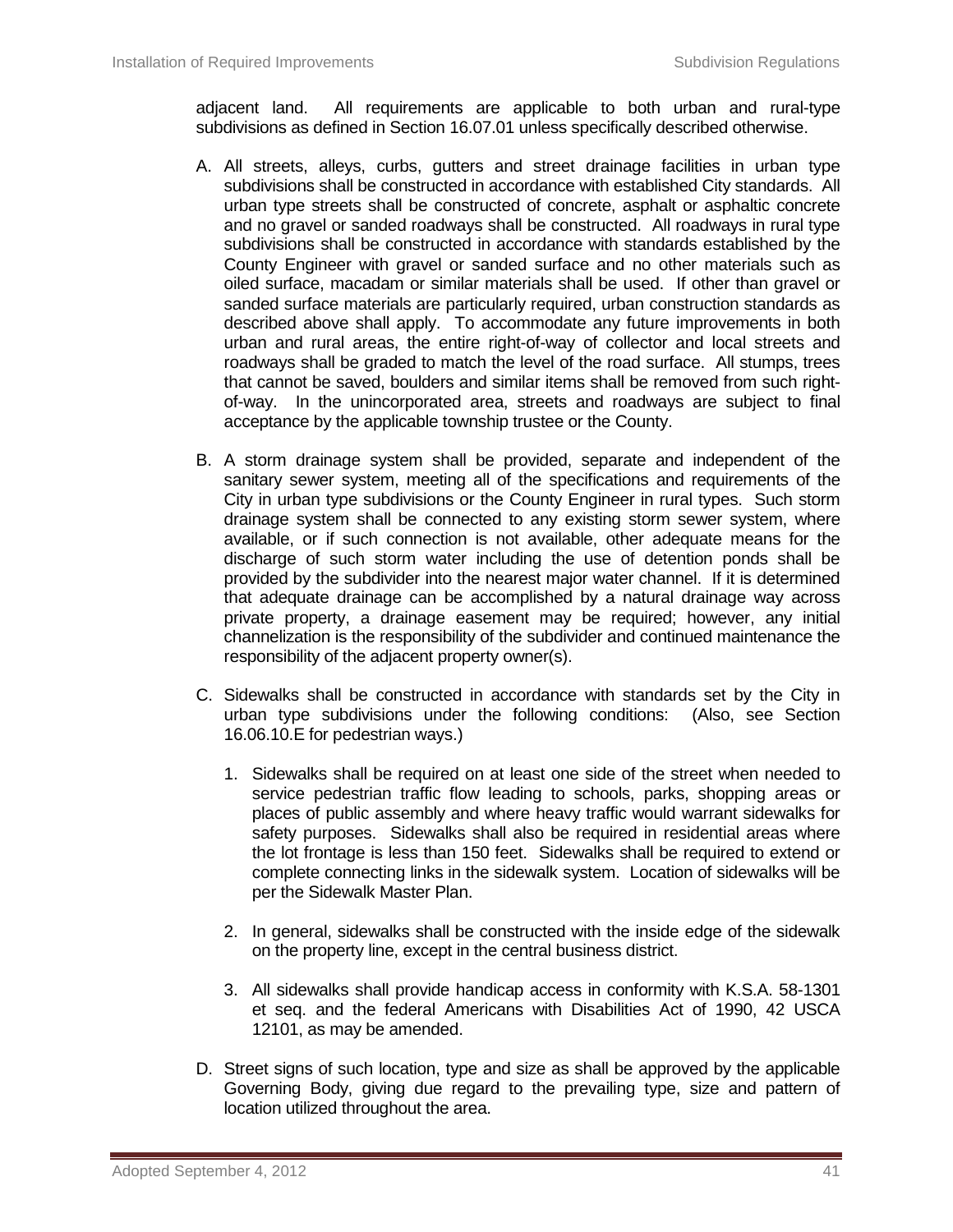adjacent land. All requirements are applicable to both urban and rural-type subdivisions as defined in Section 16.07.01 unless specifically described otherwise.

A. All streets, alleys, curbs, gutters and street drainage facilities in urban type subdivisions shall be constructed in accordance with established City standards. All urban type streets shall be constructed of concrete, asphalt or asphaltic concrete and no gravel or sanded roadways shall be constructed. All roadways in rural type subdivisions shall be constructed in accordance with standards established by the County Engineer with gravel or sanded surface and no other materials such as oiled surface, macadam or similar materials shall be used. If other than gravel or sanded surface materials are particularly required, urban construction standards as described above shall apply. To accommodate any future improvements in both urban and rural areas, the entire right-of-way of collector and local streets and roadways shall be graded to match the level of the road surface. All stumps, trees that cannot be saved, boulders and similar items shall be removed from such right-of-way. In the unincorporated area, streets and roadways are subject to final acceptance by the applicable township trustee or the County.

B. A storm drainage system shall be provided, separate and independent of the sanitary sewer system, meeting all of the specifications and requirements of the City in urban type subdivisions or the County Engineer in rural types. Such storm drainage system shall be connected to any existing storm sewer system, where available, or if such connection is not available, other adequate means for the discharge of such storm water including the use of detention ponds shall be provided by the subdivider into the nearest major water channel. If it is determined that adequate drainage can be accomplished by a natural drainage way across private property, a drainage easement may be required; however, any initial channelization is the responsibility of the subdivider and continued maintenance the responsibility of the adjacent property owner(s).

C. Sidewalks shall be constructed in accordance with standards set by the City in urban type subdivisions under the following conditions: (Also, see Section 16.06.10.E for pedestrian ways.)

   1. Sidewalks shall be required on at least one side of the street when needed to service pedestrian traffic flow leading to schools, parks, shopping areas or places of public assembly and where heavy traffic would warrant sidewalks for safety purposes. Sidewalks shall also be required in residential areas where the lot frontage is less than 150 feet. Sidewalks shall be required to extend or complete connecting links in the sidewalk system. Location of sidewalks will be per the Sidewalk Master Plan.

   2. In general, sidewalks shall be constructed with the inside edge of the sidewalk on the property line, except in the central business district.

   3. All sidewalks shall provide handicap access in conformity with K.S.A. 58-1301 et seq. and the federal Americans with Disabilities Act of 1990, 42 USCA 12101, as may be amended.

D. Street signs of such location, type and size as shall be approved by the applicable Governing Body, giving due regard to the prevailing type, size and pattern of location utilized throughout the area.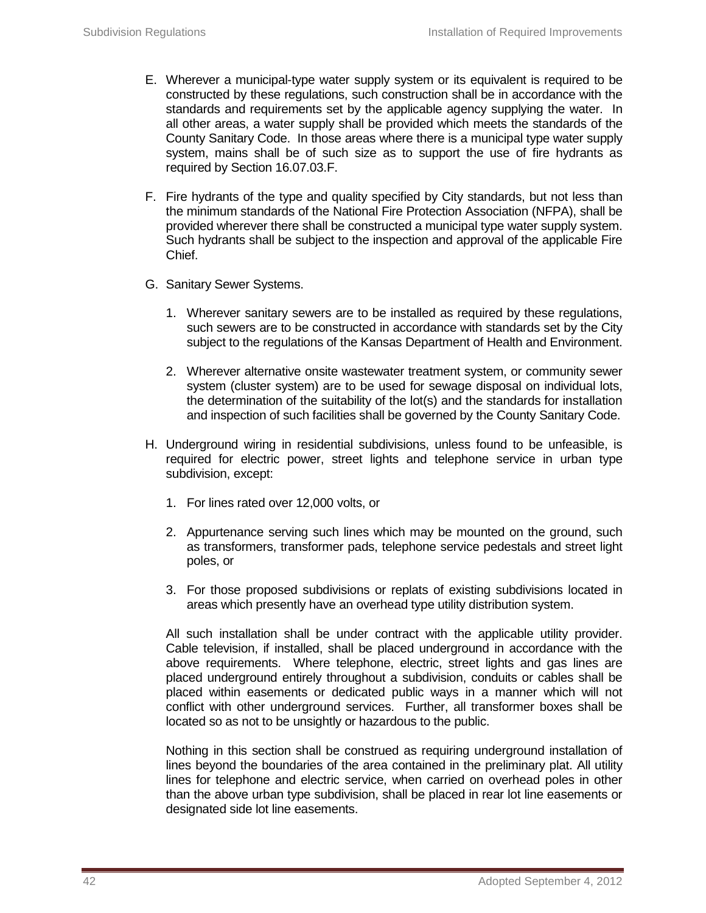E. Wherever a municipal-type water supply system or its equivalent is required to be constructed by these regulations, such construction shall be in accordance with the standards and requirements set by the applicable agency supplying the water. In all other areas, a water supply shall be provided which meets the standards of the County Sanitary Code. In those areas where there is a municipal type water supply system, mains shall be of such size as to support the use of fire hydrants as required by Section 16.07.03.F.

F. Fire hydrants of the type and quality specified by City standards, but not less than the minimum standards of the National Fire Protection Association (NFPA), shall be provided wherever there shall be constructed a municipal type water supply system. Such hydrants shall be subject to the inspection and approval of the applicable Fire Chief.

G. Sanitary Sewer Systems.

   1. Wherever sanitary sewers are to be installed as required by these regulations, such sewers are to be constructed in accordance with standards set by the City subject to the regulations of the Kansas Department of Health and Environment.

   2. Wherever alternative onsite wastewater treatment system, or community sewer system (cluster system) are to be used for sewage disposal on individual lots, the determination of the suitability of the lot(s) and the standards for installation and inspection of such facilities shall be governed by the County Sanitary Code.

H. Underground wiring in residential subdivisions, unless found to be unfeasible, is required for electric power, street lights and telephone service in urban type subdivision, except:

   1. For lines rated over 12,000 volts, or

   2. Appurtenance serving such lines which may be mounted on the ground, such as transformers, transformer pads, telephone service pedestals and street light poles, or

   3. For those proposed subdivisions or replats of existing subdivisions located in areas which presently have an overhead type utility distribution system.

   All such installation shall be under contract with the applicable utility provider. Cable television, if installed, shall be placed underground in accordance with the above requirements. Where telephone, electric, street lights and gas lines are placed underground entirely throughout a subdivision, conduits or cables shall be placed within easements or dedicated public ways in a manner which will not conflict with other underground services. Further, all transformer boxes shall be located so as not to be unsightly or hazardous to the public.

   Nothing in this section shall be construed as requiring underground installation of lines beyond the boundaries of the area contained in the preliminary plat. All utility lines for telephone and electric service, when carried on overhead poles in other than the above urban type subdivision, shall be placed in rear lot line easements or designated side lot line easements.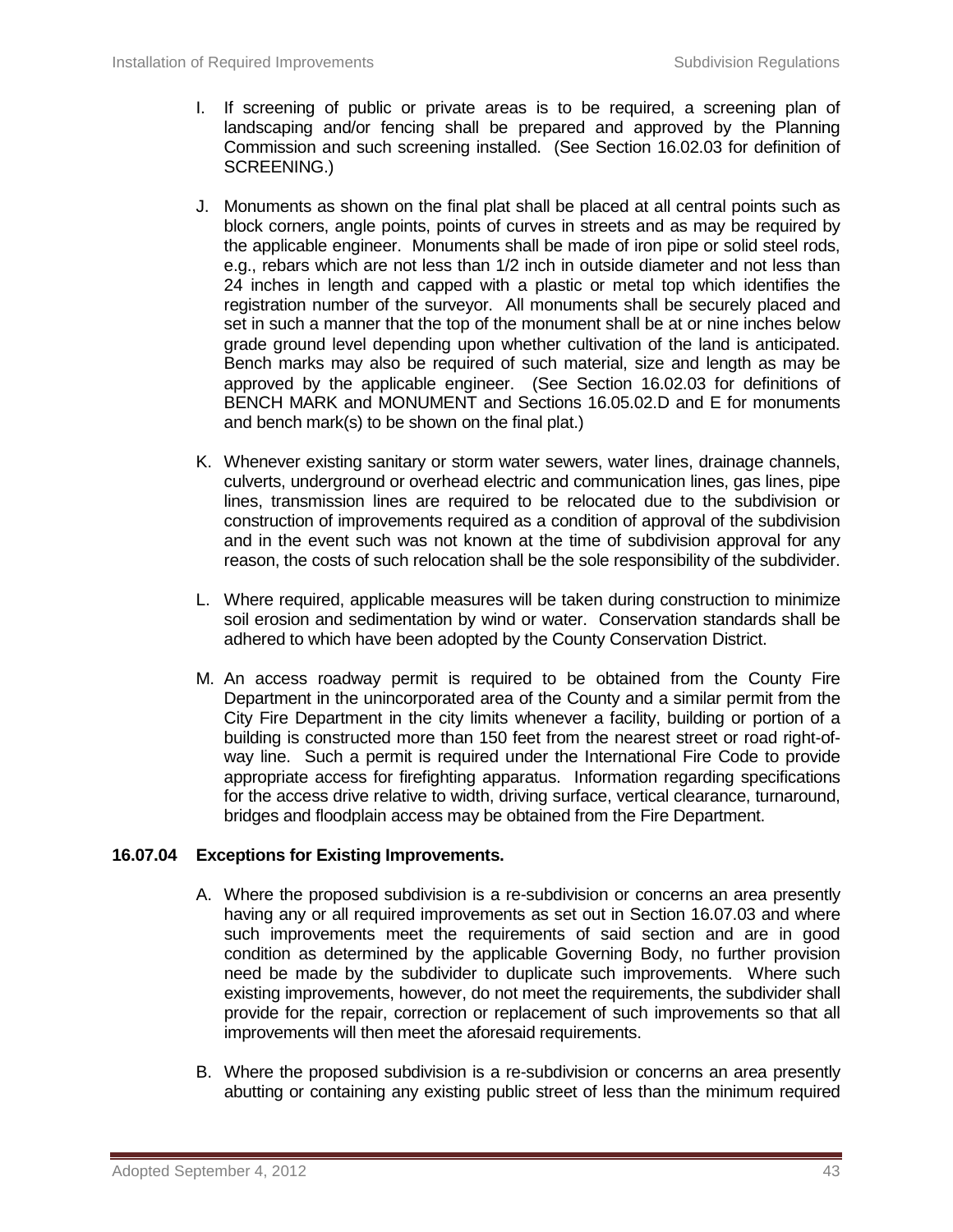I. If screening of public or private areas is to be required, a screening plan of landscaping and/or fencing shall be prepared and approved by the Planning Commission and such screening installed. (See Section 16.02.03 for definition of SCREENING.)

J. Monuments as shown on the final plat shall be placed at all central points such as block corners, angle points, points of curves in streets and as may be required by the applicable engineer. Monuments shall be made of iron pipe or solid steel rods, e.g., rebars which are not less than 1/2 inch in outside diameter and not less than 24 inches in length and capped with a plastic or metal top which identifies the registration number of the surveyor. All monuments shall be securely placed and set in such a manner that the top of the monument shall be at or nine inches below grade ground level depending upon whether cultivation of the land is anticipated. Bench marks may also be required of such material, size and length as may be approved by the applicable engineer. (See Section 16.02.03 for definitions of BENCH MARK and MONUMENT and Sections 16.05.02.D and E for monuments and bench mark(s) to be shown on the final plat.)

K. Whenever existing sanitary or storm water sewers, water lines, drainage channels, culverts, underground or overhead electric and communication lines, gas lines, pipe lines, transmission lines are required to be relocated due to the subdivision or construction of improvements required as a condition of approval of the subdivision and in the event such was not known at the time of subdivision approval for any reason, the costs of such relocation shall be the sole responsibility of the subdivider.

L. Where required, applicable measures will be taken during construction to minimize soil erosion and sedimentation by wind or water. Conservation standards shall be adhered to which have been adopted by the County Conservation District.

M. An access roadway permit is required to be obtained from the County Fire Department in the unincorporated area of the County and a similar permit from the City Fire Department in the city limits whenever a facility, building or portion of a building is constructed more than 150 feet from the nearest street or road right-of-way line. Such a permit is required under the International Fire Code to provide appropriate access for firefighting apparatus. Information regarding specifications for the access drive relative to width, driving surface, vertical clearance, turnaround, bridges and floodplain access may be obtained from the Fire Department.

**16.07.04 Exceptions for Existing Improvements.**

A. Where the proposed subdivision is a re-subdivision or concerns an area presently having any or all required improvements as set out in Section 16.07.03 and where such improvements meet the requirements of said section and are in good condition as determined by the applicable Governing Body, no further provision need be made by the subdivider to duplicate such improvements. Where such existing improvements, however, do not meet the requirements, the subdivider shall provide for the repair, correction or replacement of such improvements so that all improvements will then meet the aforesaid requirements.

B. Where the proposed subdivision is a re-subdivision or concerns an area presently abutting or containing any existing public street of less than the minimum required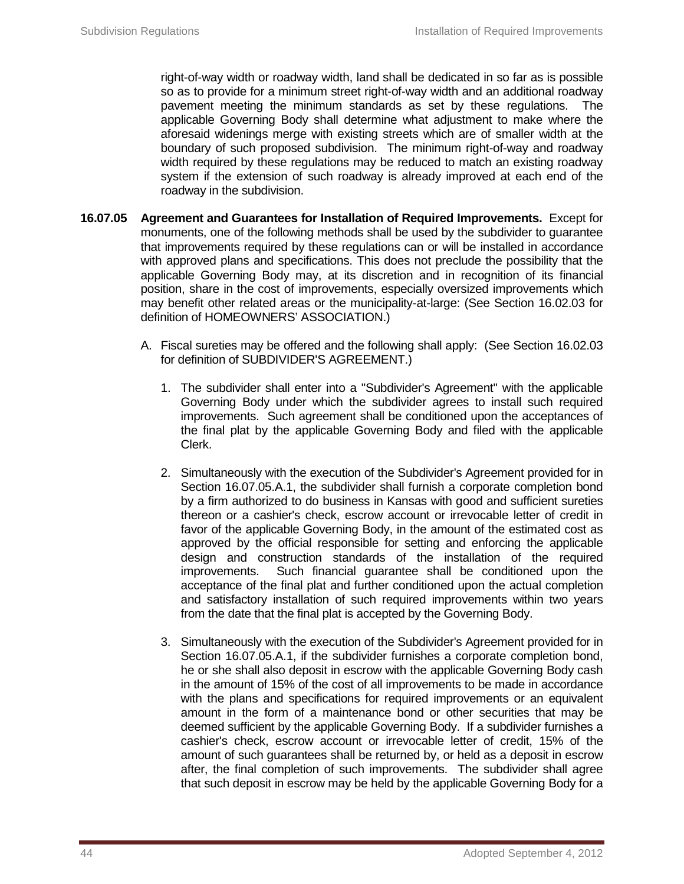right-of-way width or roadway width, land shall be dedicated in so far as is possible so as to provide for a minimum street right-of-way width and an additional roadway pavement meeting the minimum standards as set by these regulations. The applicable Governing Body shall determine what adjustment to make where the aforesaid widenings merge with existing streets which are of smaller width at the boundary of such proposed subdivision. The minimum right-of-way and roadway width required by these regulations may be reduced to match an existing roadway system if the extension of such roadway is already improved at each end of the roadway in the subdivision.

**16.07.05 Agreement and Guarantees for Installation of Required Improvements.** Except for monuments, one of the following methods shall be used by the subdivider to guarantee that improvements required by these regulations can or will be installed in accordance with approved plans and specifications. This does not preclude the possibility that the applicable Governing Body may, at its discretion and in recognition of its financial position, share in the cost of improvements, especially oversized improvements which may benefit other related areas or the municipality-at-large: (See Section 16.02.03 for definition of HOMEOWNERS' ASSOCIATION.)

A. Fiscal sureties may be offered and the following shall apply: (See Section 16.02.03 for definition of SUBDIVIDER'S AGREEMENT.)

1. The subdivider shall enter into a "Subdivider's Agreement" with the applicable Governing Body under which the subdivider agrees to install such required improvements. Such agreement shall be conditioned upon the acceptances of the final plat by the applicable Governing Body and filed with the applicable Clerk.

2. Simultaneously with the execution of the Subdivider's Agreement provided for in Section 16.07.05.A.1, the subdivider shall furnish a corporate completion bond by a firm authorized to do business in Kansas with good and sufficient sureties thereon or a cashier's check, escrow account or irrevocable letter of credit in favor of the applicable Governing Body, in the amount of the estimated cost as approved by the official responsible for setting and enforcing the applicable design and construction standards of the installation of the required improvements. Such financial guarantee shall be conditioned upon the acceptance of the final plat and further conditioned upon the actual completion and satisfactory installation of such required improvements within two years from the date that the final plat is accepted by the Governing Body.

3. Simultaneously with the execution of the Subdivider's Agreement provided for in Section 16.07.05.A.1, if the subdivider furnishes a corporate completion bond, he or she shall also deposit in escrow with the applicable Governing Body cash in the amount of 15% of the cost of all improvements to be made in accordance with the plans and specifications for required improvements or an equivalent amount in the form of a maintenance bond or other securities that may be deemed sufficient by the applicable Governing Body. If a subdivider furnishes a cashier's check, escrow account or irrevocable letter of credit, 15% of the amount of such guarantees shall be returned by, or held as a deposit in escrow after, the final completion of such improvements. The subdivider shall agree that such deposit in escrow may be held by the applicable Governing Body for a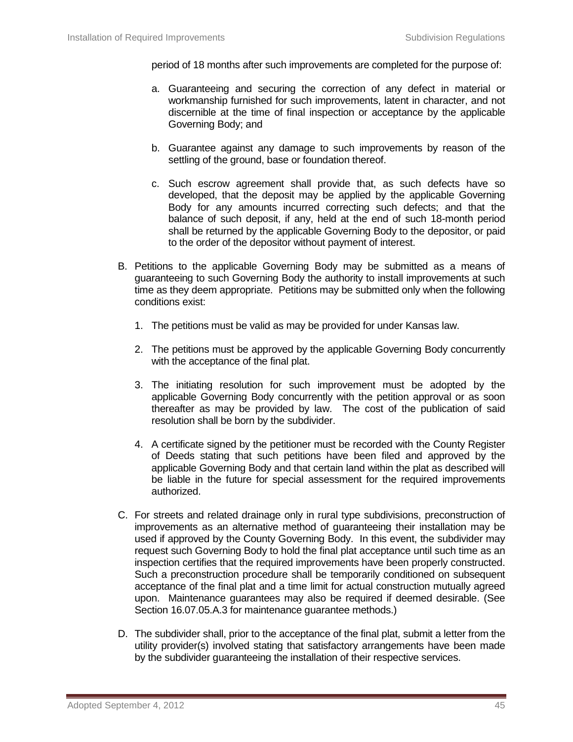period of 18 months after such improvements are completed for the purpose of:

a. Guaranteeing and securing the correction of any defect in material or workmanship furnished for such improvements, latent in character, and not discernible at the time of final inspection or acceptance by the applicable Governing Body; and

b. Guarantee against any damage to such improvements by reason of the settling of the ground, base or foundation thereof.

c. Such escrow agreement shall provide that, as such defects have so developed, that the deposit may be applied by the applicable Governing Body for any amounts incurred correcting such defects; and that the balance of such deposit, if any, held at the end of such 18-month period shall be returned by the applicable Governing Body to the depositor, or paid to the order of the depositor without payment of interest.

B. Petitions to the applicable Governing Body may be submitted as a means of guaranteeing to such Governing Body the authority to install improvements at such time as they deem appropriate. Petitions may be submitted only when the following conditions exist:

1. The petitions must be valid as may be provided for under Kansas law.

2. The petitions must be approved by the applicable Governing Body concurrently with the acceptance of the final plat.

3. The initiating resolution for such improvement must be adopted by the applicable Governing Body concurrently with the petition approval or as soon thereafter as may be provided by law. The cost of the publication of said resolution shall be born by the subdivider.

4. A certificate signed by the petitioner must be recorded with the County Register of Deeds stating that such petitions have been filed and approved by the applicable Governing Body and that certain land within the plat as described will be liable in the future for special assessment for the required improvements authorized.

C. For streets and related drainage only in rural type subdivisions, preconstruction of improvements as an alternative method of guaranteeing their installation may be used if approved by the County Governing Body. In this event, the subdivider may request such Governing Body to hold the final plat acceptance until such time as an inspection certifies that the required improvements have been properly constructed. Such a preconstruction procedure shall be temporarily conditioned on subsequent acceptance of the final plat and a time limit for actual construction mutually agreed upon. Maintenance guarantees may also be required if deemed desirable. (See Section 16.07.05.A.3 for maintenance guarantee methods.)

D. The subdivider shall, prior to the acceptance of the final plat, submit a letter from the utility provider(s) involved stating that satisfactory arrangements have been made by the subdivider guaranteeing the installation of their respective services.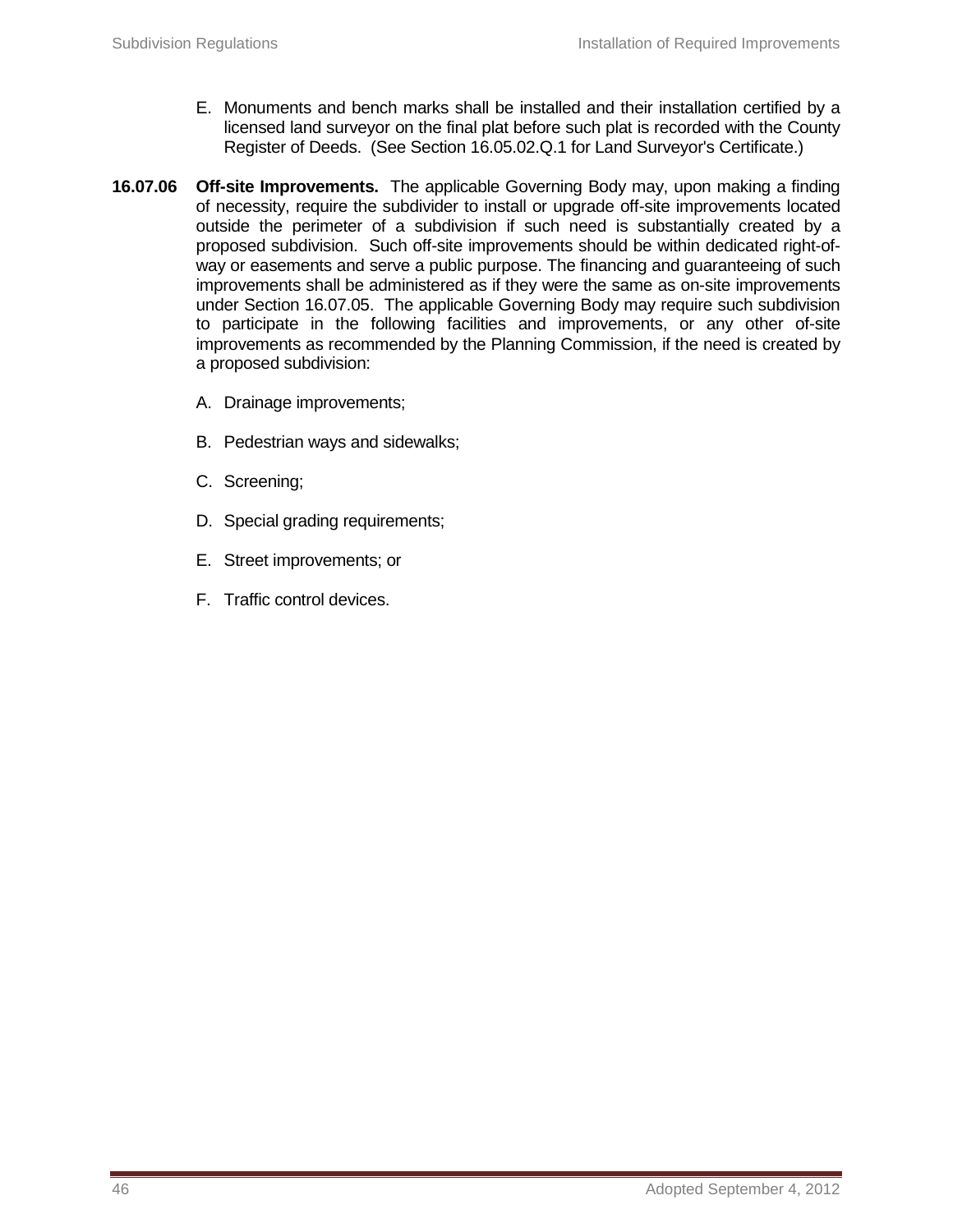E. Monuments and bench marks shall be installed and their installation certified by a licensed land surveyor on the final plat before such plat is recorded with the County Register of Deeds. (See Section 16.05.02.Q.1 for Land Surveyor's Certificate.)

**16.07.06 Off-site Improvements.** The applicable Governing Body may, upon making a finding of necessity, require the subdivider to install or upgrade off-site improvements located outside the perimeter of a subdivision if such need is substantially created by a proposed subdivision. Such off-site improvements should be within dedicated right-of-way or easements and serve a public purpose. The financing and guaranteeing of such improvements shall be administered as if they were the same as on-site improvements under Section 16.07.05. The applicable Governing Body may require such subdivision to participate in the following facilities and improvements, or any other of-site improvements as recommended by the Planning Commission, if the need is created by a proposed subdivision:

A. Drainage improvements;

B. Pedestrian ways and sidewalks;

C. Screening;

D. Special grading requirements;

E. Street improvements; or

F. Traffic control devices.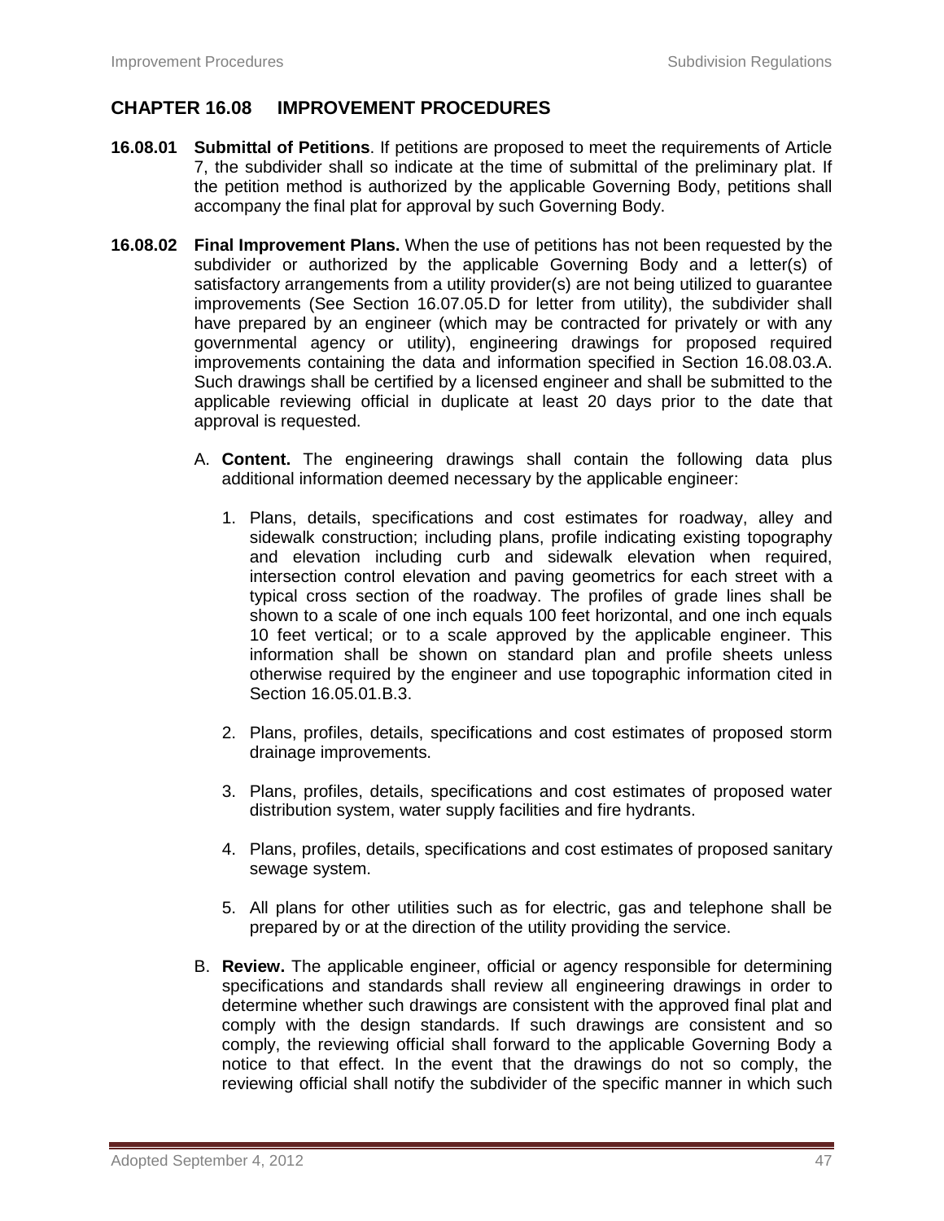## CHAPTER 16.08 IMPROVEMENT PROCEDURES

**16.08.01 Submittal of Petitions**. If petitions are proposed to meet the requirements of Article 7, the subdivider shall so indicate at the time of submittal of the preliminary plat. If the petition method is authorized by the applicable Governing Body, petitions shall accompany the final plat for approval by such Governing Body.

**16.08.02 Final Improvement Plans.** When the use of petitions has not been requested by the subdivider or authorized by the applicable Governing Body and a letter(s) of satisfactory arrangements from a utility provider(s) are not being utilized to guarantee improvements (See Section 16.07.05.D for letter from utility), the subdivider shall have prepared by an engineer (which may be contracted for privately or with any governmental agency or utility), engineering drawings for proposed required improvements containing the data and information specified in Section 16.08.03.A. Such drawings shall be certified by a licensed engineer and shall be submitted to the applicable reviewing official in duplicate at least 20 days prior to the date that approval is requested.

A. **Content.** The engineering drawings shall contain the following data plus additional information deemed necessary by the applicable engineer:

   1. Plans, details, specifications and cost estimates for roadway, alley and sidewalk construction; including plans, profile indicating existing topography and elevation including curb and sidewalk elevation when required, intersection control elevation and paving geometrics for each street with a typical cross section of the roadway. The profiles of grade lines shall be shown to a scale of one inch equals 100 feet horizontal, and one inch equals 10 feet vertical; or to a scale approved by the applicable engineer. This information shall be shown on standard plan and profile sheets unless otherwise required by the engineer and use topographic information cited in Section 16.05.01.B.3.

   2. Plans, profiles, details, specifications and cost estimates of proposed storm drainage improvements.

   3. Plans, profiles, details, specifications and cost estimates of proposed water distribution system, water supply facilities and fire hydrants.

   4. Plans, profiles, details, specifications and cost estimates of proposed sanitary sewage system.

   5. All plans for other utilities such as for electric, gas and telephone shall be prepared by or at the direction of the utility providing the service.

B. **Review.** The applicable engineer, official or agency responsible for determining specifications and standards shall review all engineering drawings in order to determine whether such drawings are consistent with the approved final plat and comply with the design standards. If such drawings are consistent and so comply, the reviewing official shall forward to the applicable Governing Body a notice to that effect. In the event that the drawings do not so comply, the reviewing official shall notify the subdivider of the specific manner in which such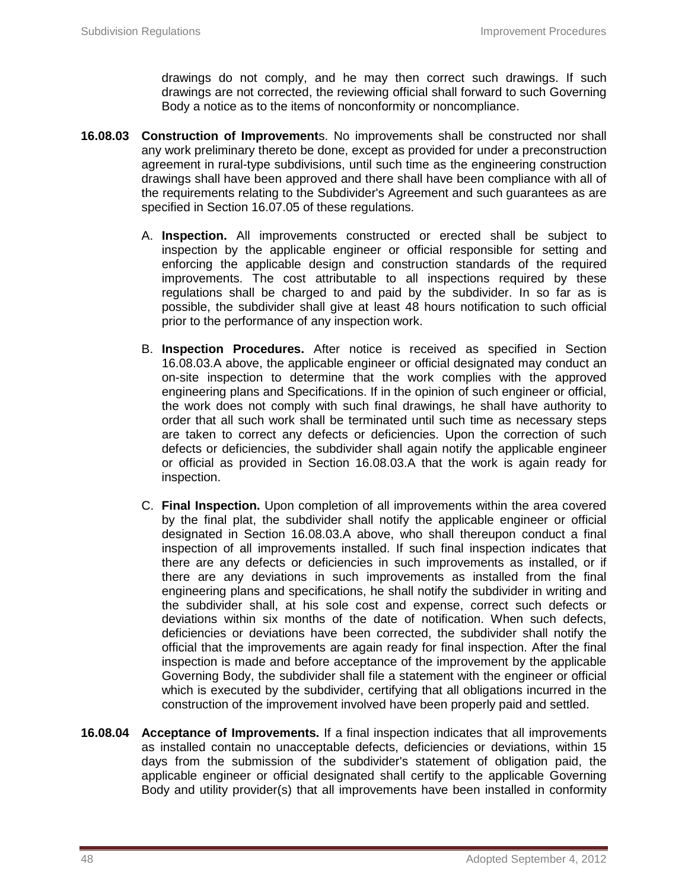drawings do not comply, and he may then correct such drawings. If such drawings are not corrected, the reviewing official shall forward to such Governing Body a notice as to the items of nonconformity or noncompliance.

**16.08.03 Construction of Improvements**. No improvements shall be constructed nor shall any work preliminary thereto be done, except as provided for under a preconstruction agreement in rural-type subdivisions, until such time as the engineering construction drawings shall have been approved and there shall have been compliance with all of the requirements relating to the Subdivider's Agreement and such guarantees as are specified in Section 16.07.05 of these regulations.

A. **Inspection.** All improvements constructed or erected shall be subject to inspection by the applicable engineer or official responsible for setting and enforcing the applicable design and construction standards of the required improvements. The cost attributable to all inspections required by these regulations shall be charged to and paid by the subdivider. In so far as is possible, the subdivider shall give at least 48 hours notification to such official prior to the performance of any inspection work.

B. **Inspection Procedures.** After notice is received as specified in Section 16.08.03.A above, the applicable engineer or official designated may conduct an on-site inspection to determine that the work complies with the approved engineering plans and Specifications. If in the opinion of such engineer or official, the work does not comply with such final drawings, he shall have authority to order that all such work shall be terminated until such time as necessary steps are taken to correct any defects or deficiencies. Upon the correction of such defects or deficiencies, the subdivider shall again notify the applicable engineer or official as provided in Section 16.08.03.A that the work is again ready for inspection.

C. **Final Inspection.** Upon completion of all improvements within the area covered by the final plat, the subdivider shall notify the applicable engineer or official designated in Section 16.08.03.A above, who shall thereupon conduct a final inspection of all improvements installed. If such final inspection indicates that there are any defects or deficiencies in such improvements as installed, or if there are any deviations in such improvements as installed from the final engineering plans and specifications, he shall notify the subdivider in writing and the subdivider shall, at his sole cost and expense, correct such defects or deviations within six months of the date of notification. When such defects, deficiencies or deviations have been corrected, the subdivider shall notify the official that the improvements are again ready for final inspection. After the final inspection is made and before acceptance of the improvement by the applicable Governing Body, the subdivider shall file a statement with the engineer or official which is executed by the subdivider, certifying that all obligations incurred in the construction of the improvement involved have been properly paid and settled.

**16.08.04 Acceptance of Improvements.** If a final inspection indicates that all improvements as installed contain no unacceptable defects, deficiencies or deviations, within 15 days from the submission of the subdivider's statement of obligation paid, the applicable engineer or official designated shall certify to the applicable Governing Body and utility provider(s) that all improvements have been installed in conformity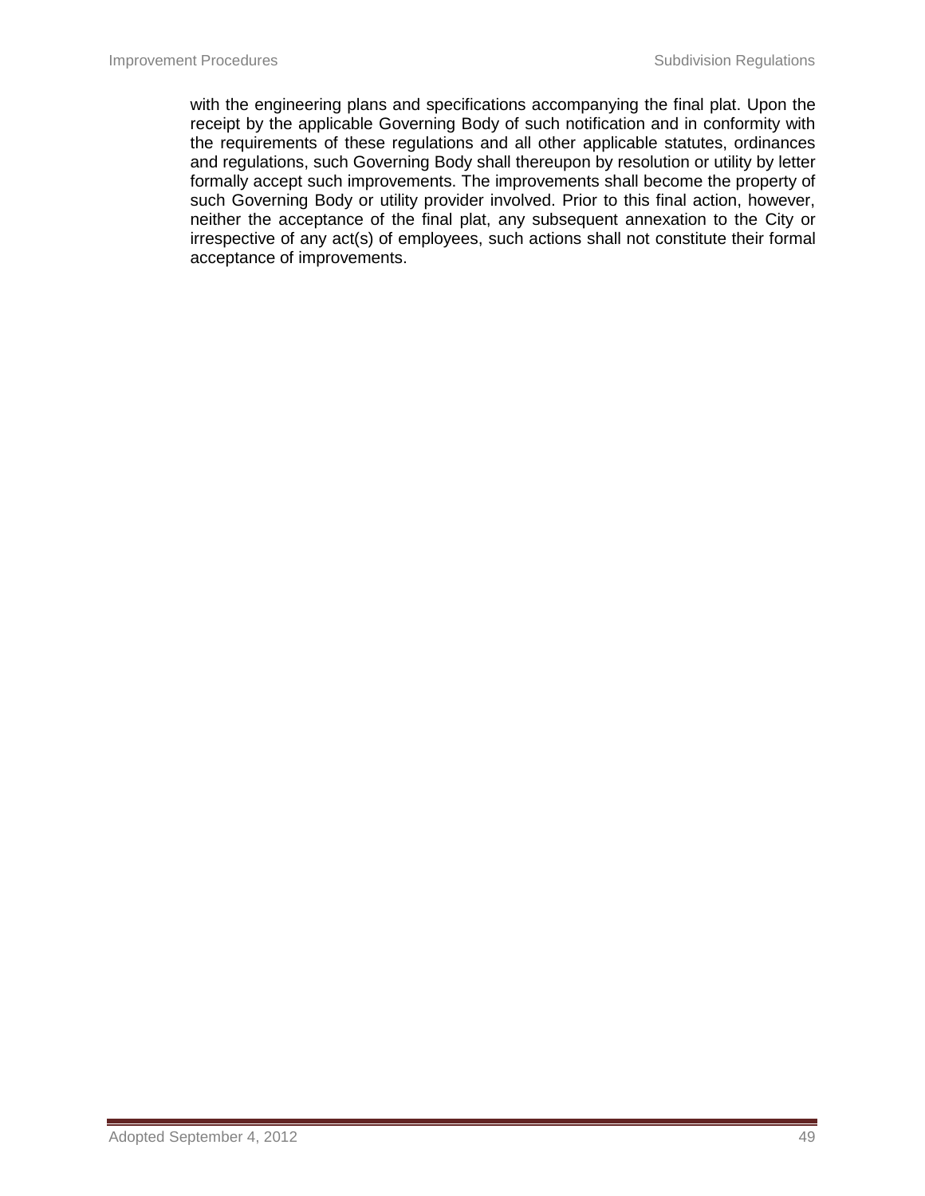with the engineering plans and specifications accompanying the final plat. Upon the receipt by the applicable Governing Body of such notification and in conformity with the requirements of these regulations and all other applicable statutes, ordinances and regulations, such Governing Body shall thereupon by resolution or utility by letter formally accept such improvements. The improvements shall become the property of such Governing Body or utility provider involved. Prior to this final action, however, neither the acceptance of the final plat, any subsequent annexation to the City or irrespective of any act(s) of employees, such actions shall not constitute their formal acceptance of improvements.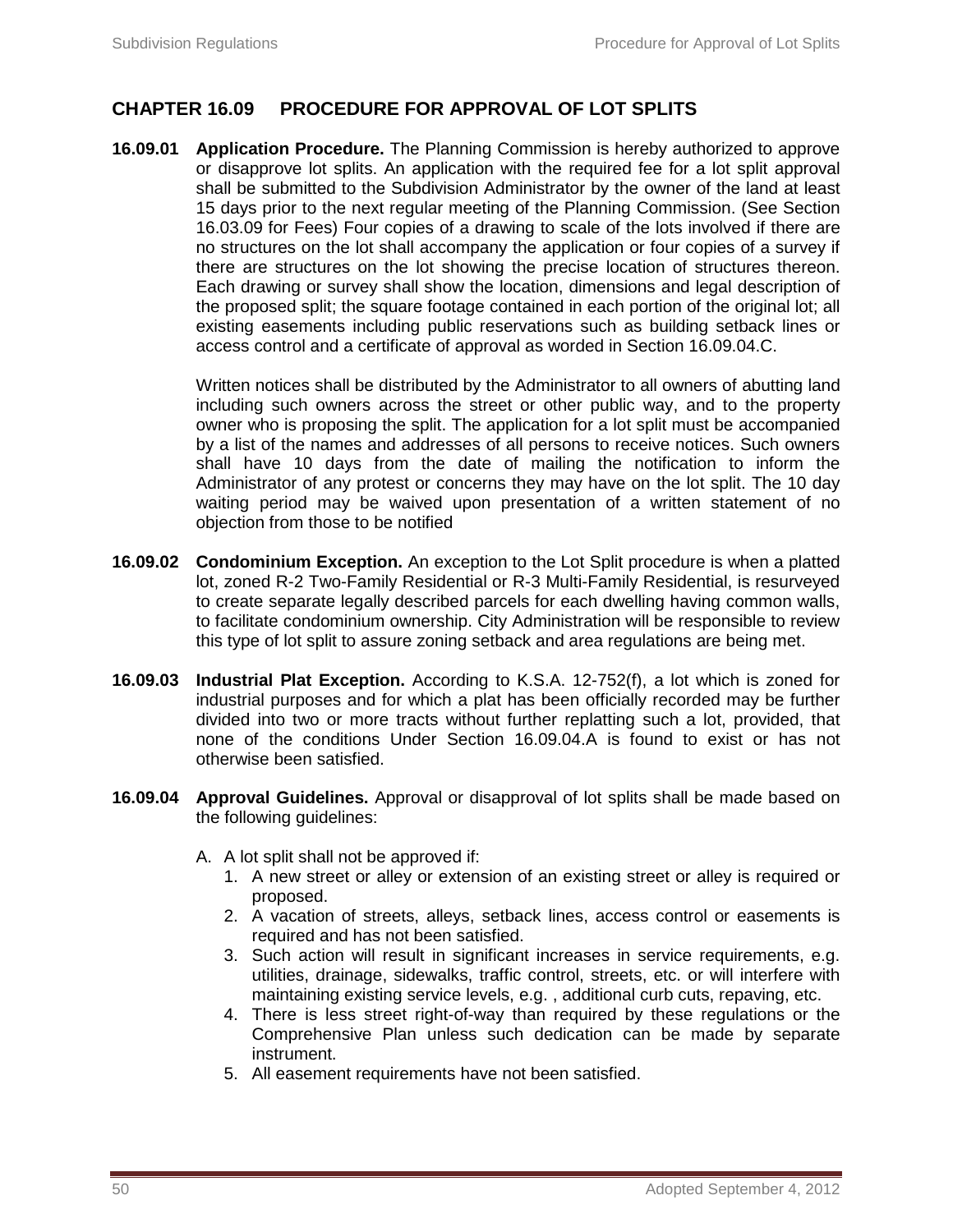## CHAPTER 16.09 PROCEDURE FOR APPROVAL OF LOT SPLITS

**16.09.01 Application Procedure.** The Planning Commission is hereby authorized to approve or disapprove lot splits. An application with the required fee for a lot split approval shall be submitted to the Subdivision Administrator by the owner of the land at least 15 days prior to the next regular meeting of the Planning Commission. (See Section 16.03.09 for Fees) Four copies of a drawing to scale of the lots involved if there are no structures on the lot shall accompany the application or four copies of a survey if there are structures on the lot showing the precise location of structures thereon. Each drawing or survey shall show the location, dimensions and legal description of the proposed split; the square footage contained in each portion of the original lot; all existing easements including public reservations such as building setback lines or access control and a certificate of approval as worded in Section 16.09.04.C.

Written notices shall be distributed by the Administrator to all owners of abutting land including such owners across the street or other public way, and to the property owner who is proposing the split. The application for a lot split must be accompanied by a list of the names and addresses of all persons to receive notices. Such owners shall have 10 days from the date of mailing the notification to inform the Administrator of any protest or concerns they may have on the lot split. The 10 day waiting period may be waived upon presentation of a written statement of no objection from those to be notified

**16.09.02 Condominium Exception.** An exception to the Lot Split procedure is when a platted lot, zoned R-2 Two-Family Residential or R-3 Multi-Family Residential, is resurveyed to create separate legally described parcels for each dwelling having common walls, to facilitate condominium ownership. City Administration will be responsible to review this type of lot split to assure zoning setback and area regulations are being met.

**16.09.03 Industrial Plat Exception.** According to K.S.A. 12-752(f), a lot which is zoned for industrial purposes and for which a plat has been officially recorded may be further divided into two or more tracts without further replatting such a lot, provided, that none of the conditions Under Section 16.09.04.A is found to exist or has not otherwise been satisfied.

**16.09.04 Approval Guidelines.** Approval or disapproval of lot splits shall be made based on the following guidelines:

A. A lot split shall not be approved if:
   1. A new street or alley or extension of an existing street or alley is required or proposed.
   2. A vacation of streets, alleys, setback lines, access control or easements is required and has not been satisfied.
   3. Such action will result in significant increases in service requirements, e.g. utilities, drainage, sidewalks, traffic control, streets, etc. or will interfere with maintaining existing service levels, e.g. , additional curb cuts, repaving, etc.
   4. There is less street right-of-way than required by these regulations or the Comprehensive Plan unless such dedication can be made by separate instrument.
   5. All easement requirements have not been satisfied.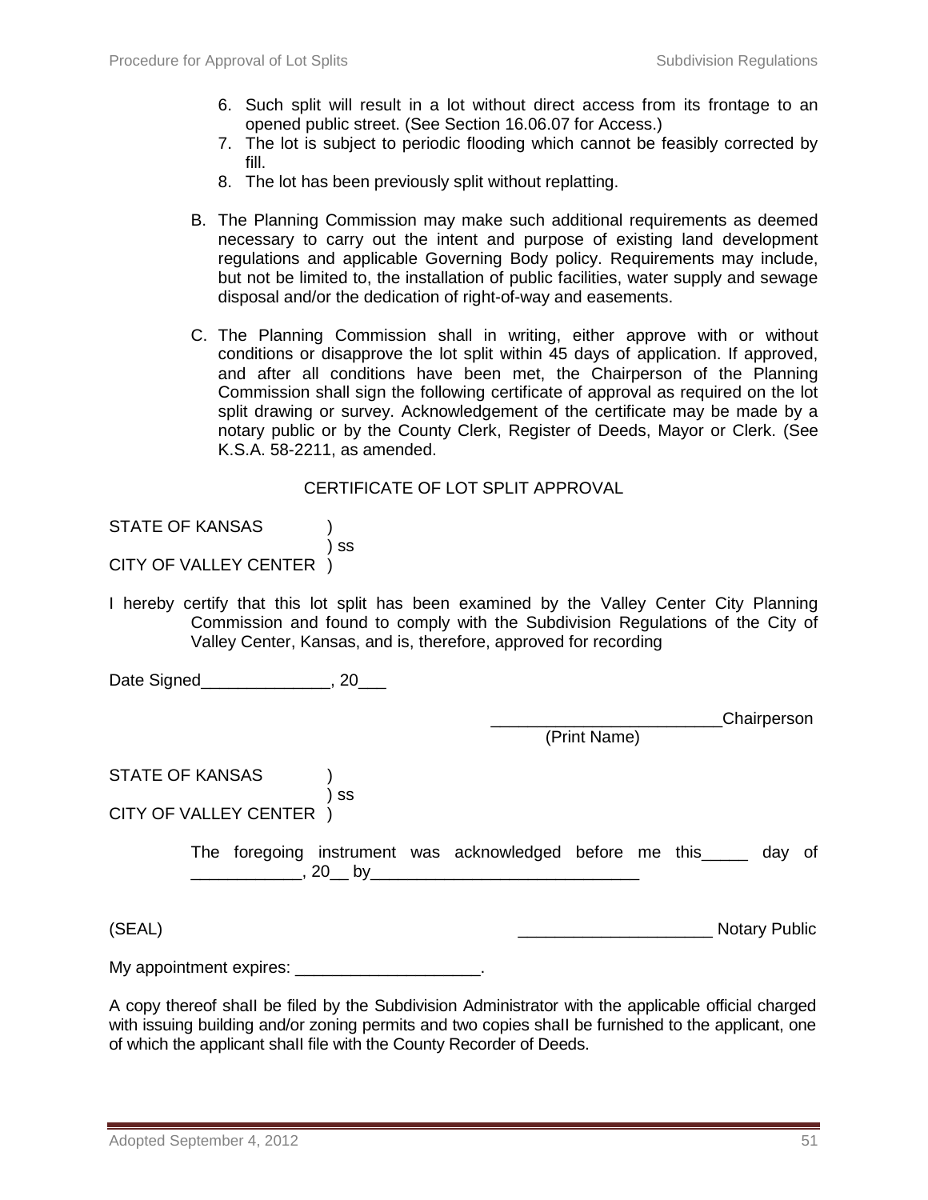6. Such split will result in a lot without direct access from its frontage to an opened public street. (See Section 16.06.07 for Access.)
7. The lot is subject to periodic flooding which cannot be feasibly corrected by fill.
8. The lot has been previously split without replatting.

B. The Planning Commission may make such additional requirements as deemed necessary to carry out the intent and purpose of existing land development regulations and applicable Governing Body policy. Requirements may include, but not be limited to, the installation of public facilities, water supply and sewage disposal and/or the dedication of right-of-way and easements.

C. The Planning Commission shall in writing, either approve with or without conditions or disapprove the lot split within 45 days of application. If approved, and after all conditions have been met, the Chairperson of the Planning Commission shall sign the following certificate of approval as required on the lot split drawing or survey. Acknowledgement of the certificate may be made by a notary public or by the County Clerk, Register of Deeds, Mayor or Clerk. (See K.S.A. 58-2211, as amended.

CERTIFICATE OF LOT SPLIT APPROVAL

STATE OF KANSAS )
) ss
CITY OF VALLEY CENTER )

I hereby certify that this lot split has been examined by the Valley Center City Planning Commission and found to comply with the Subdivision Regulations of the City of Valley Center, Kansas, and is, therefore, approved for recording

Date Signed______________, 20___

_________________________Chairperson
(Print Name)

STATE OF KANSAS )
) ss
CITY OF VALLEY CENTER )

The foregoing instrument was acknowledged before me this_____ day of ____________, 20__ by_____________________________

(SEAL) _____________________ Notary Public

My appointment expires: ____________________.

A copy thereof shall be filed by the Subdivision Administrator with the applicable official charged with issuing building and/or zoning permits and two copies shall be furnished to the applicant, one of which the applicant shall file with the County Recorder of Deeds.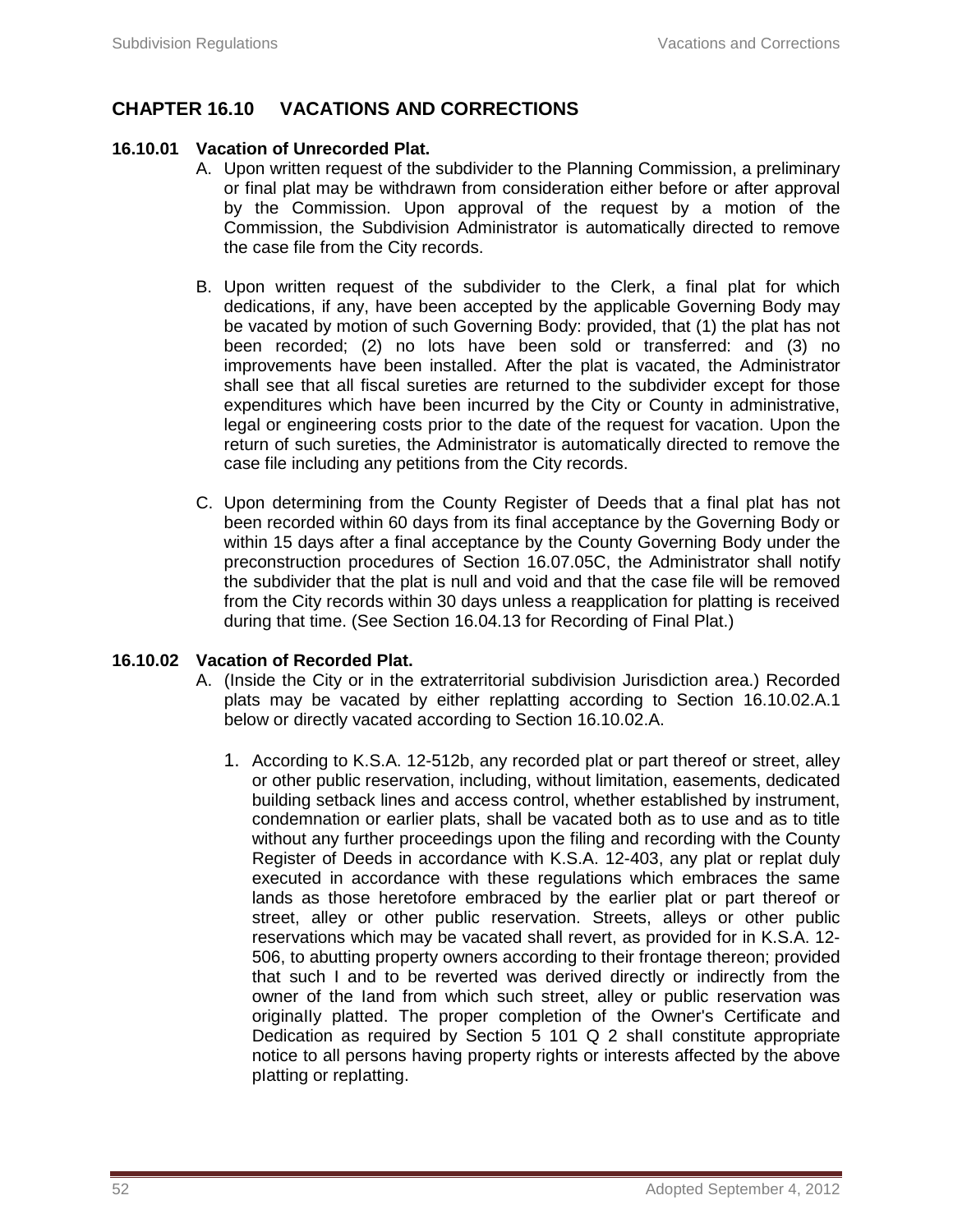## CHAPTER 16.10 VACATIONS AND CORRECTIONS

### 16.10.01 Vacation of Unrecorded Plat.

A. Upon written request of the subdivider to the Planning Commission, a preliminary or final plat may be withdrawn from consideration either before or after approval by the Commission. Upon approval of the request by a motion of the Commission, the Subdivision Administrator is automatically directed to remove the case file from the City records.

B. Upon written request of the subdivider to the Clerk, a final plat for which dedications, if any, have been accepted by the applicable Governing Body may be vacated by motion of such Governing Body: provided, that (1) the plat has not been recorded; (2) no lots have been sold or transferred: and (3) no improvements have been installed. After the plat is vacated, the Administrator shall see that all fiscal sureties are returned to the subdivider except for those expenditures which have been incurred by the City or County in administrative, legal or engineering costs prior to the date of the request for vacation. Upon the return of such sureties, the Administrator is automatically directed to remove the case file including any petitions from the City records.

C. Upon determining from the County Register of Deeds that a final plat has not been recorded within 60 days from its final acceptance by the Governing Body or within 15 days after a final acceptance by the County Governing Body under the preconstruction procedures of Section 16.07.05C, the Administrator shall notify the subdivider that the plat is null and void and that the case file will be removed from the City records within 30 days unless a reapplication for platting is received during that time. (See Section 16.04.13 for Recording of Final Plat.)

### 16.10.02 Vacation of Recorded Plat.

A. (Inside the City or in the extraterritorial subdivision Jurisdiction area.) Recorded plats may be vacated by either replatting according to Section 16.10.02.A.1 below or directly vacated according to Section 16.10.02.A.

1. According to K.S.A. 12-512b, any recorded plat or part thereof or street, alley or other public reservation, including, without limitation, easements, dedicated building setback lines and access control, whether established by instrument, condemnation or earlier plats, shall be vacated both as to use and as to title without any further proceedings upon the filing and recording with the County Register of Deeds in accordance with K.S.A. 12-403, any plat or replat duly executed in accordance with these regulations which embraces the same lands as those heretofore embraced by the earlier plat or part thereof or street, alley or other public reservation. Streets, alleys or other public reservations which may be vacated shall revert, as provided for in K.S.A. 12-506, to abutting property owners according to their frontage thereon; provided that such I and to be reverted was derived directly or indirectly from the owner of the Iand from which such street, alley or public reservation was originally platted. The proper completion of the Owner's Certificate and Dedication as required by Section 5 101 Q 2 shall constitute appropriate notice to all persons having property rights or interests affected by the above platting or replatting.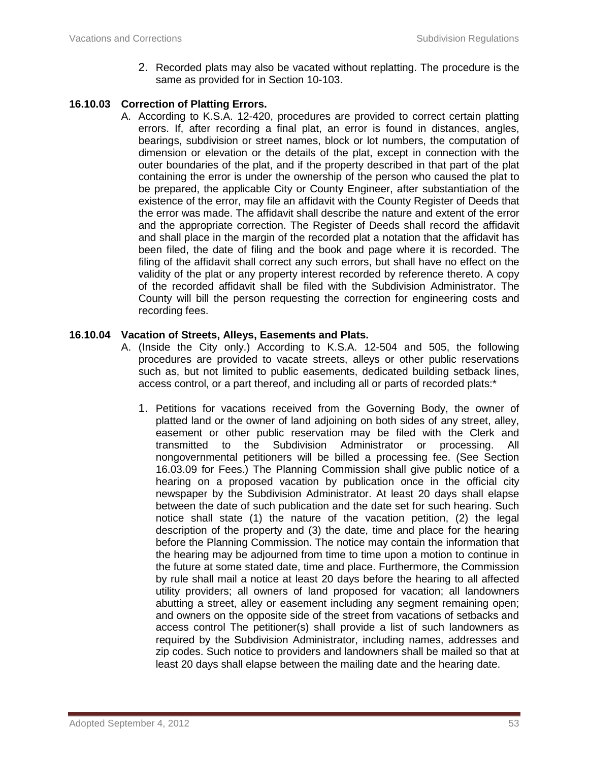2. Recorded plats may also be vacated without replatting. The procedure is the same as provided for in Section 10-103.

### 16.10.03 Correction of Platting Errors.

A. According to K.S.A. 12-420, procedures are provided to correct certain platting errors. If, after recording a final plat, an error is found in distances, angles, bearings, subdivision or street names, block or lot numbers, the computation of dimension or elevation or the details of the plat, except in connection with the outer boundaries of the plat, and if the property described in that part of the plat containing the error is under the ownership of the person who caused the plat to be prepared, the applicable City or County Engineer, after substantiation of the existence of the error, may file an affidavit with the County Register of Deeds that the error was made. The affidavit shall describe the nature and extent of the error and the appropriate correction. The Register of Deeds shall record the affidavit and shall place in the margin of the recorded plat a notation that the affidavit has been filed, the date of filing and the book and page where it is recorded. The filing of the affidavit shall correct any such errors, but shall have no effect on the validity of the plat or any property interest recorded by reference thereto. A copy of the recorded affidavit shall be filed with the Subdivision Administrator. The County will bill the person requesting the correction for engineering costs and recording fees.

### 16.10.04 Vacation of Streets, Alleys, Easements and Plats.

A. (Inside the City only.) According to K.S.A. 12-504 and 505, the following procedures are provided to vacate streets, alleys or other public reservations such as, but not limited to public easements, dedicated building setback lines, access control, or a part thereof, and including all or parts of recorded plats:*

   1. Petitions for vacations received from the Governing Body, the owner of platted land or the owner of land adjoining on both sides of any street, alley, easement or other public reservation may be filed with the Clerk and transmitted to the Subdivision Administrator or processing. All nongovernmental petitioners will be billed a processing fee. (See Section 16.03.09 for Fees.) The Planning Commission shall give public notice of a hearing on a proposed vacation by publication once in the official city newspaper by the Subdivision Administrator. At least 20 days shall elapse between the date of such publication and the date set for such hearing. Such notice shall state (1) the nature of the vacation petition, (2) the legal description of the property and (3) the date, time and place for the hearing before the Planning Commission. The notice may contain the information that the hearing may be adjourned from time to time upon a motion to continue in the future at some stated date, time and place. Furthermore, the Commission by rule shall mail a notice at least 20 days before the hearing to all affected utility providers; all owners of land proposed for vacation; all landowners abutting a street, alley or easement including any segment remaining open; and owners on the opposite side of the street from vacations of setbacks and access control The petitioner(s) shall provide a list of such landowners as required by the Subdivision Administrator, including names, addresses and zip codes. Such notice to providers and landowners shall be mailed so that at least 20 days shall elapse between the mailing date and the hearing date.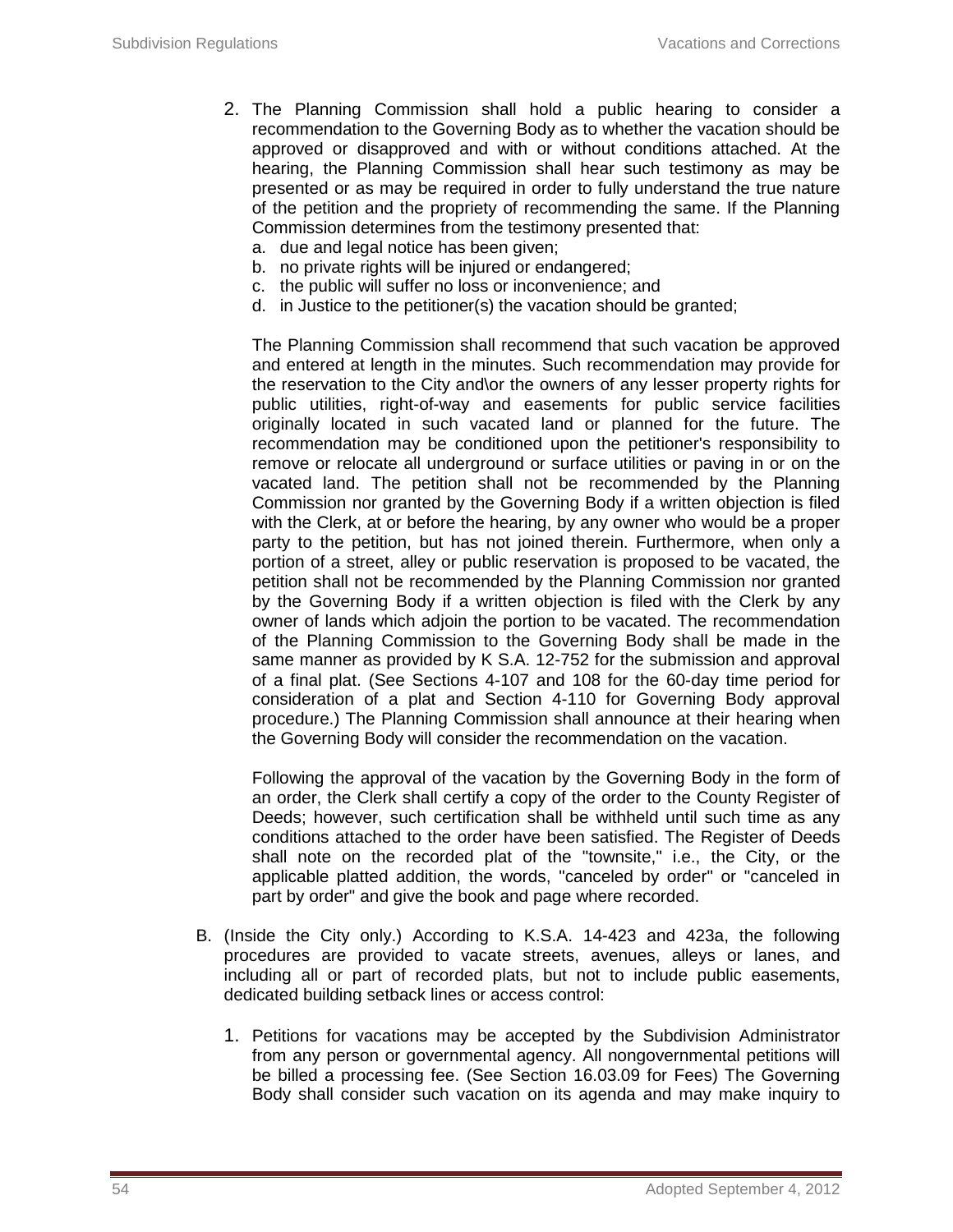2. The Planning Commission shall hold a public hearing to consider a recommendation to the Governing Body as to whether the vacation should be approved or disapproved and with or without conditions attached. At the hearing, the Planning Commission shall hear such testimony as may be presented or as may be required in order to fully understand the true nature of the petition and the propriety of recommending the same. If the Planning Commission determines from the testimony presented that:
   a. due and legal notice has been given;
   b. no private rights will be injured or endangered;
   c. the public will suffer no loss or inconvenience; and
   d. in Justice to the petitioner(s) the vacation should be granted;

   The Planning Commission shall recommend that such vacation be approved and entered at length in the minutes. Such recommendation may provide for the reservation to the City and\or the owners of any lesser property rights for public utilities, right-of-way and easements for public service facilities originally located in such vacated land or planned for the future. The recommendation may be conditioned upon the petitioner's responsibility to remove or relocate all underground or surface utilities or paving in or on the vacated land. The petition shall not be recommended by the Planning Commission nor granted by the Governing Body if a written objection is filed with the Clerk, at or before the hearing, by any owner who would be a proper party to the petition, but has not joined therein. Furthermore, when only a portion of a street, alley or public reservation is proposed to be vacated, the petition shall not be recommended by the Planning Commission nor granted by the Governing Body if a written objection is filed with the Clerk by any owner of lands which adjoin the portion to be vacated. The recommendation of the Planning Commission to the Governing Body shall be made in the same manner as provided by K S.A. 12-752 for the submission and approval of a final plat. (See Sections 4-107 and 108 for the 60-day time period for consideration of a plat and Section 4-110 for Governing Body approval procedure.) The Planning Commission shall announce at their hearing when the Governing Body will consider the recommendation on the vacation.

   Following the approval of the vacation by the Governing Body in the form of an order, the Clerk shall certify a copy of the order to the County Register of Deeds; however, such certification shall be withheld until such time as any conditions attached to the order have been satisfied. The Register of Deeds shall note on the recorded plat of the "townsite," i.e., the City, or the applicable platted addition, the words, "canceled by order" or "canceled in part by order" and give the book and page where recorded.

B. (Inside the City only.) According to K.S.A. 14-423 and 423a, the following procedures are provided to vacate streets, avenues, alleys or lanes, and including all or part of recorded plats, but not to include public easements, dedicated building setback lines or access control:

   1. Petitions for vacations may be accepted by the Subdivision Administrator from any person or governmental agency. All nongovernmental petitions will be billed a processing fee. (See Section 16.03.09 for Fees) The Governing Body shall consider such vacation on its agenda and may make inquiry to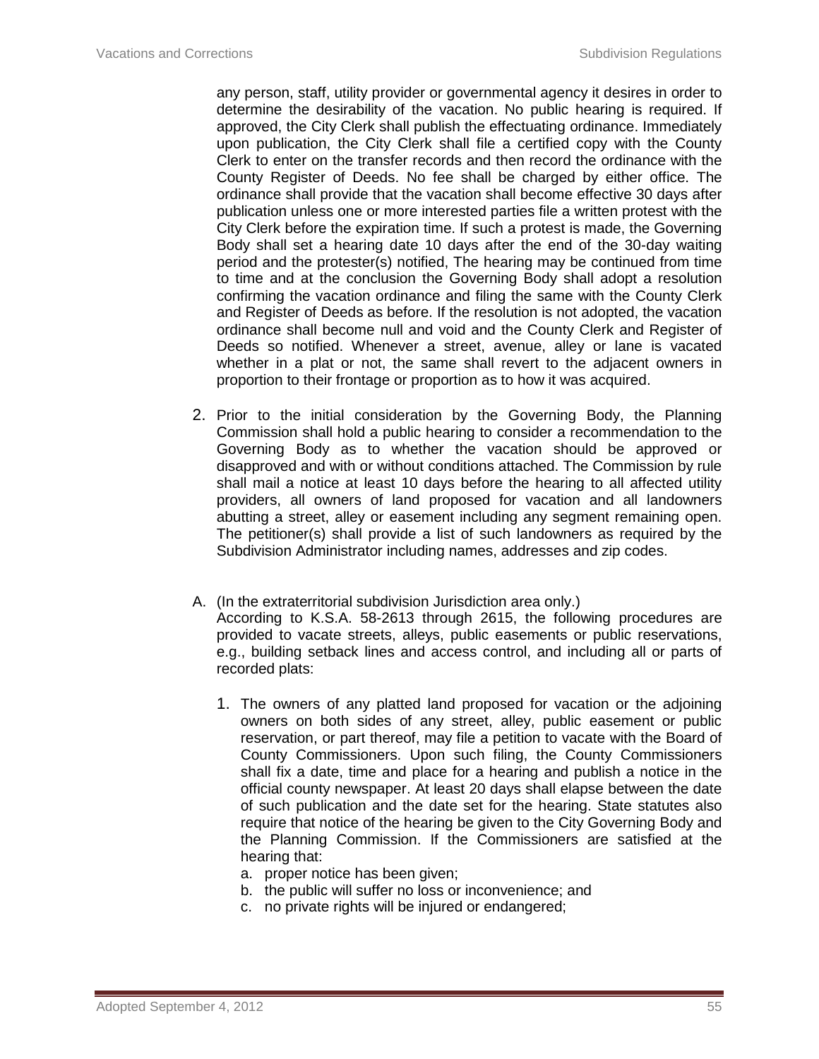any person, staff, utility provider or governmental agency it desires in order to determine the desirability of the vacation. No public hearing is required. If approved, the City Clerk shall publish the effectuating ordinance. Immediately upon publication, the City Clerk shall file a certified copy with the County Clerk to enter on the transfer records and then record the ordinance with the County Register of Deeds. No fee shall be charged by either office. The ordinance shall provide that the vacation shall become effective 30 days after publication unless one or more interested parties file a written protest with the City Clerk before the expiration time. If such a protest is made, the Governing Body shall set a hearing date 10 days after the end of the 30-day waiting period and the protester(s) notified, The hearing may be continued from time to time and at the conclusion the Governing Body shall adopt a resolution confirming the vacation ordinance and filing the same with the County Clerk and Register of Deeds as before. If the resolution is not adopted, the vacation ordinance shall become null and void and the County Clerk and Register of Deeds so notified. Whenever a street, avenue, alley or lane is vacated whether in a plat or not, the same shall revert to the adjacent owners in proportion to their frontage or proportion as to how it was acquired.

2. Prior to the initial consideration by the Governing Body, the Planning Commission shall hold a public hearing to consider a recommendation to the Governing Body as to whether the vacation should be approved or disapproved and with or without conditions attached. The Commission by rule shall mail a notice at least 10 days before the hearing to all affected utility providers, all owners of land proposed for vacation and all landowners abutting a street, alley or easement including any segment remaining open. The petitioner(s) shall provide a list of such landowners as required by the Subdivision Administrator including names, addresses and zip codes.

A. (In the extraterritorial subdivision Jurisdiction area only.)
According to K.S.A. 58-2613 through 2615, the following procedures are provided to vacate streets, alleys, public easements or public reservations, e.g., building setback lines and access control, and including all or parts of recorded plats:

   1. The owners of any platted land proposed for vacation or the adjoining owners on both sides of any street, alley, public easement or public reservation, or part thereof, may file a petition to vacate with the Board of County Commissioners. Upon such filing, the County Commissioners shall fix a date, time and place for a hearing and publish a notice in the official county newspaper. At least 20 days shall elapse between the date of such publication and the date set for the hearing. State statutes also require that notice of the hearing be given to the City Governing Body and the Planning Commission. If the Commissioners are satisfied at the hearing that:
      a. proper notice has been given;
      b. the public will suffer no loss or inconvenience; and
      c. no private rights will be injured or endangered;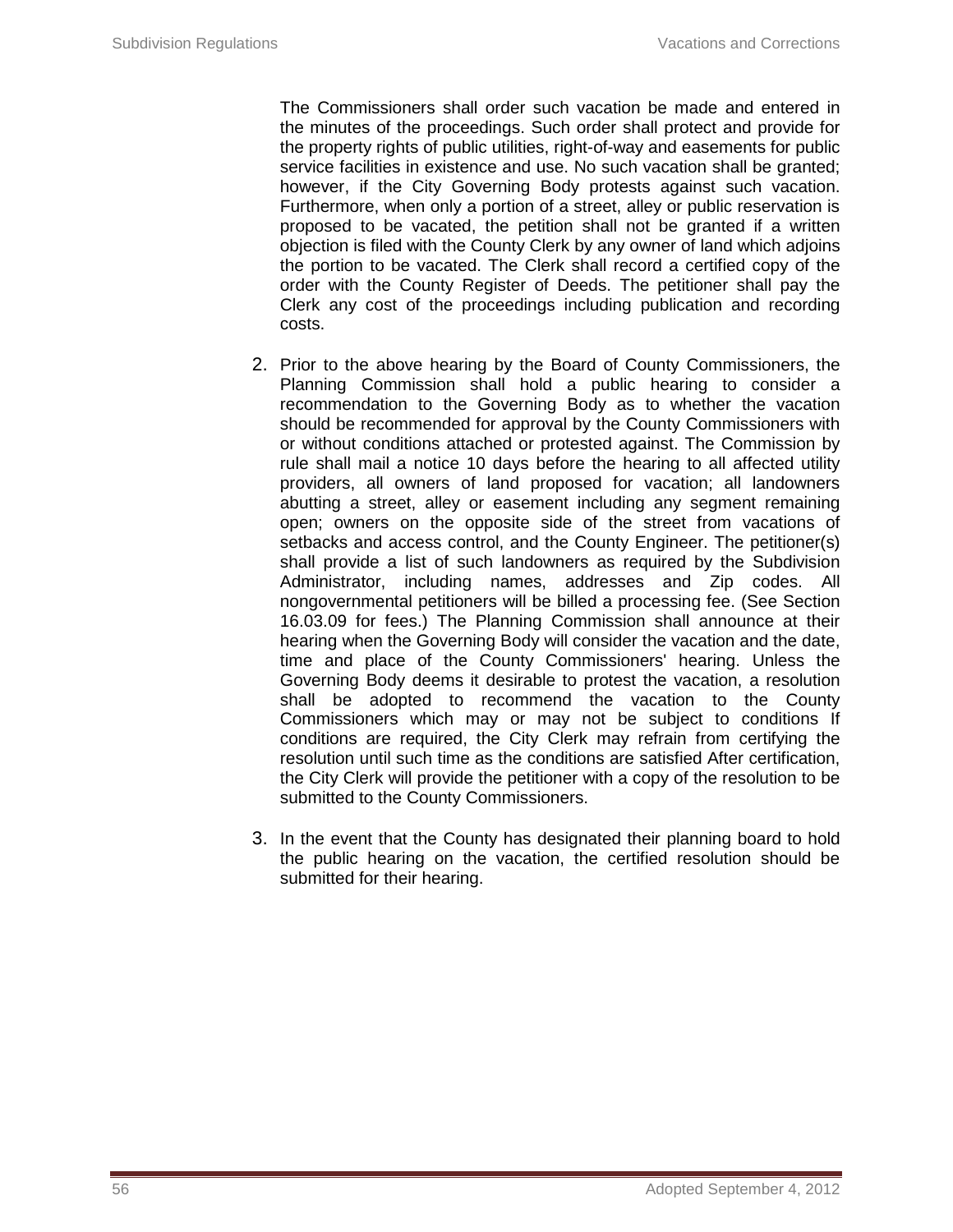The Commissioners shall order such vacation be made and entered in the minutes of the proceedings. Such order shall protect and provide for the property rights of public utilities, right-of-way and easements for public service facilities in existence and use. No such vacation shall be granted; however, if the City Governing Body protests against such vacation. Furthermore, when only a portion of a street, alley or public reservation is proposed to be vacated, the petition shall not be granted if a written objection is filed with the County Clerk by any owner of land which adjoins the portion to be vacated. The Clerk shall record a certified copy of the order with the County Register of Deeds. The petitioner shall pay the Clerk any cost of the proceedings including publication and recording costs.

2. Prior to the above hearing by the Board of County Commissioners, the Planning Commission shall hold a public hearing to consider a recommendation to the Governing Body as to whether the vacation should be recommended for approval by the County Commissioners with or without conditions attached or protested against. The Commission by rule shall mail a notice 10 days before the hearing to all affected utility providers, all owners of land proposed for vacation; all landowners abutting a street, alley or easement including any segment remaining open; owners on the opposite side of the street from vacations of setbacks and access control, and the County Engineer. The petitioner(s) shall provide a list of such landowners as required by the Subdivision Administrator, including names, addresses and Zip codes. All nongovernmental petitioners will be billed a processing fee. (See Section 16.03.09 for fees.) The Planning Commission shall announce at their hearing when the Governing Body will consider the vacation and the date, time and place of the County Commissioners' hearing. Unless the Governing Body deems it desirable to protest the vacation, a resolution shall be adopted to recommend the vacation to the County Commissioners which may or may not be subject to conditions If conditions are required, the City Clerk may refrain from certifying the resolution until such time as the conditions are satisfied After certification, the City Clerk will provide the petitioner with a copy of the resolution to be submitted to the County Commissioners.

3. In the event that the County has designated their planning board to hold the public hearing on the vacation, the certified resolution should be submitted for their hearing.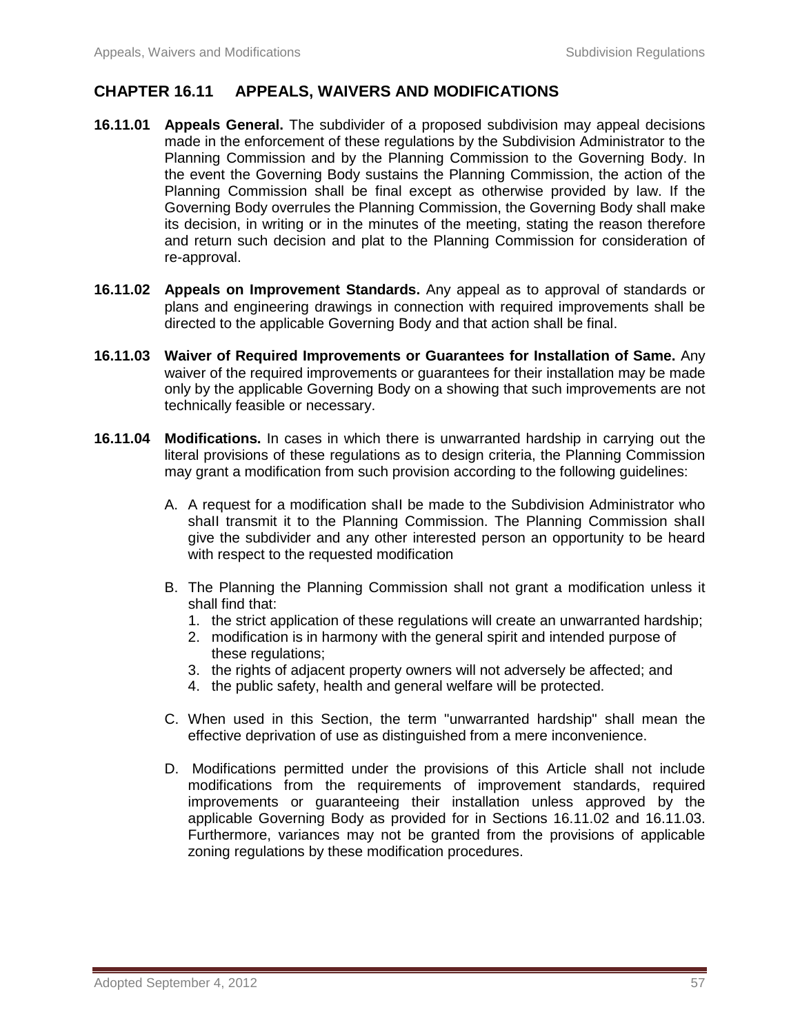## CHAPTER 16.11 APPEALS, WAIVERS AND MODIFICATIONS

**16.11.01 Appeals General.** The subdivider of a proposed subdivision may appeal decisions made in the enforcement of these regulations by the Subdivision Administrator to the Planning Commission and by the Planning Commission to the Governing Body. In the event the Governing Body sustains the Planning Commission, the action of the Planning Commission shall be final except as otherwise provided by law. If the Governing Body overrules the Planning Commission, the Governing Body shall make its decision, in writing or in the minutes of the meeting, stating the reason therefore and return such decision and plat to the Planning Commission for consideration of re-approval.

**16.11.02 Appeals on Improvement Standards.** Any appeal as to approval of standards or plans and engineering drawings in connection with required improvements shall be directed to the applicable Governing Body and that action shall be final.

**16.11.03 Waiver of Required Improvements or Guarantees for Installation of Same.** Any waiver of the required improvements or guarantees for their installation may be made only by the applicable Governing Body on a showing that such improvements are not technically feasible or necessary.

**16.11.04 Modifications.** In cases in which there is unwarranted hardship in carrying out the literal provisions of these regulations as to design criteria, the Planning Commission may grant a modification from such provision according to the following guidelines:

A. A request for a modification shaIl be made to the Subdivision Administrator who shaIl transmit it to the Planning Commission. The Planning Commission shaIl give the subdivider and any other interested person an opportunity to be heard with respect to the requested modification

B. The Planning the Planning Commission shall not grant a modification unless it shall find that:
   1. the strict application of these regulations will create an unwarranted hardship;
   2. modification is in harmony with the general spirit and intended purpose of these regulations;
   3. the rights of adjacent property owners will not adversely be affected; and
   4. the public safety, health and general welfare will be protected.

C. When used in this Section, the term "unwarranted hardship" shall mean the effective deprivation of use as distinguished from a mere inconvenience.

D. Modifications permitted under the provisions of this Article shall not include modifications from the requirements of improvement standards, required improvements or guaranteeing their installation unless approved by the applicable Governing Body as provided for in Sections 16.11.02 and 16.11.03. Furthermore, variances may not be granted from the provisions of applicable zoning regulations by these modification procedures.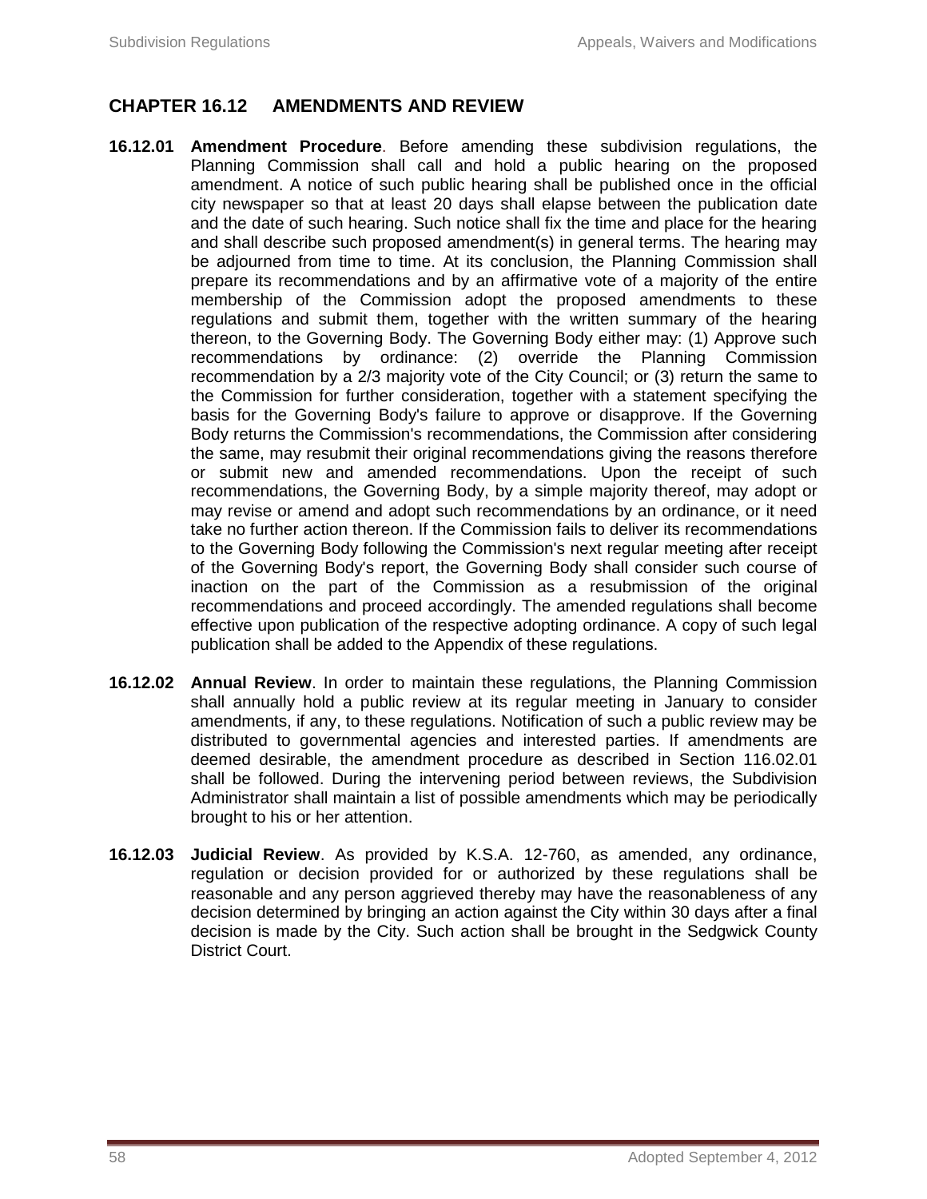## CHAPTER 16.12 AMENDMENTS AND REVIEW

**16.12.01 Amendment Procedure**. Before amending these subdivision regulations, the Planning Commission shall call and hold a public hearing on the proposed amendment. A notice of such public hearing shall be published once in the official city newspaper so that at least 20 days shall elapse between the publication date and the date of such hearing. Such notice shall fix the time and place for the hearing and shall describe such proposed amendment(s) in general terms. The hearing may be adjourned from time to time. At its conclusion, the Planning Commission shall prepare its recommendations and by an affirmative vote of a majority of the entire membership of the Commission adopt the proposed amendments to these regulations and submit them, together with the written summary of the hearing thereon, to the Governing Body. The Governing Body either may: (1) Approve such recommendations by ordinance: (2) override the Planning Commission recommendation by a 2/3 majority vote of the City Council; or (3) return the same to the Commission for further consideration, together with a statement specifying the basis for the Governing Body's failure to approve or disapprove. If the Governing Body returns the Commission's recommendations, the Commission after considering the same, may resubmit their original recommendations giving the reasons therefore or submit new and amended recommendations. Upon the receipt of such recommendations, the Governing Body, by a simple majority thereof, may adopt or may revise or amend and adopt such recommendations by an ordinance, or it need take no further action thereon. If the Commission fails to deliver its recommendations to the Governing Body following the Commission's next regular meeting after receipt of the Governing Body's report, the Governing Body shall consider such course of inaction on the part of the Commission as a resubmission of the original recommendations and proceed accordingly. The amended regulations shall become effective upon publication of the respective adopting ordinance. A copy of such legal publication shall be added to the Appendix of these regulations.

**16.12.02 Annual Review**. In order to maintain these regulations, the Planning Commission shall annually hold a public review at its regular meeting in January to consider amendments, if any, to these regulations. Notification of such a public review may be distributed to governmental agencies and interested parties. If amendments are deemed desirable, the amendment procedure as described in Section 116.02.01 shall be followed. During the intervening period between reviews, the Subdivision Administrator shall maintain a list of possible amendments which may be periodically brought to his or her attention.

**16.12.03 Judicial Review**. As provided by K.S.A. 12-760, as amended, any ordinance, regulation or decision provided for or authorized by these regulations shall be reasonable and any person aggrieved thereby may have the reasonableness of any decision determined by bringing an action against the City within 30 days after a final decision is made by the City. Such action shall be brought in the Sedgwick County District Court.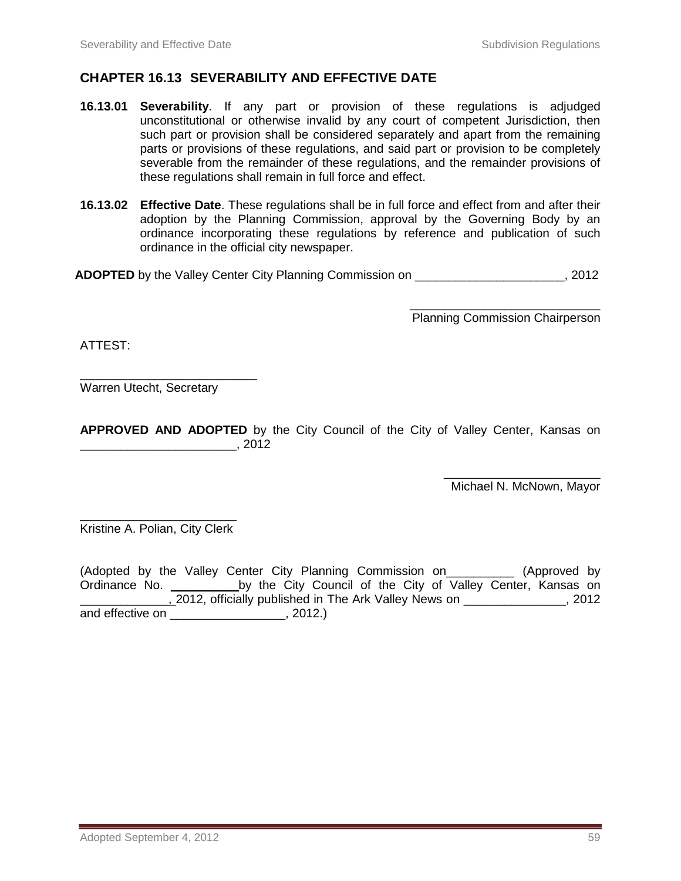## CHAPTER 16.13 SEVERABILITY AND EFFECTIVE DATE

**16.13.01 Severability**. If any part or provision of these regulations is adjudged unconstitutional or otherwise invalid by any court of competent Jurisdiction, then such part or provision shall be considered separately and apart from the remaining parts or provisions of these regulations, and said part or provision to be completely severable from the remainder of these regulations, and the remainder provisions of these regulations shall remain in full force and effect.

**16.13.02 Effective Date**. These regulations shall be in full force and effect from and after their adoption by the Planning Commission, approval by the Governing Body by an ordinance incorporating these regulations by reference and publication of such ordinance in the official city newspaper.

**ADOPTED** by the Valley Center City Planning Commission on ______________________, 2012

____________________________
Planning Commission Chairperson

ATTEST:

__________________________
Warren Utecht, Secretary

**APPROVED AND ADOPTED** by the City Council of the City of Valley Center, Kansas on ________________________, 2012

________________________
Michael N. McNown, Mayor

________________________
Kristine A. Polian, City Clerk

(Adopted by the Valley Center City Planning Commission on__________ (Approved by Ordinance No. __________by the City Council of the City of Valley Center, Kansas on _____________, 2012, officially published in The Ark Valley News on _______________, 2012 and effective on _________________, 2012.)